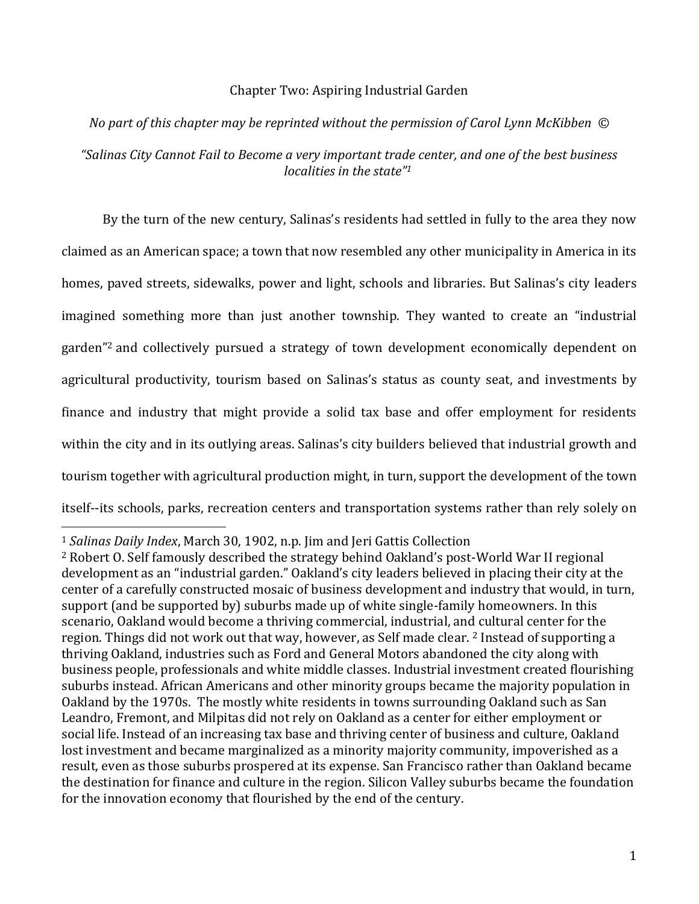# Chapter Two: Aspiring Industrial Garden

*No part of this chapter may be reprinted without the permission of Carol Lynn McKibben ©*

*"Salinas City Cannot Fail to Become a very important trade center, and one of the best business localities in the state"*[1]

By the turn of the new century, Salinas's residents had settled in fully to the area they now claimed as an American space; a town that now resembled any other municipality in America in its homes, paved streets, sidewalks, power and light, schools and libraries. But Salinas's city leaders imagined something more than just another township. They wanted to create an "industrial garden"[2] and collectively pursued a strategy of town development economically dependent on agricultural productivity, tourism based on Salinas's status as county seat, and investments by finance and industry that might provide a solid tax base and offer employment for residents within the city and in its outlying areas. Salinas's city builders believed that industrial growth and tourism together with agricultural production might, in turn, support the development of the town itself--its schools, parks, recreation centers and transportation systems rather than rely solely on

---

[1] *Salinas Daily Index*, March 30, 1902, n.p. Jim and Jeri Gattis Collection

[2] Robert O. Self famously described the strategy behind Oakland's post-World War II regional development as an "industrial garden." Oakland's city leaders believed in placing their city at the center of a carefully constructed mosaic of business development and industry that would, in turn, support (and be supported by) suburbs made up of white single-family homeowners. In this scenario, Oakland would become a thriving commercial, industrial, and cultural center for the region. Things did not work out that way, however, as Self made clear. [2] Instead of supporting a thriving Oakland, industries such as Ford and General Motors abandoned the city along with business people, professionals and white middle classes. Industrial investment created flourishing suburbs instead. African Americans and other minority groups became the majority population in Oakland by the 1970s. The mostly white residents in towns surrounding Oakland such as San Leandro, Fremont, and Milpitas did not rely on Oakland as a center for either employment or social life. Instead of an increasing tax base and thriving center of business and culture, Oakland lost investment and became marginalized as a minority majority community, impoverished as a result, even as those suburbs prospered at its expense. San Francisco rather than Oakland became the destination for finance and culture in the region. Silicon Valley suburbs became the foundation for the innovation economy that flourished by the end of the century.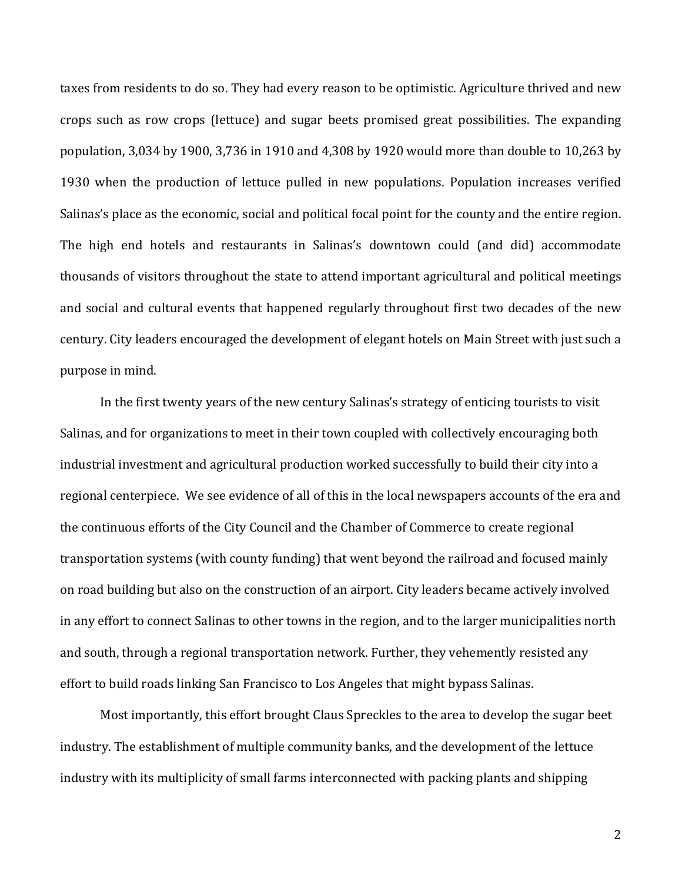taxes from residents to do so. They had every reason to be optimistic. Agriculture thrived and new crops such as row crops (lettuce) and sugar beets promised great possibilities. The expanding population, 3,034 by 1900, 3,736 in 1910 and 4,308 by 1920 would more than double to 10,263 by 1930 when the production of lettuce pulled in new populations. Population increases verified Salinas's place as the economic, social and political focal point for the county and the entire region. The high end hotels and restaurants in Salinas's downtown could (and did) accommodate thousands of visitors throughout the state to attend important agricultural and political meetings and social and cultural events that happened regularly throughout first two decades of the new century. City leaders encouraged the development of elegant hotels on Main Street with just such a purpose in mind.

In the first twenty years of the new century Salinas's strategy of enticing tourists to visit Salinas, and for organizations to meet in their town coupled with collectively encouraging both industrial investment and agricultural production worked successfully to build their city into a regional centerpiece. We see evidence of all of this in the local newspapers accounts of the era and the continuous efforts of the City Council and the Chamber of Commerce to create regional transportation systems (with county funding) that went beyond the railroad and focused mainly on road building but also on the construction of an airport. City leaders became actively involved in any effort to connect Salinas to other towns in the region, and to the larger municipalities north and south, through a regional transportation network. Further, they vehemently resisted any effort to build roads linking San Francisco to Los Angeles that might bypass Salinas.

Most importantly, this effort brought Claus Spreckles to the area to develop the sugar beet industry. The establishment of multiple community banks, and the development of the lettuce industry with its multiplicity of small farms interconnected with packing plants and shipping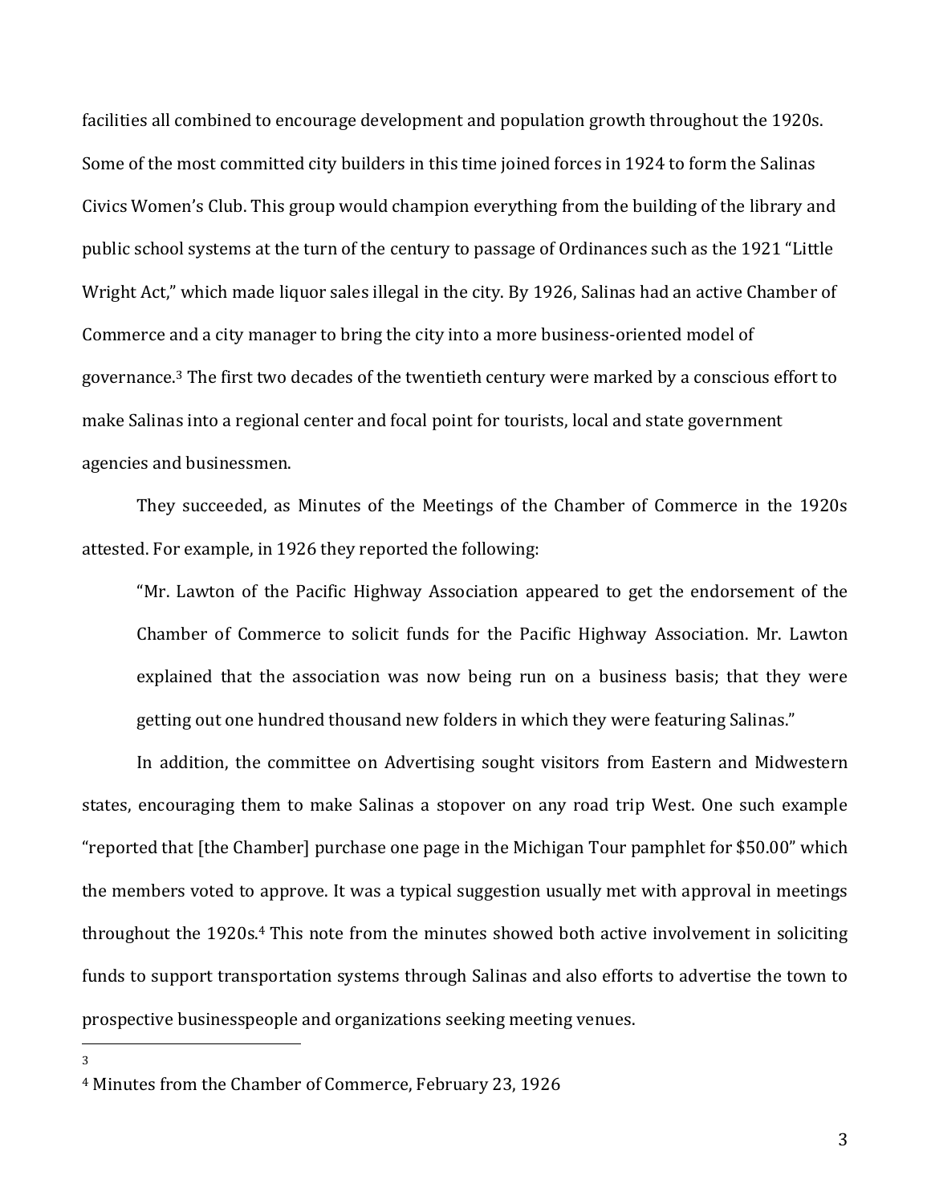facilities all combined to encourage development and population growth throughout the 1920s. Some of the most committed city builders in this time joined forces in 1924 to form the Salinas Civics Women's Club. This group would champion everything from the building of the library and public school systems at the turn of the century to passage of Ordinances such as the 1921 "Little Wright Act," which made liquor sales illegal in the city. By 1926, Salinas had an active Chamber of Commerce and a city manager to bring the city into a more business-oriented model of governance.[3] The first two decades of the twentieth century were marked by a conscious effort to make Salinas into a regional center and focal point for tourists, local and state government agencies and businessmen.

They succeeded, as Minutes of the Meetings of the Chamber of Commerce in the 1920s attested. For example, in 1926 they reported the following:

> "Mr. Lawton of the Pacific Highway Association appeared to get the endorsement of the Chamber of Commerce to solicit funds for the Pacific Highway Association. Mr. Lawton explained that the association was now being run on a business basis; that they were getting out one hundred thousand new folders in which they were featuring Salinas."

In addition, the committee on Advertising sought visitors from Eastern and Midwestern states, encouraging them to make Salinas a stopover on any road trip West. One such example "reported that [the Chamber] purchase one page in the Michigan Tour pamphlet for $50.00" which the members voted to approve. It was a typical suggestion usually met with approval in meetings throughout the 1920s.[4] This note from the minutes showed both active involvement in soliciting funds to support transportation systems through Salinas and also efforts to advertise the town to prospective businesspeople and organizations seeking meeting venues.

---

[3]

[4] Minutes from the Chamber of Commerce, February 23, 1926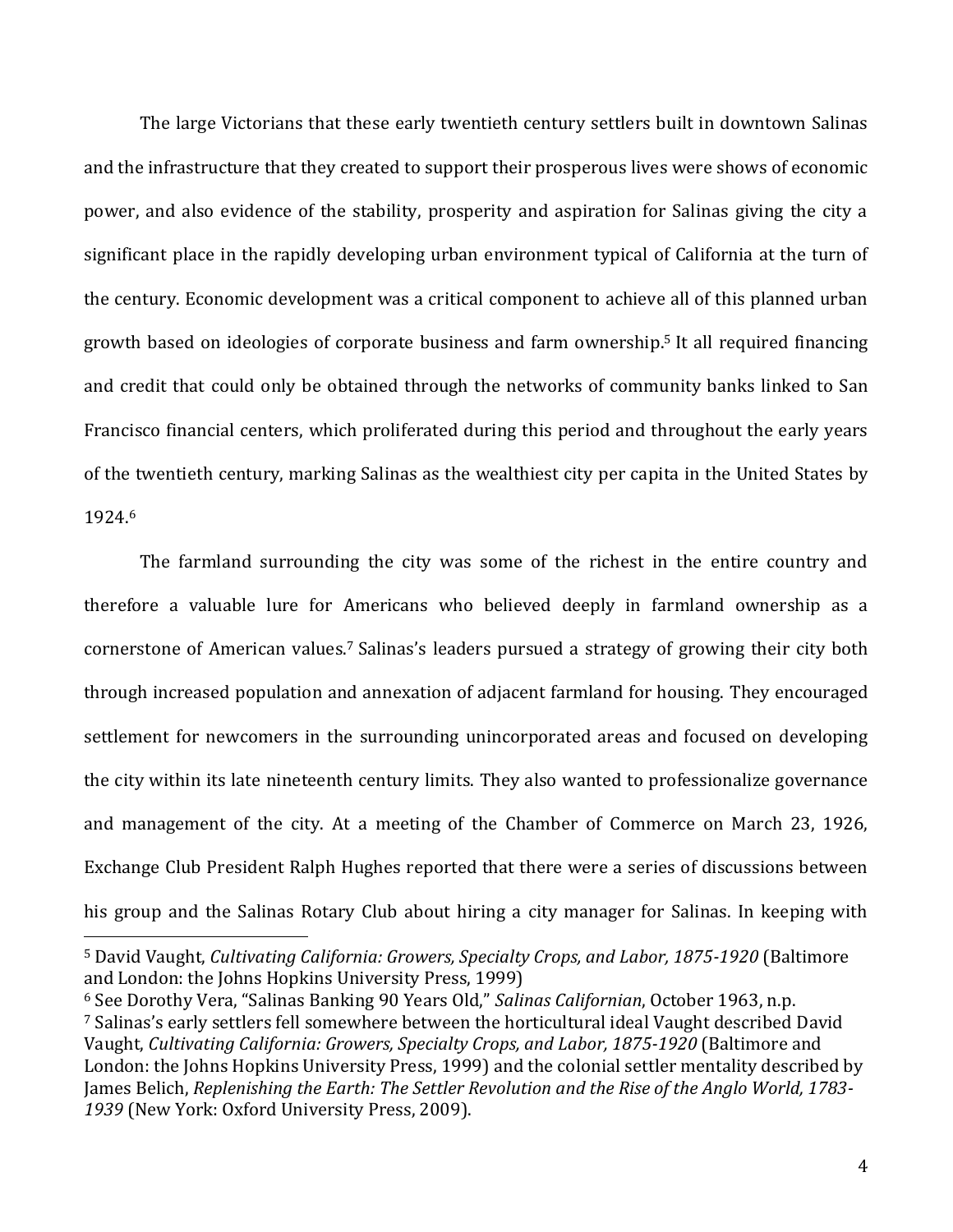The large Victorians that these early twentieth century settlers built in downtown Salinas and the infrastructure that they created to support their prosperous lives were shows of economic power, and also evidence of the stability, prosperity and aspiration for Salinas giving the city a significant place in the rapidly developing urban environment typical of California at the turn of the century. Economic development was a critical component to achieve all of this planned urban growth based on ideologies of corporate business and farm ownership.[5] It all required financing and credit that could only be obtained through the networks of community banks linked to San Francisco financial centers, which proliferated during this period and throughout the early years of the twentieth century, marking Salinas as the wealthiest city per capita in the United States by 1924.[6]

The farmland surrounding the city was some of the richest in the entire country and therefore a valuable lure for Americans who believed deeply in farmland ownership as a cornerstone of American values.[7] Salinas's leaders pursued a strategy of growing their city both through increased population and annexation of adjacent farmland for housing. They encouraged settlement for newcomers in the surrounding unincorporated areas and focused on developing the city within its late nineteenth century limits. They also wanted to professionalize governance and management of the city. At a meeting of the Chamber of Commerce on March 23, 1926, Exchange Club President Ralph Hughes reported that there were a series of discussions between his group and the Salinas Rotary Club about hiring a city manager for Salinas. In keeping with

---

[5] David Vaught, *Cultivating California: Growers, Specialty Crops, and Labor, 1875-1920* (Baltimore and London: the Johns Hopkins University Press, 1999)

[6] See Dorothy Vera, "Salinas Banking 90 Years Old," *Salinas Californian*, October 1963, n.p.

[7] Salinas's early settlers fell somewhere between the horticultural ideal Vaught described David Vaught, *Cultivating California: Growers, Specialty Crops, and Labor, 1875-1920* (Baltimore and London: the Johns Hopkins University Press, 1999) and the colonial settler mentality described by James Belich, *Replenishing the Earth: The Settler Revolution and the Rise of the Anglo World, 1783-1939* (New York: Oxford University Press, 2009).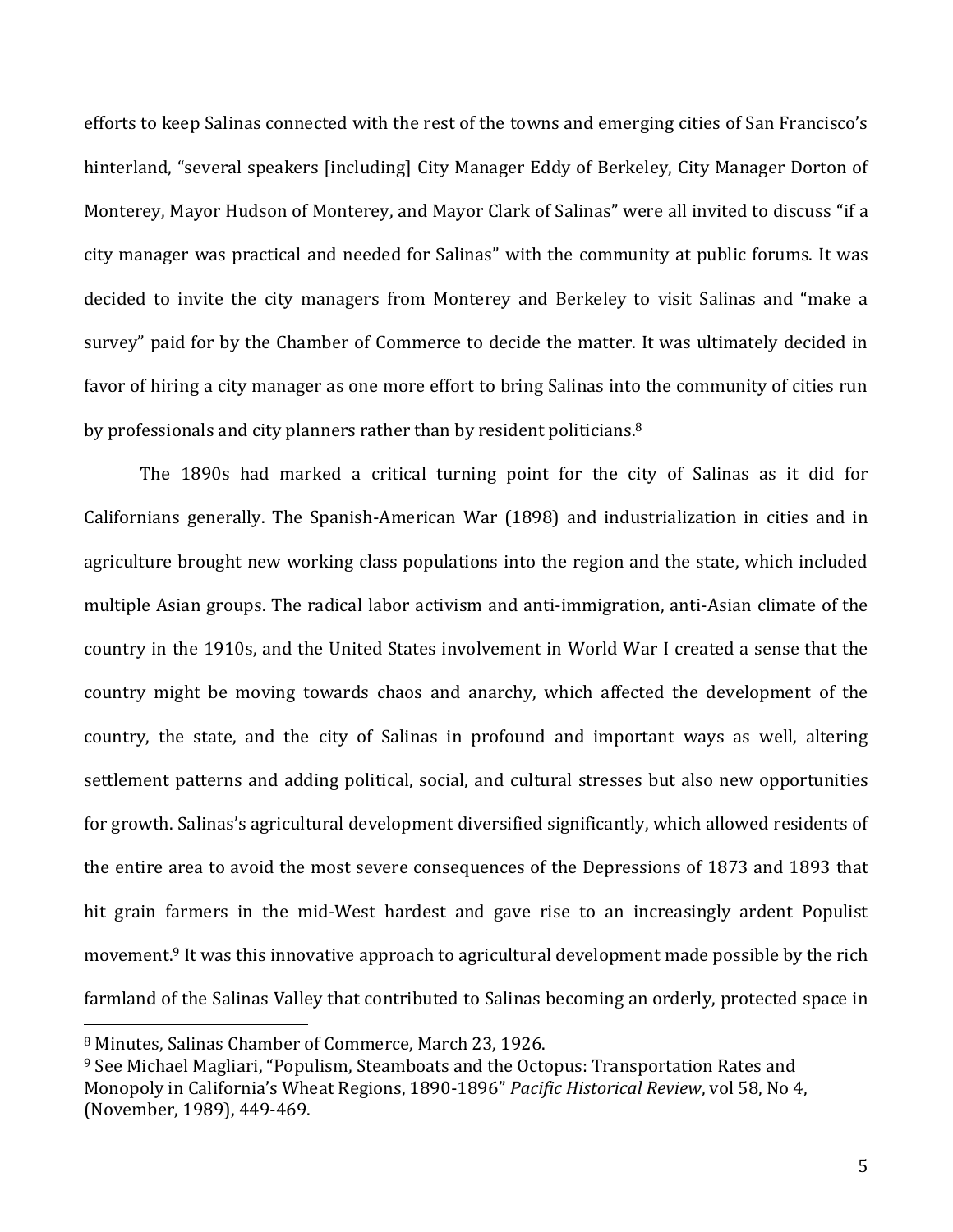efforts to keep Salinas connected with the rest of the towns and emerging cities of San Francisco's hinterland, "several speakers [including] City Manager Eddy of Berkeley, City Manager Dorton of Monterey, Mayor Hudson of Monterey, and Mayor Clark of Salinas" were all invited to discuss "if a city manager was practical and needed for Salinas" with the community at public forums. It was decided to invite the city managers from Monterey and Berkeley to visit Salinas and "make a survey" paid for by the Chamber of Commerce to decide the matter. It was ultimately decided in favor of hiring a city manager as one more effort to bring Salinas into the community of cities run by professionals and city planners rather than by resident politicians.[8]

The 1890s had marked a critical turning point for the city of Salinas as it did for Californians generally. The Spanish-American War (1898) and industrialization in cities and in agriculture brought new working class populations into the region and the state, which included multiple Asian groups. The radical labor activism and anti-immigration, anti-Asian climate of the country in the 1910s, and the United States involvement in World War I created a sense that the country might be moving towards chaos and anarchy, which affected the development of the country, the state, and the city of Salinas in profound and important ways as well, altering settlement patterns and adding political, social, and cultural stresses but also new opportunities for growth. Salinas's agricultural development diversified significantly, which allowed residents of the entire area to avoid the most severe consequences of the Depressions of 1873 and 1893 that hit grain farmers in the mid-West hardest and gave rise to an increasingly ardent Populist movement.[9] It was this innovative approach to agricultural development made possible by the rich farmland of the Salinas Valley that contributed to Salinas becoming an orderly, protected space in

---

[8] Minutes, Salinas Chamber of Commerce, March 23, 1926.

[9] See Michael Magliari, "Populism, Steamboats and the Octopus: Transportation Rates and Monopoly in California's Wheat Regions, 1890-1896" *Pacific Historical Review*, vol 58, No 4, (November, 1989), 449-469.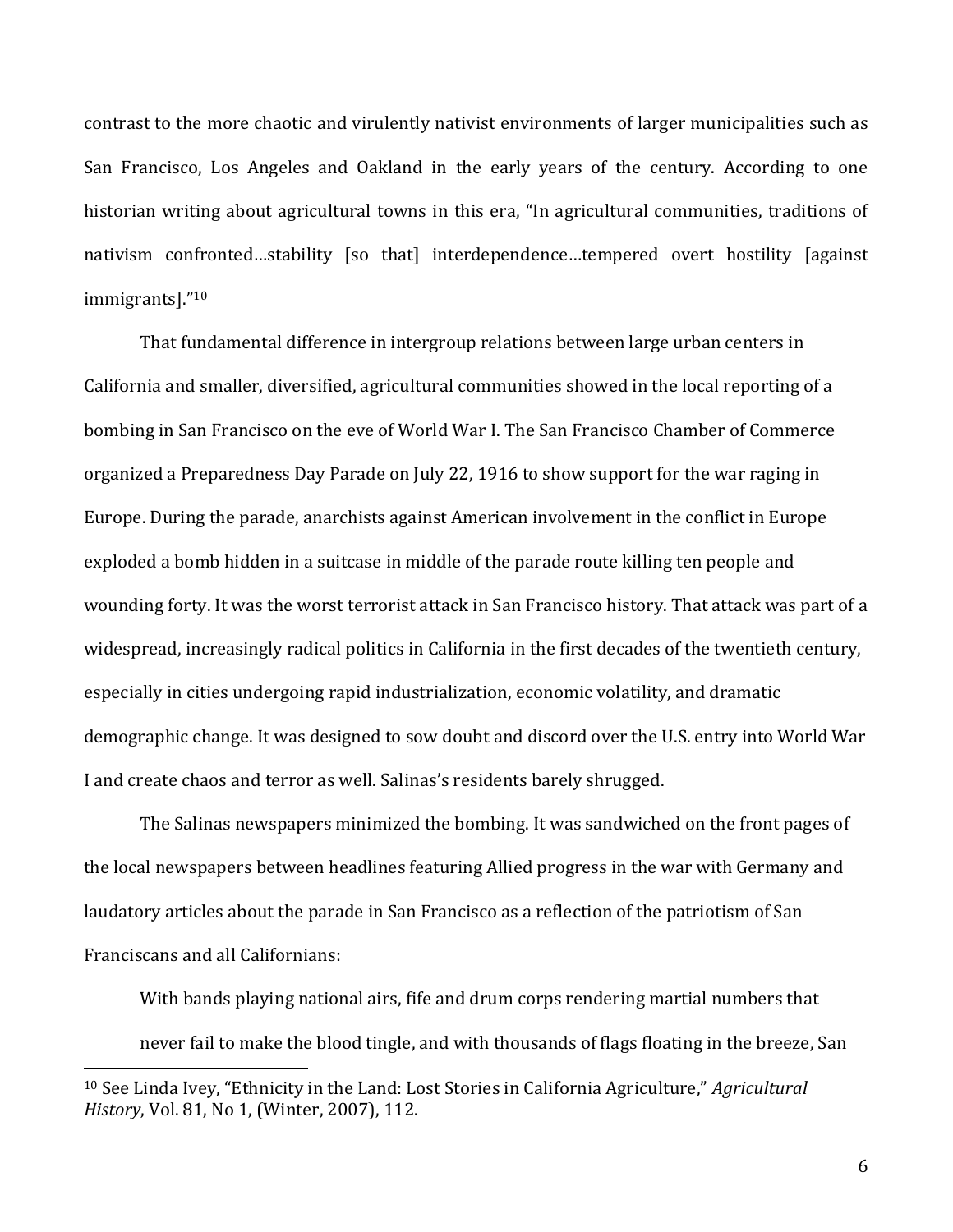contrast to the more chaotic and virulently nativist environments of larger municipalities such as San Francisco, Los Angeles and Oakland in the early years of the century. According to one historian writing about agricultural towns in this era, "In agricultural communities, traditions of nativism confronted…stability [so that] interdependence…tempered overt hostility [against immigrants]."[10]

That fundamental difference in intergroup relations between large urban centers in California and smaller, diversified, agricultural communities showed in the local reporting of a bombing in San Francisco on the eve of World War I. The San Francisco Chamber of Commerce organized a Preparedness Day Parade on July 22, 1916 to show support for the war raging in Europe. During the parade, anarchists against American involvement in the conflict in Europe exploded a bomb hidden in a suitcase in middle of the parade route killing ten people and wounding forty. It was the worst terrorist attack in San Francisco history. That attack was part of a widespread, increasingly radical politics in California in the first decades of the twentieth century, especially in cities undergoing rapid industrialization, economic volatility, and dramatic demographic change. It was designed to sow doubt and discord over the U.S. entry into World War I and create chaos and terror as well. Salinas's residents barely shrugged.

The Salinas newspapers minimized the bombing. It was sandwiched on the front pages of the local newspapers between headlines featuring Allied progress in the war with Germany and laudatory articles about the parade in San Francisco as a reflection of the patriotism of San Franciscans and all Californians:

> With bands playing national airs, fife and drum corps rendering martial numbers that never fail to make the blood tingle, and with thousands of flags floating in the breeze, San

[10] See Linda Ivey, "Ethnicity in the Land: Lost Stories in California Agriculture," *Agricultural History*, Vol. 81, No 1, (Winter, 2007), 112.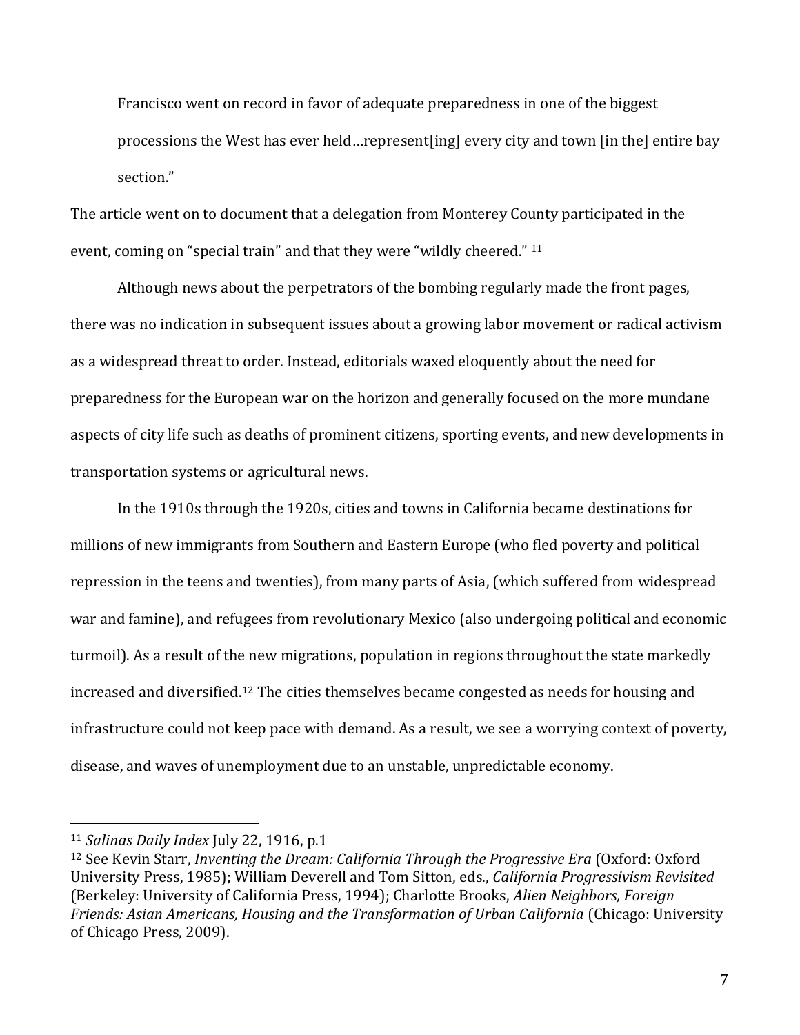> Francisco went on record in favor of adequate preparedness in one of the biggest processions the West has ever held…represent[ing] every city and town [in the] entire bay section."

The article went on to document that a delegation from Monterey County participated in the event, coming on "special train" and that they were "wildly cheered." [11]

Although news about the perpetrators of the bombing regularly made the front pages, there was no indication in subsequent issues about a growing labor movement or radical activism as a widespread threat to order. Instead, editorials waxed eloquently about the need for preparedness for the European war on the horizon and generally focused on the more mundane aspects of city life such as deaths of prominent citizens, sporting events, and new developments in transportation systems or agricultural news.

In the 1910s through the 1920s, cities and towns in California became destinations for millions of new immigrants from Southern and Eastern Europe (who fled poverty and political repression in the teens and twenties), from many parts of Asia, (which suffered from widespread war and famine), and refugees from revolutionary Mexico (also undergoing political and economic turmoil). As a result of the new migrations, population in regions throughout the state markedly increased and diversified.[12] The cities themselves became congested as needs for housing and infrastructure could not keep pace with demand. As a result, we see a worrying context of poverty, disease, and waves of unemployment due to an unstable, unpredictable economy.

---

[11] *Salinas Daily Index* July 22, 1916, p.1

[12] See Kevin Starr, *Inventing the Dream: California Through the Progressive Era* (Oxford: Oxford University Press, 1985); William Deverell and Tom Sitton, eds., *California Progressivism Revisited* (Berkeley: University of California Press, 1994); Charlotte Brooks, *Alien Neighbors, Foreign Friends: Asian Americans, Housing and the Transformation of Urban California* (Chicago: University of Chicago Press, 2009).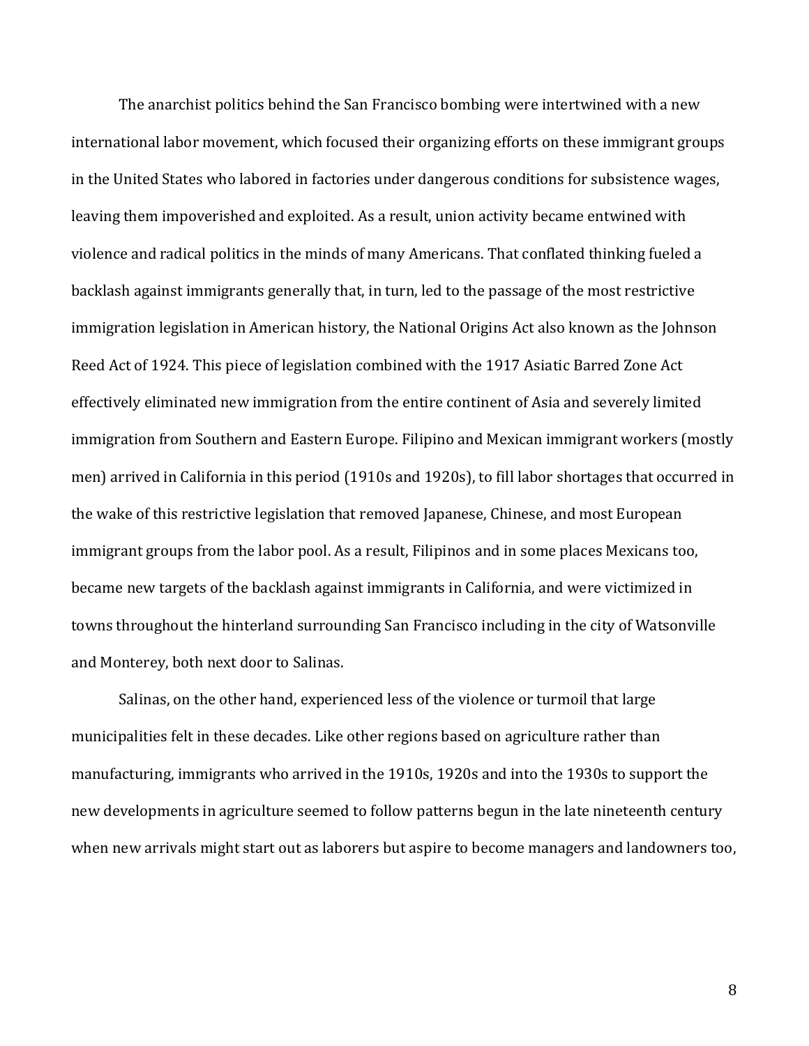The anarchist politics behind the San Francisco bombing were intertwined with a new international labor movement, which focused their organizing efforts on these immigrant groups in the United States who labored in factories under dangerous conditions for subsistence wages, leaving them impoverished and exploited. As a result, union activity became entwined with violence and radical politics in the minds of many Americans. That conflated thinking fueled a backlash against immigrants generally that, in turn, led to the passage of the most restrictive immigration legislation in American history, the National Origins Act also known as the Johnson Reed Act of 1924. This piece of legislation combined with the 1917 Asiatic Barred Zone Act effectively eliminated new immigration from the entire continent of Asia and severely limited immigration from Southern and Eastern Europe. Filipino and Mexican immigrant workers (mostly men) arrived in California in this period (1910s and 1920s), to fill labor shortages that occurred in the wake of this restrictive legislation that removed Japanese, Chinese, and most European immigrant groups from the labor pool. As a result, Filipinos and in some places Mexicans too, became new targets of the backlash against immigrants in California, and were victimized in towns throughout the hinterland surrounding San Francisco including in the city of Watsonville and Monterey, both next door to Salinas.

Salinas, on the other hand, experienced less of the violence or turmoil that large municipalities felt in these decades. Like other regions based on agriculture rather than manufacturing, immigrants who arrived in the 1910s, 1920s and into the 1930s to support the new developments in agriculture seemed to follow patterns begun in the late nineteenth century when new arrivals might start out as laborers but aspire to become managers and landowners too,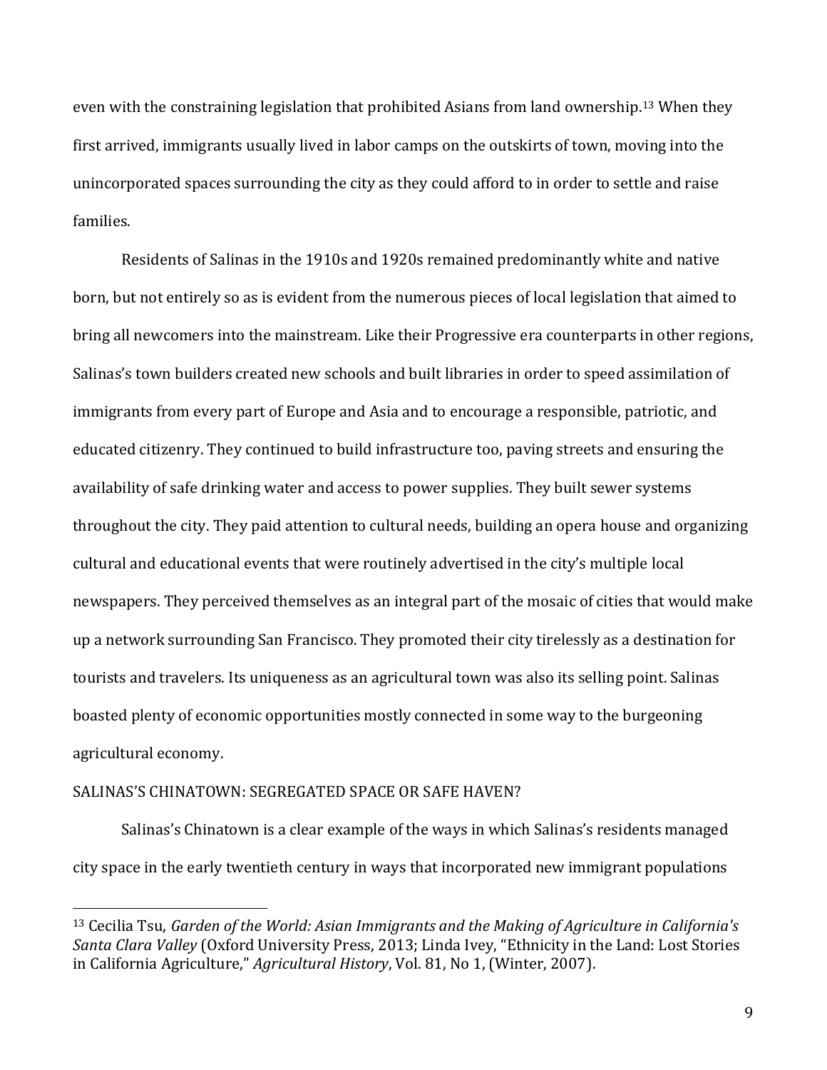even with the constraining legislation that prohibited Asians from land ownership.[13] When they first arrived, immigrants usually lived in labor camps on the outskirts of town, moving into the unincorporated spaces surrounding the city as they could afford to in order to settle and raise families.

Residents of Salinas in the 1910s and 1920s remained predominantly white and native born, but not entirely so as is evident from the numerous pieces of local legislation that aimed to bring all newcomers into the mainstream. Like their Progressive era counterparts in other regions, Salinas's town builders created new schools and built libraries in order to speed assimilation of immigrants from every part of Europe and Asia and to encourage a responsible, patriotic, and educated citizenry. They continued to build infrastructure too, paving streets and ensuring the availability of safe drinking water and access to power supplies. They built sewer systems throughout the city. They paid attention to cultural needs, building an opera house and organizing cultural and educational events that were routinely advertised in the city's multiple local newspapers. They perceived themselves as an integral part of the mosaic of cities that would make up a network surrounding San Francisco. They promoted their city tirelessly as a destination for tourists and travelers. Its uniqueness as an agricultural town was also its selling point. Salinas boasted plenty of economic opportunities mostly connected in some way to the burgeoning agricultural economy.

## SALINAS'S CHINATOWN: SEGREGATED SPACE OR SAFE HAVEN?

Salinas's Chinatown is a clear example of the ways in which Salinas's residents managed city space in the early twentieth century in ways that incorporated new immigrant populations

---

[13] Cecilia Tsu, *Garden of the World: Asian Immigrants and the Making of Agriculture in California's Santa Clara Valley* (Oxford University Press, 2013; Linda Ivey, "Ethnicity in the Land: Lost Stories in California Agriculture," *Agricultural History*, Vol. 81, No 1, (Winter, 2007).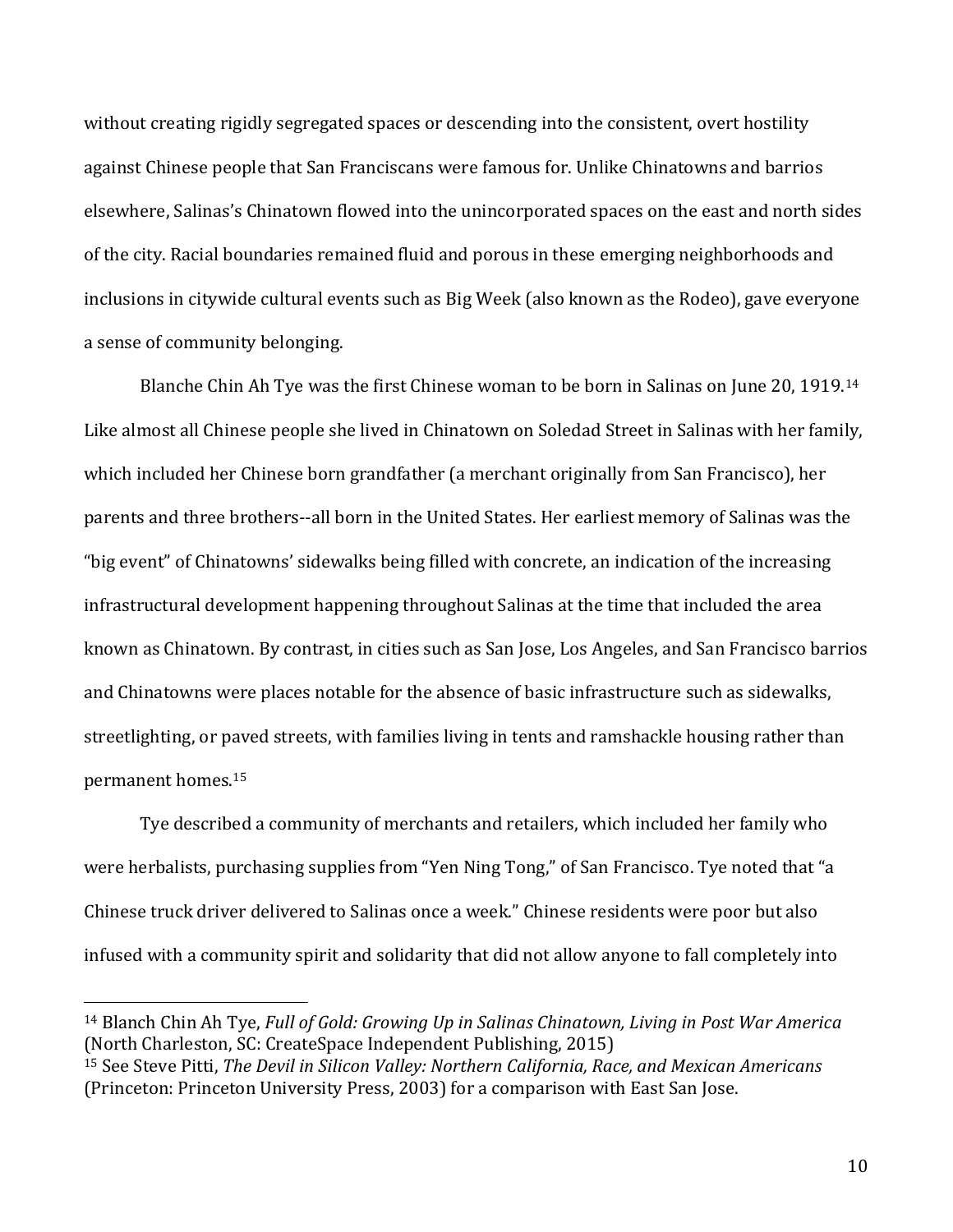without creating rigidly segregated spaces or descending into the consistent, overt hostility against Chinese people that San Franciscans were famous for. Unlike Chinatowns and barrios elsewhere, Salinas's Chinatown flowed into the unincorporated spaces on the east and north sides of the city. Racial boundaries remained fluid and porous in these emerging neighborhoods and inclusions in citywide cultural events such as Big Week (also known as the Rodeo), gave everyone a sense of community belonging.

Blanche Chin Ah Tye was the first Chinese woman to be born in Salinas on June 20, 1919.[14] Like almost all Chinese people she lived in Chinatown on Soledad Street in Salinas with her family, which included her Chinese born grandfather (a merchant originally from San Francisco), her parents and three brothers--all born in the United States. Her earliest memory of Salinas was the "big event" of Chinatowns' sidewalks being filled with concrete, an indication of the increasing infrastructural development happening throughout Salinas at the time that included the area known as Chinatown. By contrast, in cities such as San Jose, Los Angeles, and San Francisco barrios and Chinatowns were places notable for the absence of basic infrastructure such as sidewalks, streetlighting, or paved streets, with families living in tents and ramshackle housing rather than permanent homes.[15]

Tye described a community of merchants and retailers, which included her family who were herbalists, purchasing supplies from "Yen Ning Tong," of San Francisco. Tye noted that "a Chinese truck driver delivered to Salinas once a week." Chinese residents were poor but also infused with a community spirit and solidarity that did not allow anyone to fall completely into

---

[14] Blanch Chin Ah Tye, *Full of Gold: Growing Up in Salinas Chinatown, Living in Post War America* (North Charleston, SC: CreateSpace Independent Publishing, 2015)

[15] See Steve Pitti, *The Devil in Silicon Valley: Northern California, Race, and Mexican Americans* (Princeton: Princeton University Press, 2003) for a comparison with East San Jose.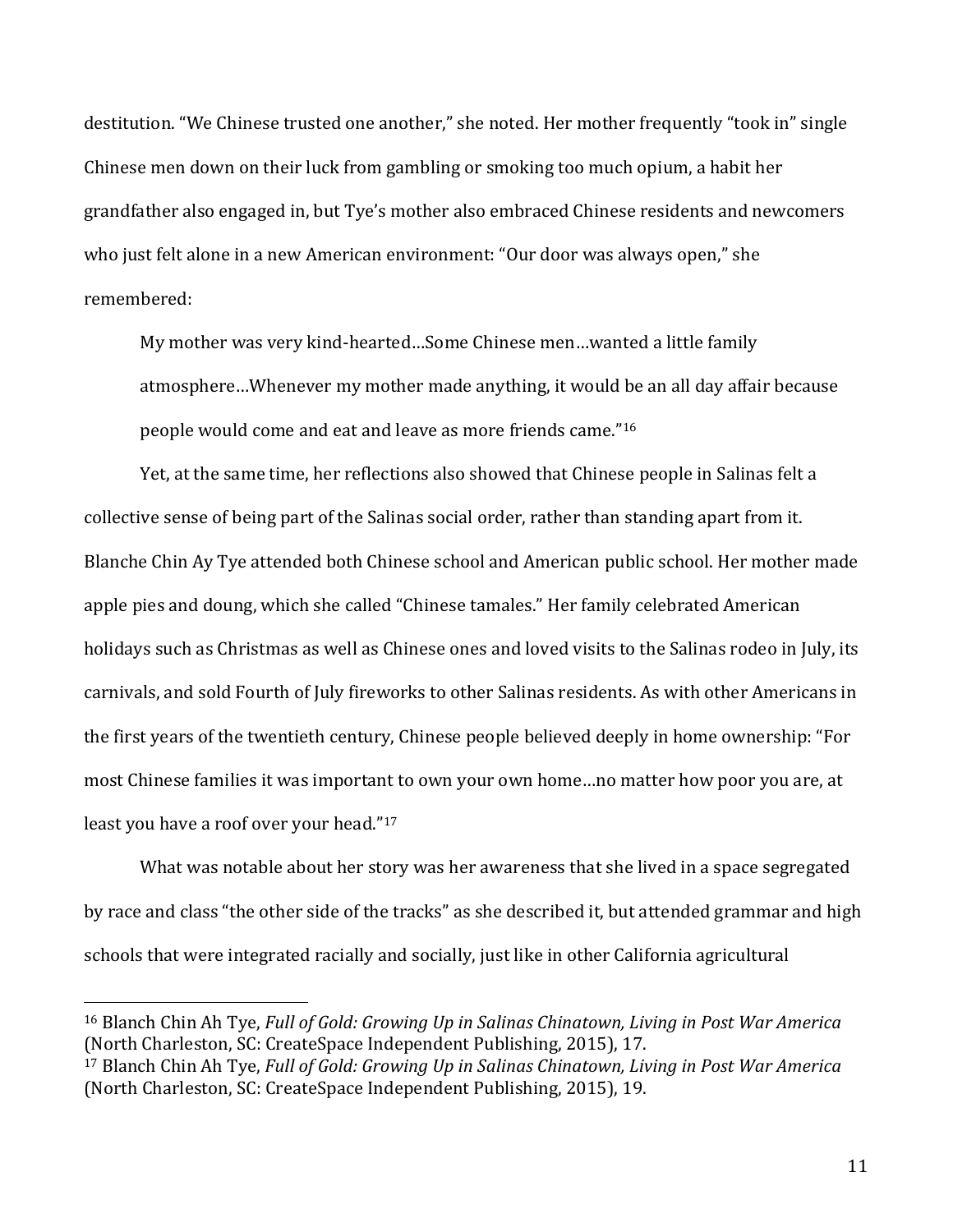destitution. "We Chinese trusted one another," she noted. Her mother frequently "took in" single Chinese men down on their luck from gambling or smoking too much opium, a habit her grandfather also engaged in, but Tye's mother also embraced Chinese residents and newcomers who just felt alone in a new American environment: "Our door was always open," she remembered:

> My mother was very kind-hearted…Some Chinese men…wanted a little family atmosphere…Whenever my mother made anything, it would be an all day affair because people would come and eat and leave as more friends came."[16]

Yet, at the same time, her reflections also showed that Chinese people in Salinas felt a collective sense of being part of the Salinas social order, rather than standing apart from it. Blanche Chin Ay Tye attended both Chinese school and American public school. Her mother made apple pies and doung, which she called "Chinese tamales." Her family celebrated American holidays such as Christmas as well as Chinese ones and loved visits to the Salinas rodeo in July, its carnivals, and sold Fourth of July fireworks to other Salinas residents. As with other Americans in the first years of the twentieth century, Chinese people believed deeply in home ownership: "For most Chinese families it was important to own your own home…no matter how poor you are, at least you have a roof over your head."[17]

What was notable about her story was her awareness that she lived in a space segregated by race and class "the other side of the tracks" as she described it, but attended grammar and high schools that were integrated racially and socially, just like in other California agricultural

---

[16] Blanch Chin Ah Tye, *Full of Gold: Growing Up in Salinas Chinatown, Living in Post War America* (North Charleston, SC: CreateSpace Independent Publishing, 2015), 17.

[17] Blanch Chin Ah Tye, *Full of Gold: Growing Up in Salinas Chinatown, Living in Post War America* (North Charleston, SC: CreateSpace Independent Publishing, 2015), 19.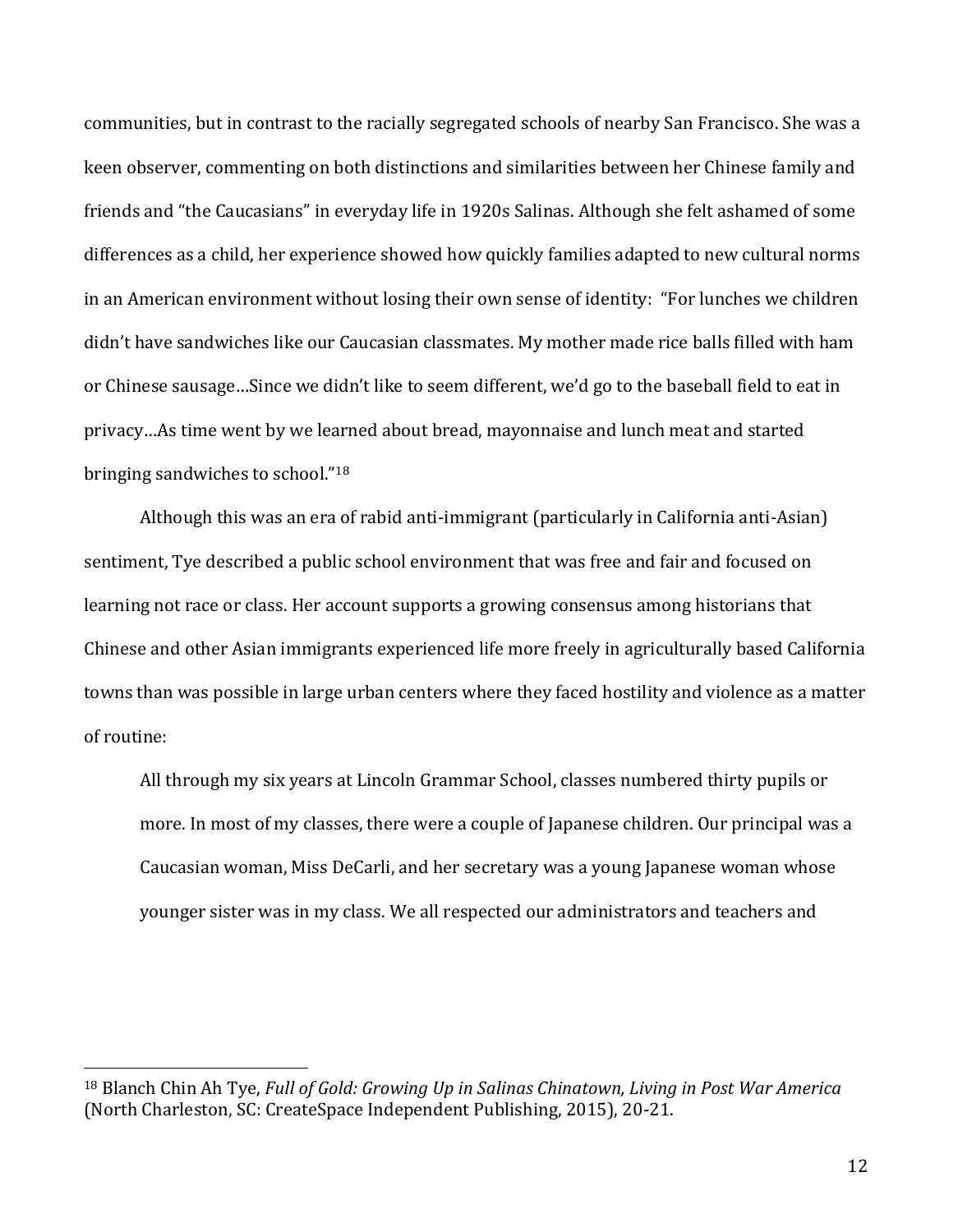communities, but in contrast to the racially segregated schools of nearby San Francisco. She was a keen observer, commenting on both distinctions and similarities between her Chinese family and friends and "the Caucasians" in everyday life in 1920s Salinas. Although she felt ashamed of some differences as a child, her experience showed how quickly families adapted to new cultural norms in an American environment without losing their own sense of identity: "For lunches we children didn't have sandwiches like our Caucasian classmates. My mother made rice balls filled with ham or Chinese sausage…Since we didn't like to seem different, we'd go to the baseball field to eat in privacy…As time went by we learned about bread, mayonnaise and lunch meat and started bringing sandwiches to school."[18]

Although this was an era of rabid anti-immigrant (particularly in California anti-Asian) sentiment, Tye described a public school environment that was free and fair and focused on learning not race or class. Her account supports a growing consensus among historians that Chinese and other Asian immigrants experienced life more freely in agriculturally based California towns than was possible in large urban centers where they faced hostility and violence as a matter of routine:

> All through my six years at Lincoln Grammar School, classes numbered thirty pupils or more. In most of my classes, there were a couple of Japanese children. Our principal was a Caucasian woman, Miss DeCarli, and her secretary was a young Japanese woman whose younger sister was in my class. We all respected our administrators and teachers and

---

[18] Blanch Chin Ah Tye, *Full of Gold: Growing Up in Salinas Chinatown, Living in Post War America* (North Charleston, SC: CreateSpace Independent Publishing, 2015), 20-21.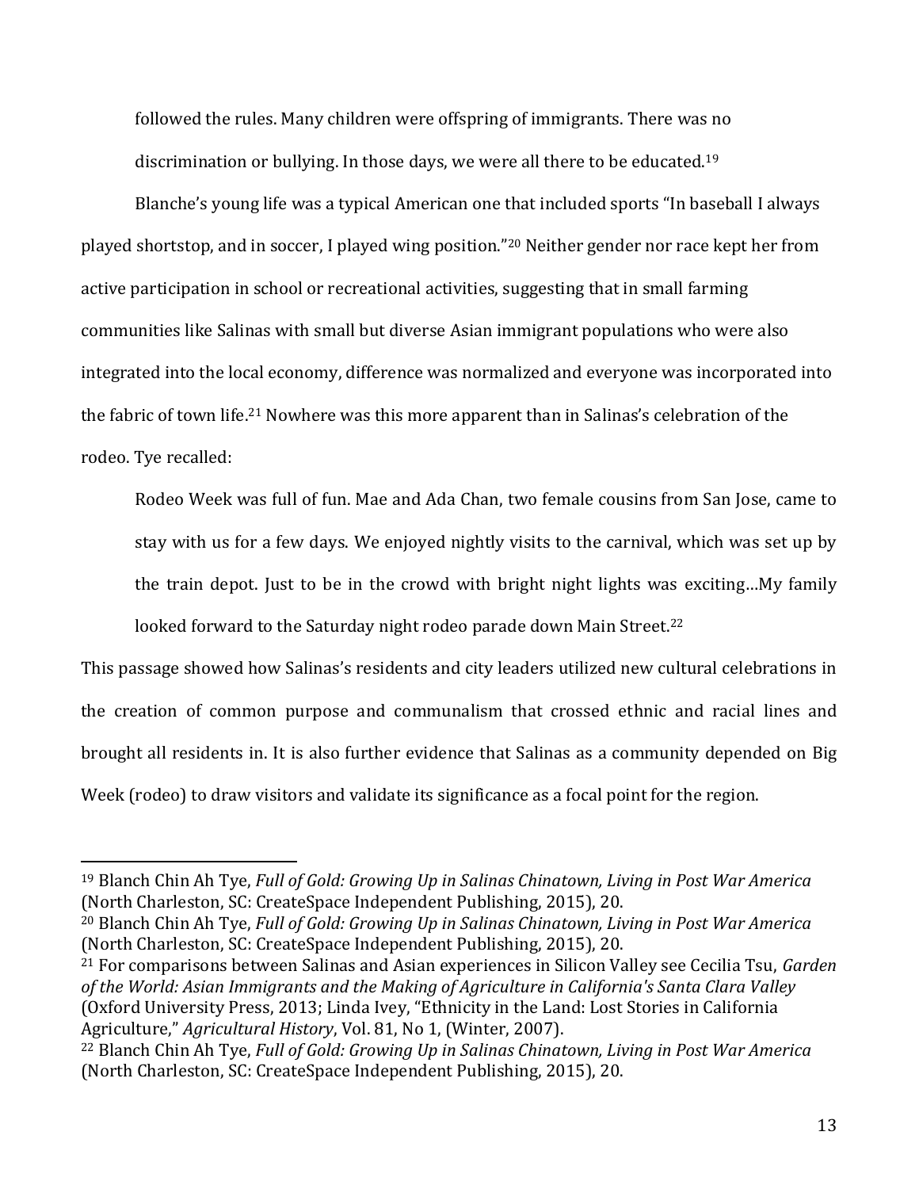> followed the rules. Many children were offspring of immigrants. There was no discrimination or bullying. In those days, we were all there to be educated.[19]

Blanche's young life was a typical American one that included sports "In baseball I always played shortstop, and in soccer, I played wing position."[20] Neither gender nor race kept her from active participation in school or recreational activities, suggesting that in small farming communities like Salinas with small but diverse Asian immigrant populations who were also integrated into the local economy, difference was normalized and everyone was incorporated into the fabric of town life.[21] Nowhere was this more apparent than in Salinas's celebration of the rodeo. Tye recalled:

> Rodeo Week was full of fun. Mae and Ada Chan, two female cousins from San Jose, came to stay with us for a few days. We enjoyed nightly visits to the carnival, which was set up by the train depot. Just to be in the crowd with bright night lights was exciting…My family looked forward to the Saturday night rodeo parade down Main Street.[22]

This passage showed how Salinas's residents and city leaders utilized new cultural celebrations in the creation of common purpose and communalism that crossed ethnic and racial lines and brought all residents in. It is also further evidence that Salinas as a community depended on Big Week (rodeo) to draw visitors and validate its significance as a focal point for the region.

---

[19] Blanch Chin Ah Tye, *Full of Gold: Growing Up in Salinas Chinatown, Living in Post War America* (North Charleston, SC: CreateSpace Independent Publishing, 2015), 20.

[20] Blanch Chin Ah Tye, *Full of Gold: Growing Up in Salinas Chinatown, Living in Post War America* (North Charleston, SC: CreateSpace Independent Publishing, 2015), 20.

[21] For comparisons between Salinas and Asian experiences in Silicon Valley see Cecilia Tsu, *Garden of the World: Asian Immigrants and the Making of Agriculture in California's Santa Clara Valley* (Oxford University Press, 2013; Linda Ivey, "Ethnicity in the Land: Lost Stories in California Agriculture," *Agricultural History*, Vol. 81, No 1, (Winter, 2007).

[22] Blanch Chin Ah Tye, *Full of Gold: Growing Up in Salinas Chinatown, Living in Post War America* (North Charleston, SC: CreateSpace Independent Publishing, 2015), 20.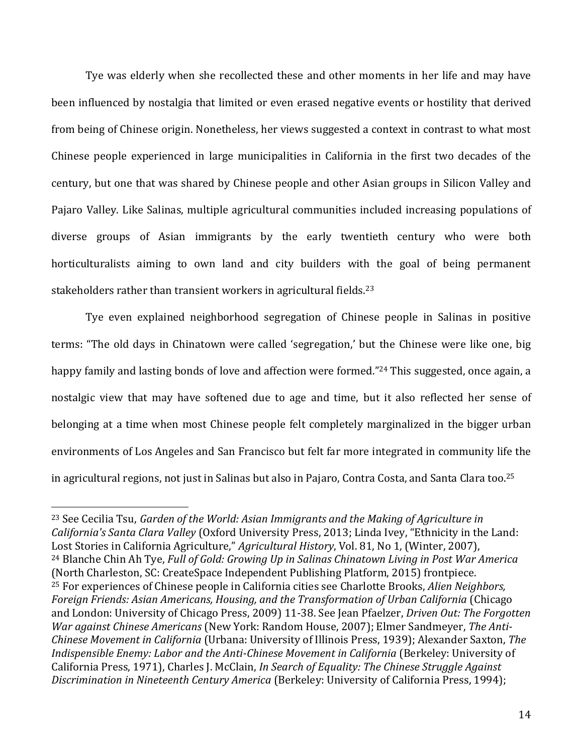Tye was elderly when she recollected these and other moments in her life and may have been influenced by nostalgia that limited or even erased negative events or hostility that derived from being of Chinese origin. Nonetheless, her views suggested a context in contrast to what most Chinese people experienced in large municipalities in California in the first two decades of the century, but one that was shared by Chinese people and other Asian groups in Silicon Valley and Pajaro Valley. Like Salinas, multiple agricultural communities included increasing populations of diverse groups of Asian immigrants by the early twentieth century who were both horticulturalists aiming to own land and city builders with the goal of being permanent stakeholders rather than transient workers in agricultural fields.[23]

Tye even explained neighborhood segregation of Chinese people in Salinas in positive terms: "The old days in Chinatown were called 'segregation,' but the Chinese were like one, big happy family and lasting bonds of love and affection were formed."[24] This suggested, once again, a nostalgic view that may have softened due to age and time, but it also reflected her sense of belonging at a time when most Chinese people felt completely marginalized in the bigger urban environments of Los Angeles and San Francisco but felt far more integrated in community life the in agricultural regions, not just in Salinas but also in Pajaro, Contra Costa, and Santa Clara too.[25]

---

[23] See Cecilia Tsu, *Garden of the World: Asian Immigrants and the Making of Agriculture in California's Santa Clara Valley* (Oxford University Press, 2013; Linda Ivey, "Ethnicity in the Land: Lost Stories in California Agriculture," *Agricultural History*, Vol. 81, No 1, (Winter, 2007),

[24] Blanche Chin Ah Tye, *Full of Gold: Growing Up in Salinas Chinatown Living in Post War America* (North Charleston, SC: CreateSpace Independent Publishing Platform, 2015) frontpiece.

[25] For experiences of Chinese people in California cities see Charlotte Brooks, *Alien Neighbors, Foreign Friends: Asian Americans, Housing, and the Transformation of Urban California* (Chicago and London: University of Chicago Press, 2009) 11-38. See Jean Pfaelzer, *Driven Out: The Forgotten War against Chinese Americans* (New York: Random House, 2007); Elmer Sandmeyer, *The Anti-Chinese Movement in California* (Urbana: University of Illinois Press, 1939); Alexander Saxton, *The Indispensible Enemy: Labor and the Anti-Chinese Movement in California* (Berkeley: University of California Press, 1971), Charles J. McClain, *In Search of Equality: The Chinese Struggle Against Discrimination in Nineteenth Century America* (Berkeley: University of California Press, 1994);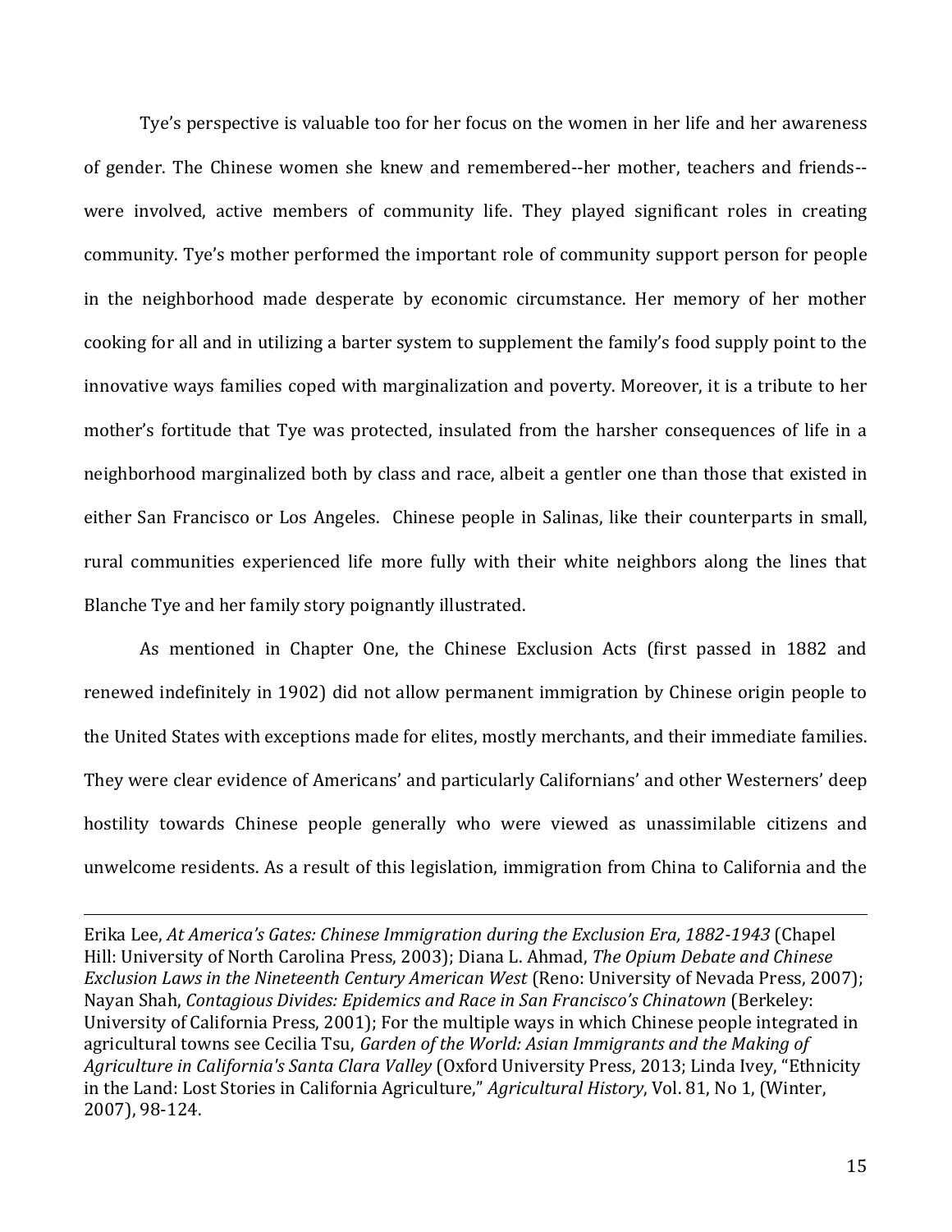Tye's perspective is valuable too for her focus on the women in her life and her awareness of gender. The Chinese women she knew and remembered--her mother, teachers and friends--were involved, active members of community life. They played significant roles in creating community. Tye's mother performed the important role of community support person for people in the neighborhood made desperate by economic circumstance. Her memory of her mother cooking for all and in utilizing a barter system to supplement the family's food supply point to the innovative ways families coped with marginalization and poverty. Moreover, it is a tribute to her mother's fortitude that Tye was protected, insulated from the harsher consequences of life in a neighborhood marginalized both by class and race, albeit a gentler one than those that existed in either San Francisco or Los Angeles. Chinese people in Salinas, like their counterparts in small, rural communities experienced life more fully with their white neighbors along the lines that Blanche Tye and her family story poignantly illustrated.

As mentioned in Chapter One, the Chinese Exclusion Acts (first passed in 1882 and renewed indefinitely in 1902) did not allow permanent immigration by Chinese origin people to the United States with exceptions made for elites, mostly merchants, and their immediate families. They were clear evidence of Americans' and particularly Californians' and other Westerners' deep hostility towards Chinese people generally who were viewed as unassimilable citizens and unwelcome residents. As a result of this legislation, immigration from China to California and the

---

Erika Lee, *At America's Gates: Chinese Immigration during the Exclusion Era, 1882-1943* (Chapel Hill: University of North Carolina Press, 2003); Diana L. Ahmad, *The Opium Debate and Chinese Exclusion Laws in the Nineteenth Century American West* (Reno: University of Nevada Press, 2007); Nayan Shah, *Contagious Divides: Epidemics and Race in San Francisco's Chinatown* (Berkeley: University of California Press, 2001); For the multiple ways in which Chinese people integrated in agricultural towns see Cecilia Tsu, *Garden of the World: Asian Immigrants and the Making of Agriculture in California's Santa Clara Valley* (Oxford University Press, 2013; Linda Ivey, "Ethnicity in the Land: Lost Stories in California Agriculture," *Agricultural History*, Vol. 81, No 1, (Winter, 2007), 98-124.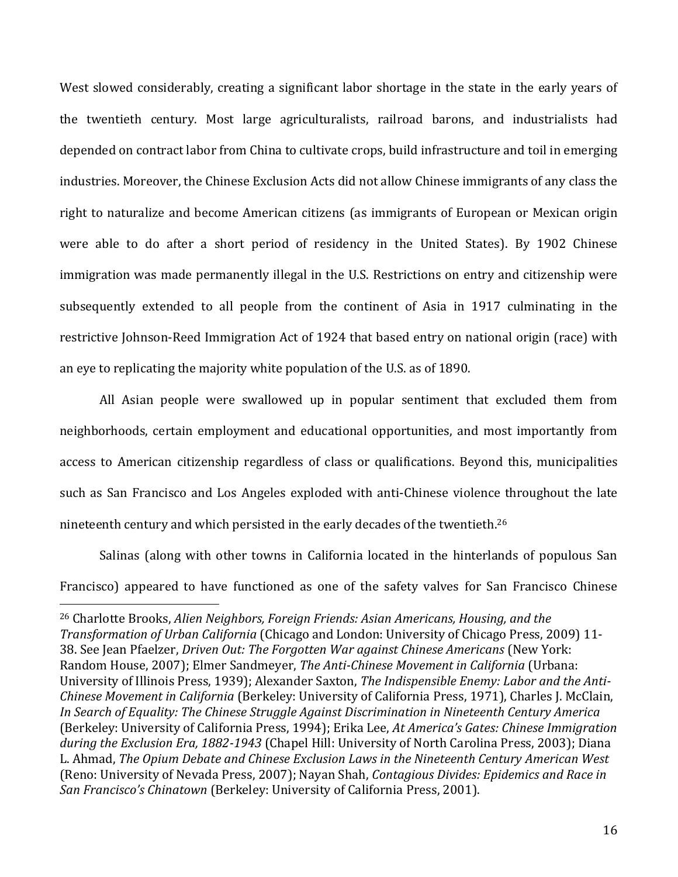West slowed considerably, creating a significant labor shortage in the state in the early years of the twentieth century. Most large agriculturalists, railroad barons, and industrialists had depended on contract labor from China to cultivate crops, build infrastructure and toil in emerging industries. Moreover, the Chinese Exclusion Acts did not allow Chinese immigrants of any class the right to naturalize and become American citizens (as immigrants of European or Mexican origin were able to do after a short period of residency in the United States). By 1902 Chinese immigration was made permanently illegal in the U.S. Restrictions on entry and citizenship were subsequently extended to all people from the continent of Asia in 1917 culminating in the restrictive Johnson-Reed Immigration Act of 1924 that based entry on national origin (race) with an eye to replicating the majority white population of the U.S. as of 1890.

All Asian people were swallowed up in popular sentiment that excluded them from neighborhoods, certain employment and educational opportunities, and most importantly from access to American citizenship regardless of class or qualifications. Beyond this, municipalities such as San Francisco and Los Angeles exploded with anti-Chinese violence throughout the late nineteenth century and which persisted in the early decades of the twentieth.[26]

Salinas (along with other towns in California located in the hinterlands of populous San Francisco) appeared to have functioned as one of the safety valves for San Francisco Chinese

---

[26] Charlotte Brooks, *Alien Neighbors, Foreign Friends: Asian Americans, Housing, and the Transformation of Urban California* (Chicago and London: University of Chicago Press, 2009) 11-38. See Jean Pfaelzer, *Driven Out: The Forgotten War against Chinese Americans* (New York: Random House, 2007); Elmer Sandmeyer, *The Anti-Chinese Movement in California* (Urbana: University of Illinois Press, 1939); Alexander Saxton, *The Indispensible Enemy: Labor and the Anti-Chinese Movement in California* (Berkeley: University of California Press, 1971), Charles J. McClain, *In Search of Equality: The Chinese Struggle Against Discrimination in Nineteenth Century America* (Berkeley: University of California Press, 1994); Erika Lee, *At America's Gates: Chinese Immigration during the Exclusion Era, 1882-1943* (Chapel Hill: University of North Carolina Press, 2003); Diana L. Ahmad, *The Opium Debate and Chinese Exclusion Laws in the Nineteenth Century American West* (Reno: University of Nevada Press, 2007); Nayan Shah, *Contagious Divides: Epidemics and Race in San Francisco's Chinatown* (Berkeley: University of California Press, 2001).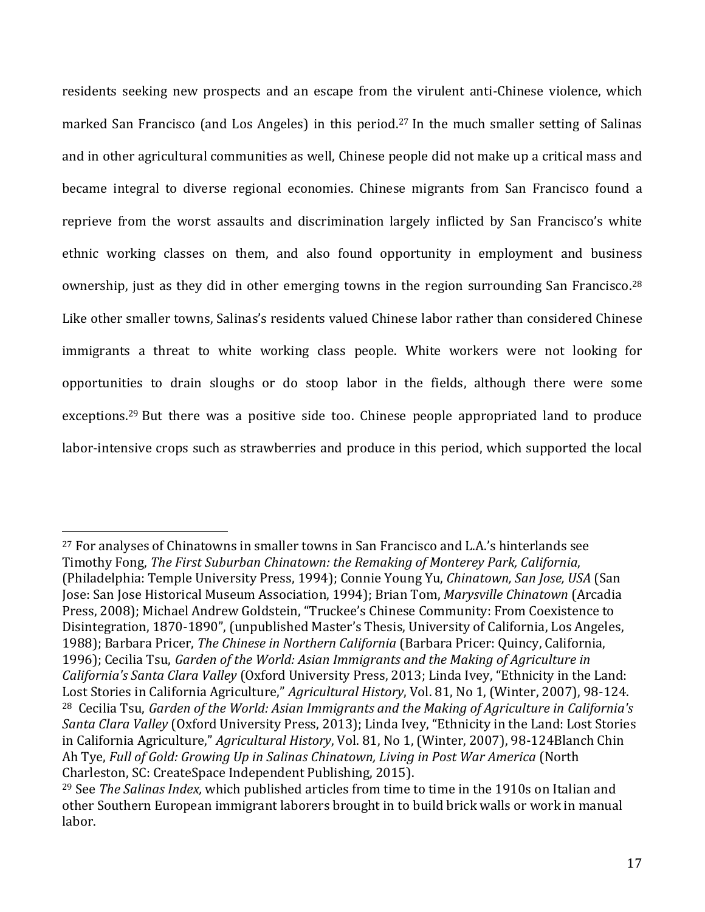residents seeking new prospects and an escape from the virulent anti-Chinese violence, which marked San Francisco (and Los Angeles) in this period.[27] In the much smaller setting of Salinas and in other agricultural communities as well, Chinese people did not make up a critical mass and became integral to diverse regional economies. Chinese migrants from San Francisco found a reprieve from the worst assaults and discrimination largely inflicted by San Francisco's white ethnic working classes on them, and also found opportunity in employment and business ownership, just as they did in other emerging towns in the region surrounding San Francisco.[28] Like other smaller towns, Salinas's residents valued Chinese labor rather than considered Chinese immigrants a threat to white working class people. White workers were not looking for opportunities to drain sloughs or do stoop labor in the fields, although there were some exceptions.[29] But there was a positive side too. Chinese people appropriated land to produce labor-intensive crops such as strawberries and produce in this period, which supported the local

---

[27] For analyses of Chinatowns in smaller towns in San Francisco and L.A.'s hinterlands see Timothy Fong, *The First Suburban Chinatown: the Remaking of Monterey Park, California*, (Philadelphia: Temple University Press, 1994); Connie Young Yu, *Chinatown, San Jose, USA* (San Jose: San Jose Historical Museum Association, 1994); Brian Tom, *Marysville Chinatown* (Arcadia Press, 2008); Michael Andrew Goldstein, "Truckee's Chinese Community: From Coexistence to Disintegration, 1870-1890", (unpublished Master's Thesis, University of California, Los Angeles, 1988); Barbara Pricer, *The Chinese in Northern California* (Barbara Pricer: Quincy, California, 1996); Cecilia Tsu, *Garden of the World: Asian Immigrants and the Making of Agriculture in California's Santa Clara Valley* (Oxford University Press, 2013; Linda Ivey, "Ethnicity in the Land: Lost Stories in California Agriculture," *Agricultural History*, Vol. 81, No 1, (Winter, 2007), 98-124.

[28] Cecilia Tsu, *Garden of the World: Asian Immigrants and the Making of Agriculture in California's Santa Clara Valley* (Oxford University Press, 2013); Linda Ivey, "Ethnicity in the Land: Lost Stories in California Agriculture," *Agricultural History*, Vol. 81, No 1, (Winter, 2007), 98-124Blanch Chin Ah Tye, *Full of Gold: Growing Up in Salinas Chinatown, Living in Post War America* (North Charleston, SC: CreateSpace Independent Publishing, 2015).

[29] See *The Salinas Index,* which published articles from time to time in the 1910s on Italian and other Southern European immigrant laborers brought in to build brick walls or work in manual labor.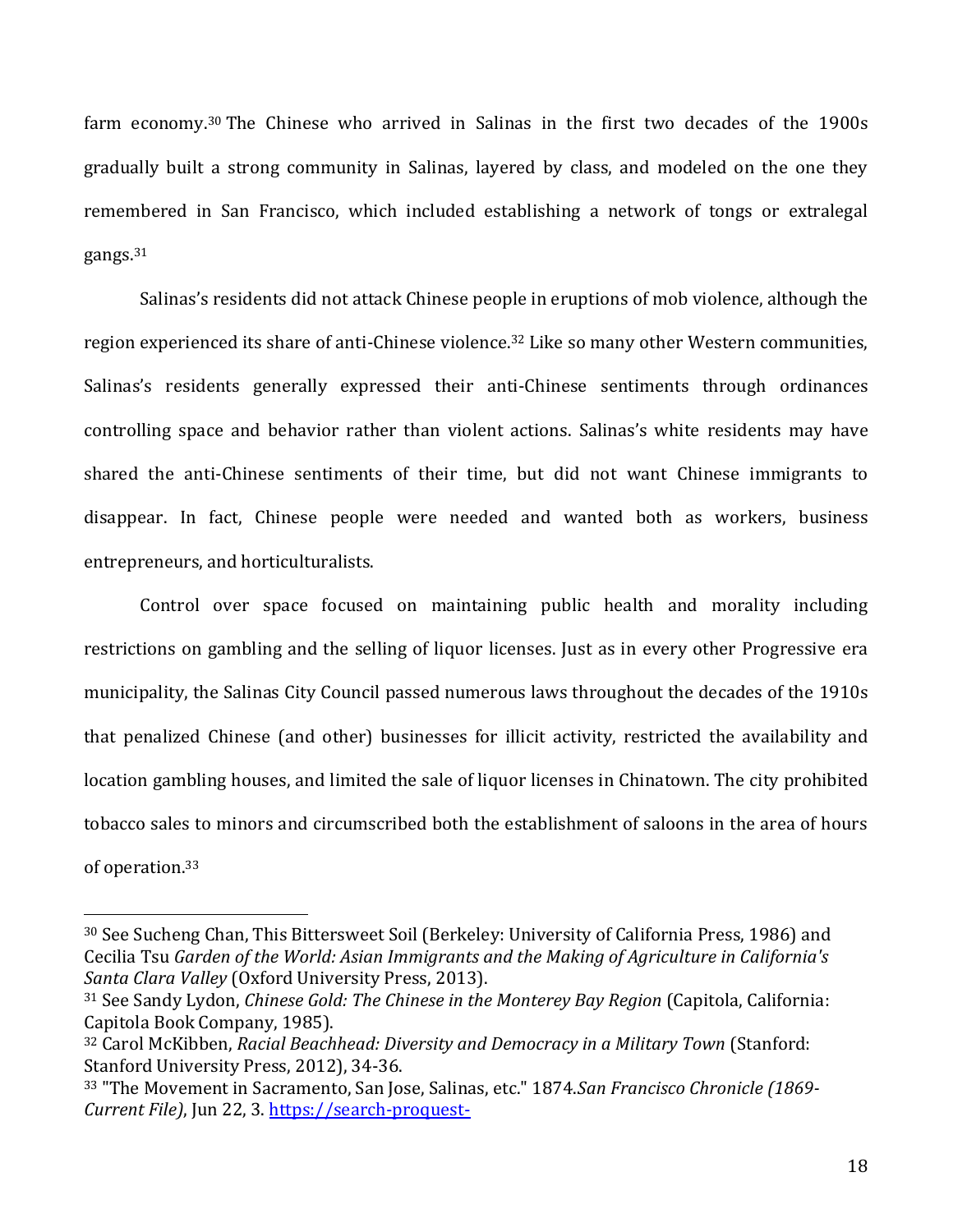farm economy.[30] The Chinese who arrived in Salinas in the first two decades of the 1900s gradually built a strong community in Salinas, layered by class, and modeled on the one they remembered in San Francisco, which included establishing a network of tongs or extralegal gangs.[31]

Salinas's residents did not attack Chinese people in eruptions of mob violence, although the region experienced its share of anti-Chinese violence.[32] Like so many other Western communities, Salinas's residents generally expressed their anti-Chinese sentiments through ordinances controlling space and behavior rather than violent actions. Salinas's white residents may have shared the anti-Chinese sentiments of their time, but did not want Chinese immigrants to disappear. In fact, Chinese people were needed and wanted both as workers, business entrepreneurs, and horticulturalists.

Control over space focused on maintaining public health and morality including restrictions on gambling and the selling of liquor licenses. Just as in every other Progressive era municipality, the Salinas City Council passed numerous laws throughout the decades of the 1910s that penalized Chinese (and other) businesses for illicit activity, restricted the availability and location gambling houses, and limited the sale of liquor licenses in Chinatown. The city prohibited tobacco sales to minors and circumscribed both the establishment of saloons in the area of hours of operation.[33]

---

[30] See Sucheng Chan, This Bittersweet Soil (Berkeley: University of California Press, 1986) and Cecilia Tsu *Garden of the World: Asian Immigrants and the Making of Agriculture in California's Santa Clara Valley* (Oxford University Press, 2013).

[31] See Sandy Lydon, *Chinese Gold: The Chinese in the Monterey Bay Region* (Capitola, California: Capitola Book Company, 1985).

[32] Carol McKibben, *Racial Beachhead: Diversity and Democracy in a Military Town* (Stanford: Stanford University Press, 2012), 34-36.

[33] "The Movement in Sacramento, San Jose, Salinas, etc." 1874.*San Francisco Chronicle (1869-Current File)*, Jun 22, 3. https://search-proquest-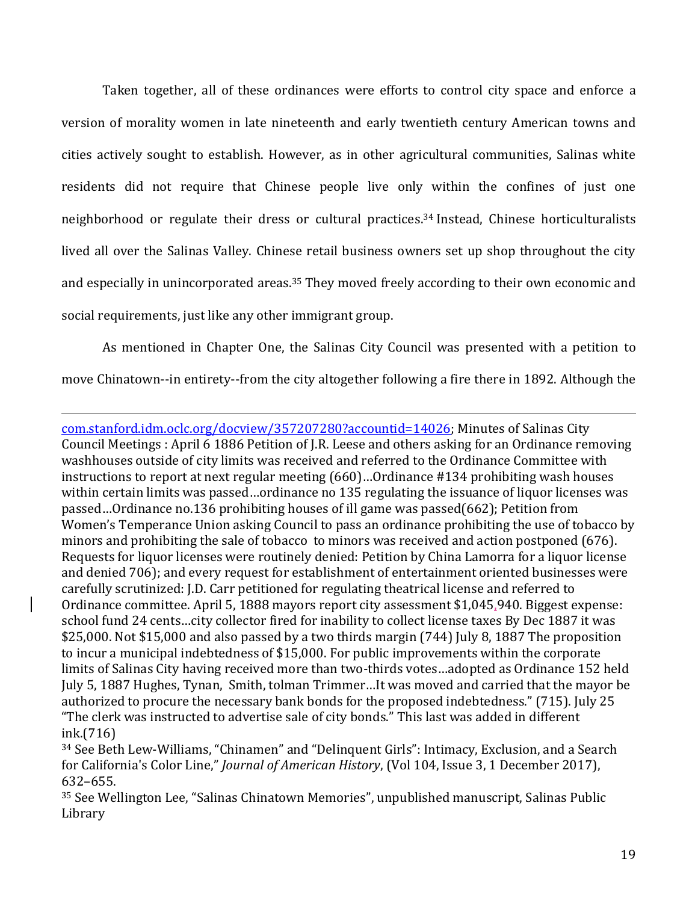Taken together, all of these ordinances were efforts to control city space and enforce a version of morality women in late nineteenth and early twentieth century American towns and cities actively sought to establish. However, as in other agricultural communities, Salinas white residents did not require that Chinese people live only within the confines of just one neighborhood or regulate their dress or cultural practices.[34] Instead, Chinese horticulturalists lived all over the Salinas Valley. Chinese retail business owners set up shop throughout the city and especially in unincorporated areas.[35] They moved freely according to their own economic and social requirements, just like any other immigrant group.

As mentioned in Chapter One, the Salinas City Council was presented with a petition to move Chinatown--in entirety--from the city altogether following a fire there in 1892. Although the

---

com.stanford.idm.oclc.org/docview/357207280?accountid=14026; Minutes of Salinas City Council Meetings : April 6 1886 Petition of J.R. Leese and others asking for an Ordinance removing washhouses outside of city limits was received and referred to the Ordinance Committee with instructions to report at next regular meeting (660)…Ordinance #134 prohibiting wash houses within certain limits was passed…ordinance no 135 regulating the issuance of liquor licenses was passed…Ordinance no.136 prohibiting houses of ill game was passed(662); Petition from Women's Temperance Union asking Council to pass an ordinance prohibiting the use of tobacco by minors and prohibiting the sale of tobacco to minors was received and action postponed (676). Requests for liquor licenses were routinely denied: Petition by China Lamorra for a liquor license and denied 706); and every request for establishment of entertainment oriented businesses were carefully scrutinized: J.D. Carr petitioned for regulating theatrical license and referred to Ordinance committee. April 5, 1888 mayors report city assessment $1,045,940. Biggest expense: school fund 24 cents…city collector fired for inability to collect license taxes By Dec 1887 it was $25,000. Not $15,000 and also passed by a two thirds margin (744) July 8, 1887 The proposition to incur a municipal indebtedness of $15,000. For public improvements within the corporate limits of Salinas City having received more than two-thirds votes…adopted as Ordinance 152 held July 5, 1887 Hughes, Tynan, Smith, tolman Trimmer…It was moved and carried that the mayor be authorized to procure the necessary bank bonds for the proposed indebtedness." (715). July 25 "The clerk was instructed to advertise sale of city bonds." This last was added in different ink.(716)

[34] See Beth Lew-Williams, "Chinamen" and "Delinquent Girls": Intimacy, Exclusion, and a Search for California's Color Line," *Journal of American History*, (Vol 104, Issue 3, 1 December 2017), 632–655.

[35] See Wellington Lee, "Salinas Chinatown Memories", unpublished manuscript, Salinas Public Library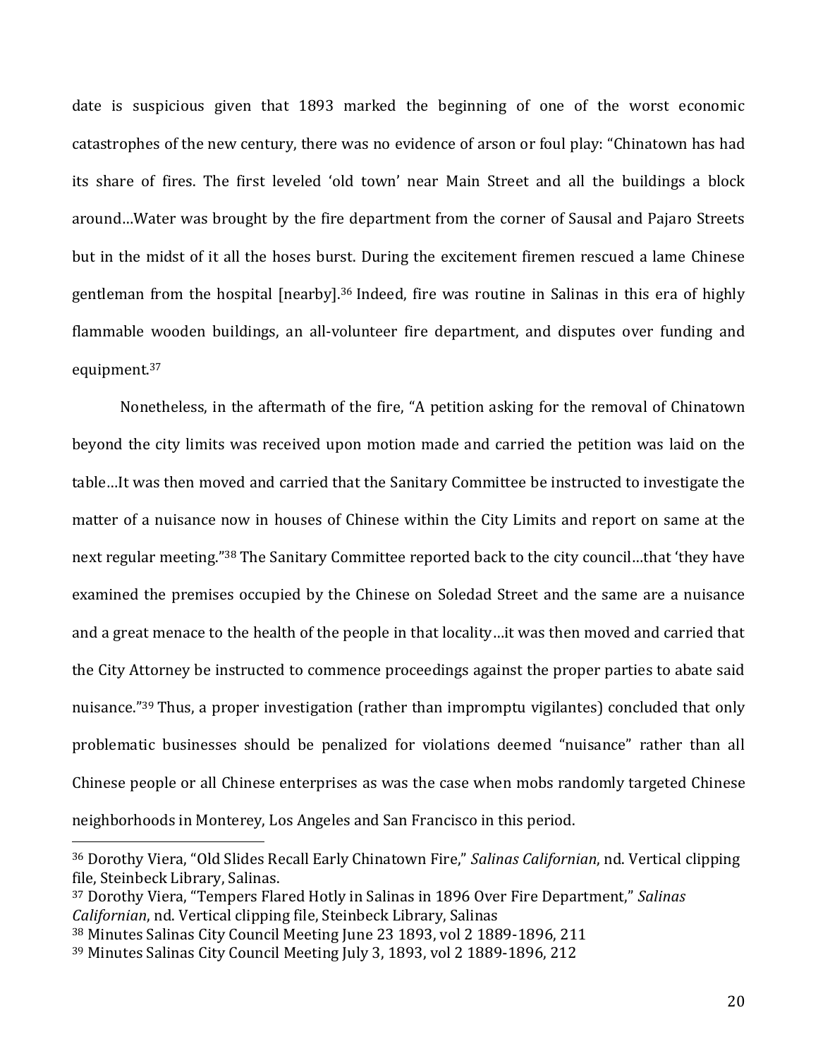date is suspicious given that 1893 marked the beginning of one of the worst economic catastrophes of the new century, there was no evidence of arson or foul play: "Chinatown has had its share of fires. The first leveled 'old town' near Main Street and all the buildings a block around…Water was brought by the fire department from the corner of Sausal and Pajaro Streets but in the midst of it all the hoses burst. During the excitement firemen rescued a lame Chinese gentleman from the hospital [nearby].[36] Indeed, fire was routine in Salinas in this era of highly flammable wooden buildings, an all-volunteer fire department, and disputes over funding and equipment.[37]

Nonetheless, in the aftermath of the fire, "A petition asking for the removal of Chinatown beyond the city limits was received upon motion made and carried the petition was laid on the table…It was then moved and carried that the Sanitary Committee be instructed to investigate the matter of a nuisance now in houses of Chinese within the City Limits and report on same at the next regular meeting."[38] The Sanitary Committee reported back to the city council…that 'they have examined the premises occupied by the Chinese on Soledad Street and the same are a nuisance and a great menace to the health of the people in that locality…it was then moved and carried that the City Attorney be instructed to commence proceedings against the proper parties to abate said nuisance."[39] Thus, a proper investigation (rather than impromptu vigilantes) concluded that only problematic businesses should be penalized for violations deemed "nuisance" rather than all Chinese people or all Chinese enterprises as was the case when mobs randomly targeted Chinese neighborhoods in Monterey, Los Angeles and San Francisco in this period.

---

[36] Dorothy Viera, "Old Slides Recall Early Chinatown Fire," *Salinas Californian*, nd. Vertical clipping file, Steinbeck Library, Salinas.

[37] Dorothy Viera, "Tempers Flared Hotly in Salinas in 1896 Over Fire Department," *Salinas Californian*, nd. Vertical clipping file, Steinbeck Library, Salinas

[38] Minutes Salinas City Council Meeting June 23 1893, vol 2 1889-1896, 211

[39] Minutes Salinas City Council Meeting July 3, 1893, vol 2 1889-1896, 212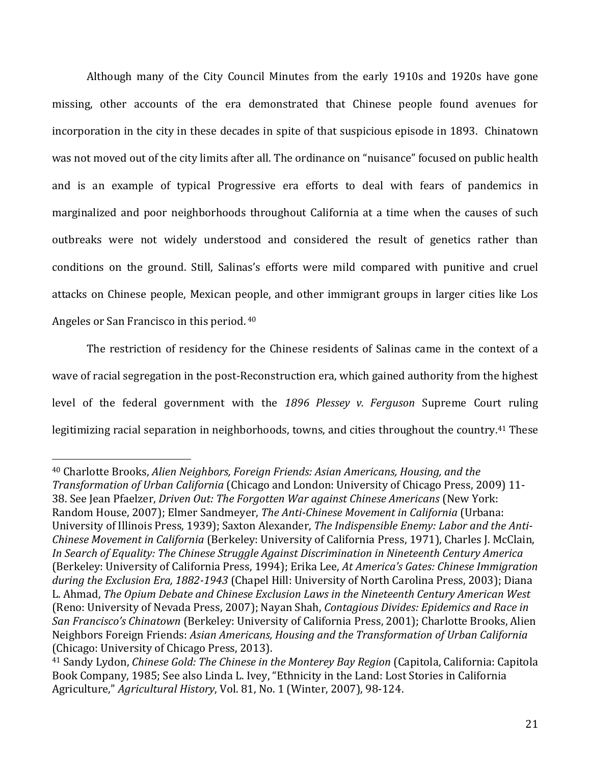Although many of the City Council Minutes from the early 1910s and 1920s have gone missing, other accounts of the era demonstrated that Chinese people found avenues for incorporation in the city in these decades in spite of that suspicious episode in 1893. Chinatown was not moved out of the city limits after all. The ordinance on "nuisance" focused on public health and is an example of typical Progressive era efforts to deal with fears of pandemics in marginalized and poor neighborhoods throughout California at a time when the causes of such outbreaks were not widely understood and considered the result of genetics rather than conditions on the ground. Still, Salinas's efforts were mild compared with punitive and cruel attacks on Chinese people, Mexican people, and other immigrant groups in larger cities like Los Angeles or San Francisco in this period. [40]

The restriction of residency for the Chinese residents of Salinas came in the context of a wave of racial segregation in the post-Reconstruction era, which gained authority from the highest level of the federal government with the *1896 Plessey v. Ferguson* Supreme Court ruling legitimizing racial separation in neighborhoods, towns, and cities throughout the country.[41] These

---

[40] Charlotte Brooks, *Alien Neighbors, Foreign Friends: Asian Americans, Housing, and the Transformation of Urban California* (Chicago and London: University of Chicago Press, 2009) 11-38. See Jean Pfaelzer, *Driven Out: The Forgotten War against Chinese Americans* (New York: Random House, 2007); Elmer Sandmeyer, *The Anti-Chinese Movement in California* (Urbana: University of Illinois Press, 1939); Saxton Alexander, *The Indispensible Enemy: Labor and the Anti-Chinese Movement in California* (Berkeley: University of California Press, 1971), Charles J. McClain, *In Search of Equality: The Chinese Struggle Against Discrimination in Nineteenth Century America* (Berkeley: University of California Press, 1994); Erika Lee, *At America's Gates: Chinese Immigration during the Exclusion Era, 1882-1943* (Chapel Hill: University of North Carolina Press, 2003); Diana L. Ahmad, *The Opium Debate and Chinese Exclusion Laws in the Nineteenth Century American West* (Reno: University of Nevada Press, 2007); Nayan Shah, *Contagious Divides: Epidemics and Race in San Francisco's Chinatown* (Berkeley: University of California Press, 2001); Charlotte Brooks, Alien Neighbors Foreign Friends: *Asian Americans, Housing and the Transformation of Urban California* (Chicago: University of Chicago Press, 2013).

[41] Sandy Lydon, *Chinese Gold: The Chinese in the Monterey Bay Region* (Capitola, California: Capitola Book Company, 1985; See also Linda L. Ivey, "Ethnicity in the Land: Lost Stories in California Agriculture," *Agricultural History*, Vol. 81, No. 1 (Winter, 2007), 98-124.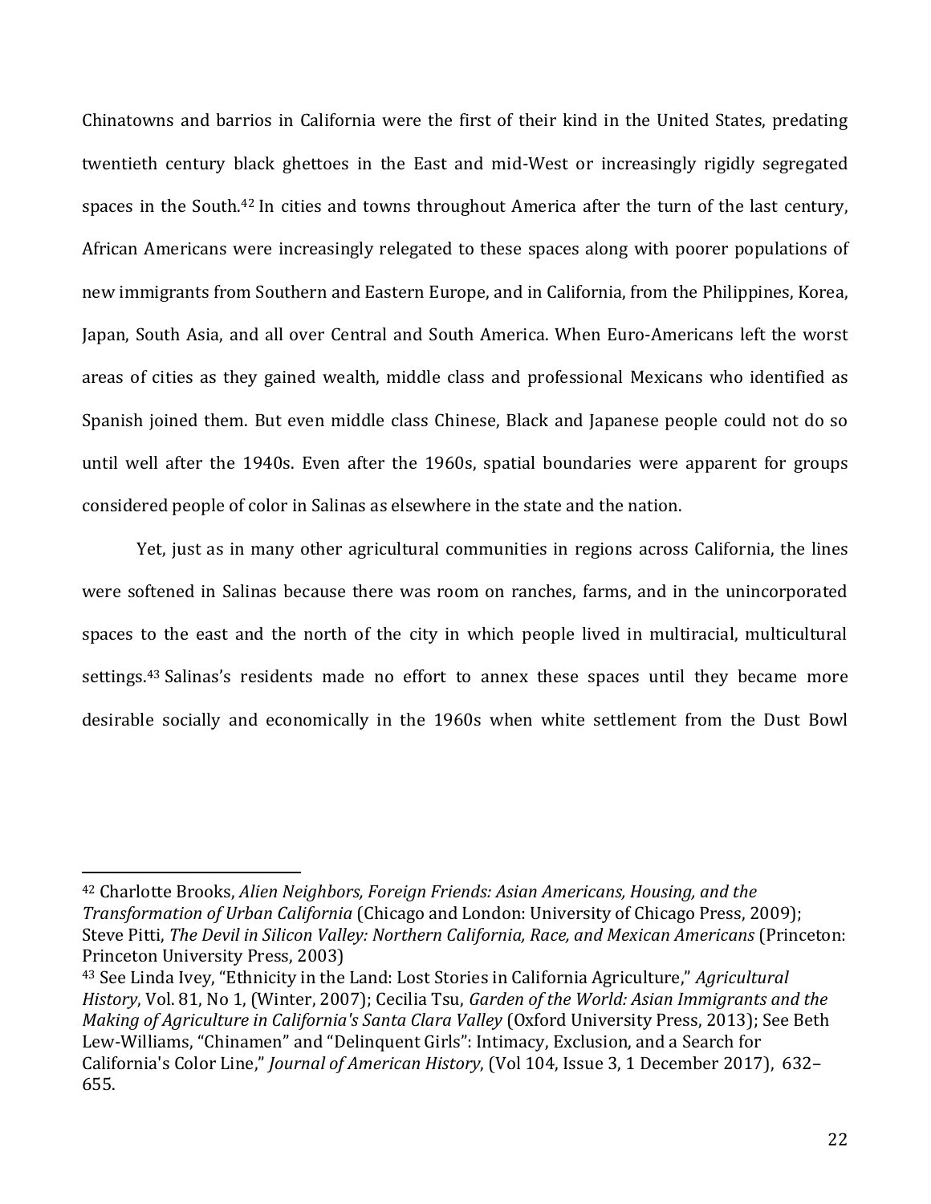Chinatowns and barrios in California were the first of their kind in the United States, predating twentieth century black ghettoes in the East and mid-West or increasingly rigidly segregated spaces in the South.[42] In cities and towns throughout America after the turn of the last century, African Americans were increasingly relegated to these spaces along with poorer populations of new immigrants from Southern and Eastern Europe, and in California, from the Philippines, Korea, Japan, South Asia, and all over Central and South America. When Euro-Americans left the worst areas of cities as they gained wealth, middle class and professional Mexicans who identified as Spanish joined them. But even middle class Chinese, Black and Japanese people could not do so until well after the 1940s. Even after the 1960s, spatial boundaries were apparent for groups considered people of color in Salinas as elsewhere in the state and the nation.

Yet, just as in many other agricultural communities in regions across California, the lines were softened in Salinas because there was room on ranches, farms, and in the unincorporated spaces to the east and the north of the city in which people lived in multiracial, multicultural settings.[43] Salinas's residents made no effort to annex these spaces until they became more desirable socially and economically in the 1960s when white settlement from the Dust Bowl

---

[42] Charlotte Brooks, *Alien Neighbors, Foreign Friends: Asian Americans, Housing, and the Transformation of Urban California* (Chicago and London: University of Chicago Press, 2009); Steve Pitti, *The Devil in Silicon Valley: Northern California, Race, and Mexican Americans* (Princeton: Princeton University Press, 2003)

[43] See Linda Ivey, "Ethnicity in the Land: Lost Stories in California Agriculture," *Agricultural History*, Vol. 81, No 1, (Winter, 2007); Cecilia Tsu, *Garden of the World: Asian Immigrants and the Making of Agriculture in California's Santa Clara Valley* (Oxford University Press, 2013); See Beth Lew-Williams, "Chinamen" and "Delinquent Girls": Intimacy, Exclusion, and a Search for California's Color Line," *Journal of American History*, (Vol 104, Issue 3, 1 December 2017), 632–655.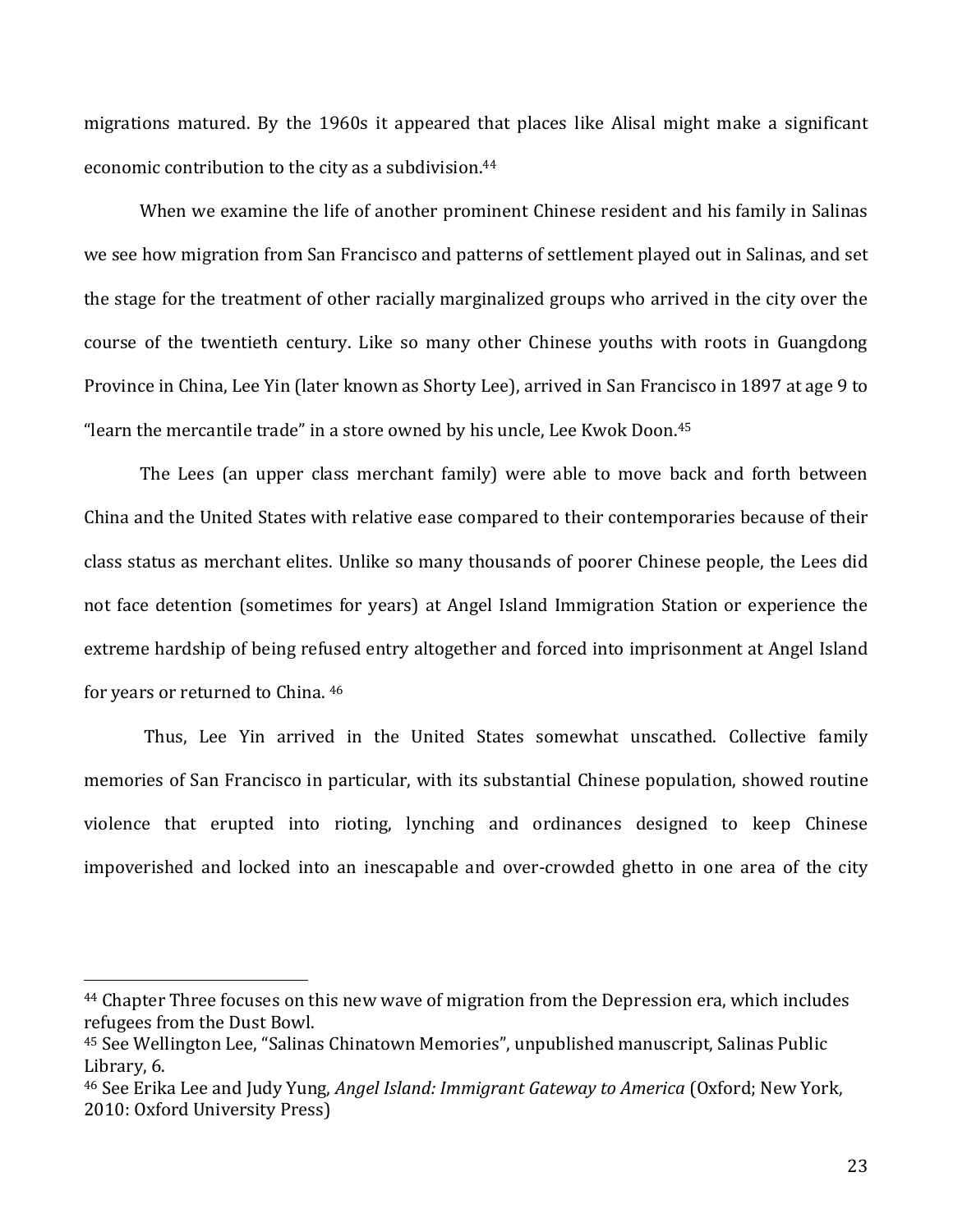migrations matured. By the 1960s it appeared that places like Alisal might make a significant economic contribution to the city as a subdivision.[44]

When we examine the life of another prominent Chinese resident and his family in Salinas we see how migration from San Francisco and patterns of settlement played out in Salinas, and set the stage for the treatment of other racially marginalized groups who arrived in the city over the course of the twentieth century. Like so many other Chinese youths with roots in Guangdong Province in China, Lee Yin (later known as Shorty Lee), arrived in San Francisco in 1897 at age 9 to "learn the mercantile trade" in a store owned by his uncle, Lee Kwok Doon.[45]

The Lees (an upper class merchant family) were able to move back and forth between China and the United States with relative ease compared to their contemporaries because of their class status as merchant elites. Unlike so many thousands of poorer Chinese people, the Lees did not face detention (sometimes for years) at Angel Island Immigration Station or experience the extreme hardship of being refused entry altogether and forced into imprisonment at Angel Island for years or returned to China. [46]

Thus, Lee Yin arrived in the United States somewhat unscathed. Collective family memories of San Francisco in particular, with its substantial Chinese population, showed routine violence that erupted into rioting, lynching and ordinances designed to keep Chinese impoverished and locked into an inescapable and over-crowded ghetto in one area of the city

---

[44] Chapter Three focuses on this new wave of migration from the Depression era, which includes refugees from the Dust Bowl.

[45] See Wellington Lee, "Salinas Chinatown Memories", unpublished manuscript, Salinas Public Library, 6.

[46] See Erika Lee and Judy Yung, *Angel Island: Immigrant Gateway to America* (Oxford; New York, 2010: Oxford University Press)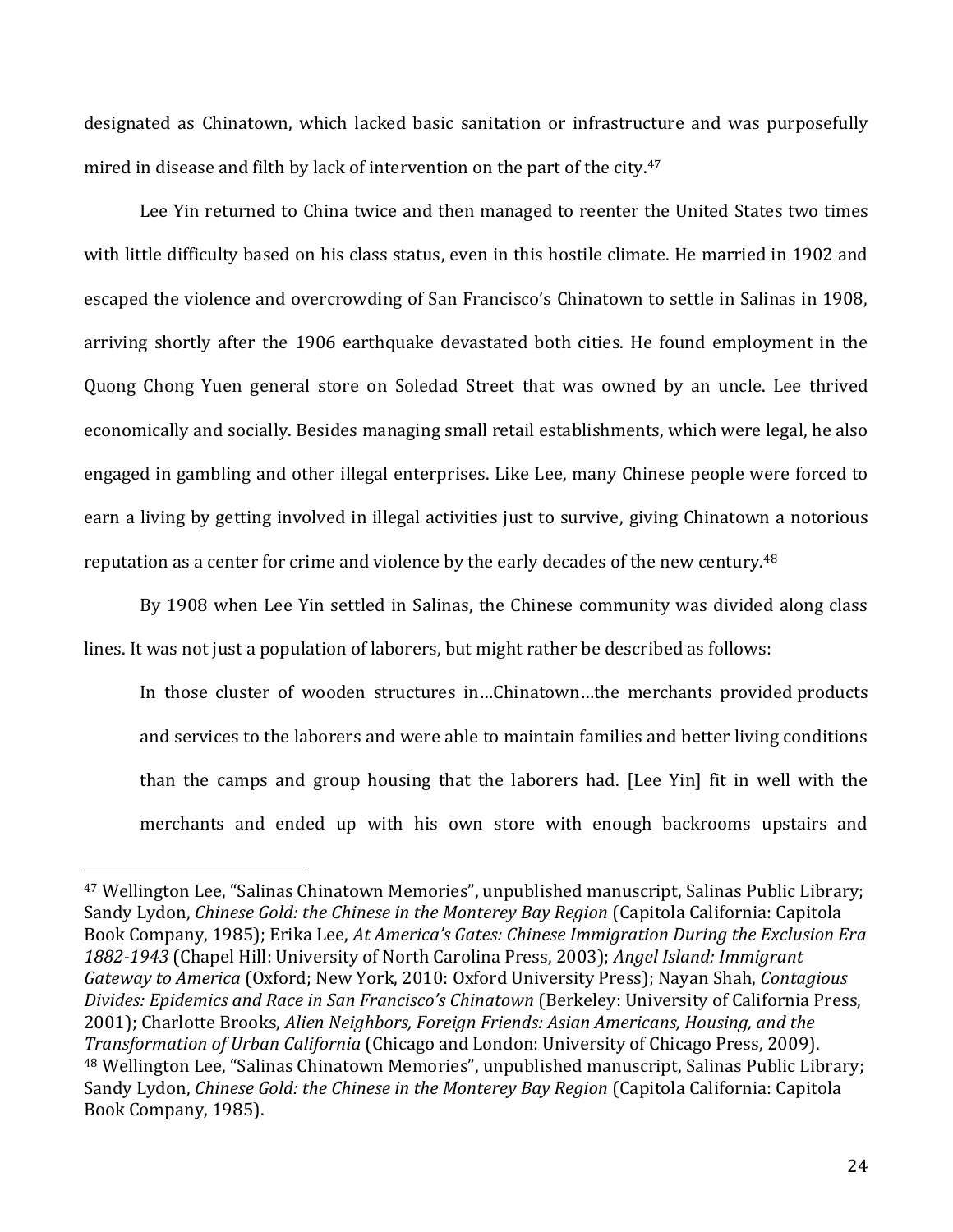designated as Chinatown, which lacked basic sanitation or infrastructure and was purposefully mired in disease and filth by lack of intervention on the part of the city.[47]

Lee Yin returned to China twice and then managed to reenter the United States two times with little difficulty based on his class status, even in this hostile climate. He married in 1902 and escaped the violence and overcrowding of San Francisco's Chinatown to settle in Salinas in 1908, arriving shortly after the 1906 earthquake devastated both cities. He found employment in the Quong Chong Yuen general store on Soledad Street that was owned by an uncle. Lee thrived economically and socially. Besides managing small retail establishments, which were legal, he also engaged in gambling and other illegal enterprises. Like Lee, many Chinese people were forced to earn a living by getting involved in illegal activities just to survive, giving Chinatown a notorious reputation as a center for crime and violence by the early decades of the new century.[48]

By 1908 when Lee Yin settled in Salinas, the Chinese community was divided along class lines. It was not just a population of laborers, but might rather be described as follows:

> In those cluster of wooden structures in…Chinatown…the merchants provided products and services to the laborers and were able to maintain families and better living conditions than the camps and group housing that the laborers had. [Lee Yin] fit in well with the merchants and ended up with his own store with enough backrooms upstairs and

---

[47] Wellington Lee, "Salinas Chinatown Memories", unpublished manuscript, Salinas Public Library; Sandy Lydon, *Chinese Gold: the Chinese in the Monterey Bay Region* (Capitola California: Capitola Book Company, 1985); Erika Lee, *At America's Gates: Chinese Immigration During the Exclusion Era 1882-1943* (Chapel Hill: University of North Carolina Press, 2003); *Angel Island: Immigrant Gateway to America* (Oxford; New York, 2010: Oxford University Press); Nayan Shah, *Contagious Divides: Epidemics and Race in San Francisco's Chinatown* (Berkeley: University of California Press, 2001); Charlotte Brooks, *Alien Neighbors, Foreign Friends: Asian Americans, Housing, and the Transformation of Urban California* (Chicago and London: University of Chicago Press, 2009).

[48] Wellington Lee, "Salinas Chinatown Memories", unpublished manuscript, Salinas Public Library; Sandy Lydon, *Chinese Gold: the Chinese in the Monterey Bay Region* (Capitola California: Capitola Book Company, 1985).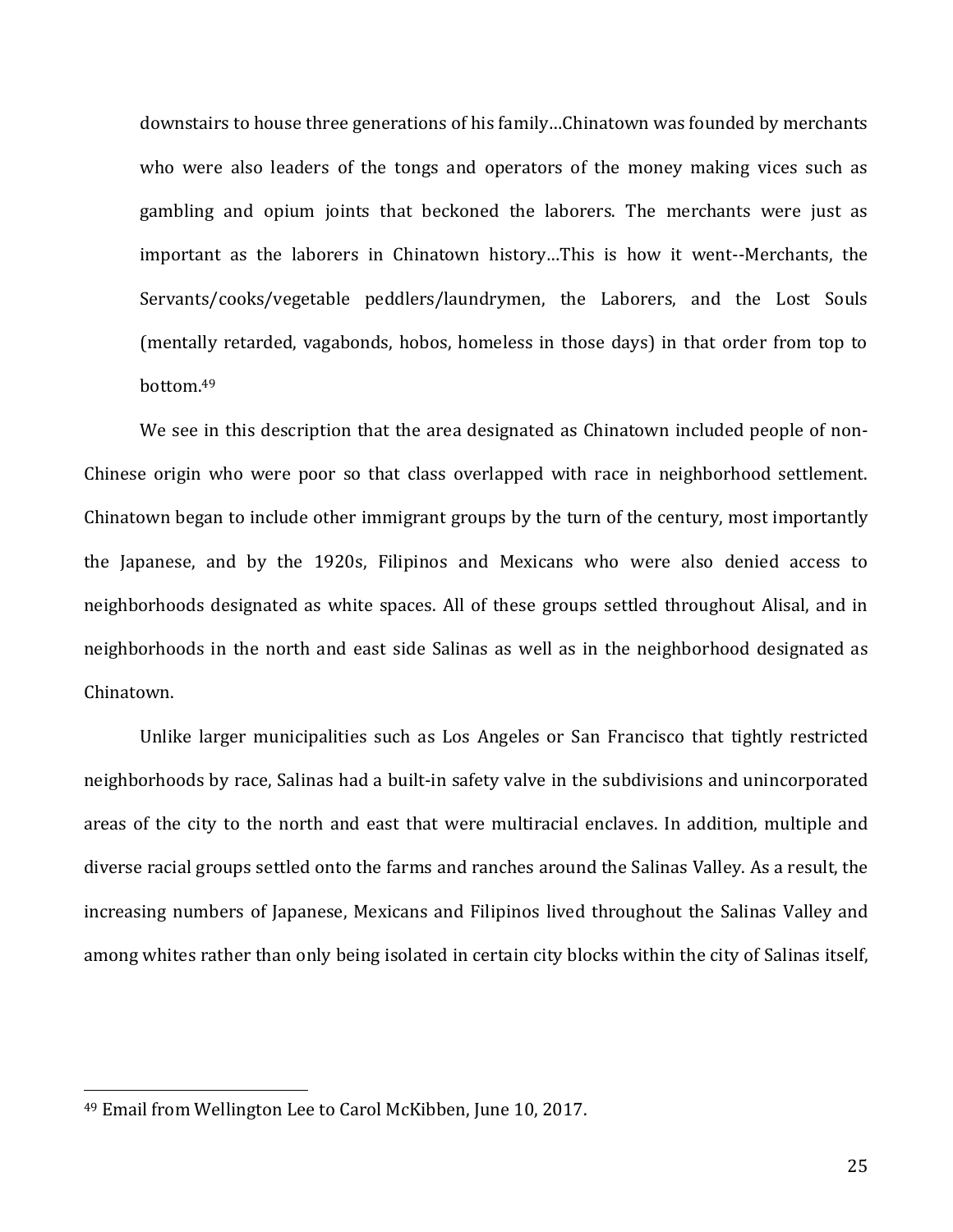> downstairs to house three generations of his family…Chinatown was founded by merchants who were also leaders of the tongs and operators of the money making vices such as gambling and opium joints that beckoned the laborers. The merchants were just as important as the laborers in Chinatown history…This is how it went--Merchants, the Servants/cooks/vegetable peddlers/laundrymen, the Laborers, and the Lost Souls (mentally retarded, vagabonds, hobos, homeless in those days) in that order from top to bottom.[49]

We see in this description that the area designated as Chinatown included people of non-Chinese origin who were poor so that class overlapped with race in neighborhood settlement. Chinatown began to include other immigrant groups by the turn of the century, most importantly the Japanese, and by the 1920s, Filipinos and Mexicans who were also denied access to neighborhoods designated as white spaces. All of these groups settled throughout Alisal, and in neighborhoods in the north and east side Salinas as well as in the neighborhood designated as Chinatown.

Unlike larger municipalities such as Los Angeles or San Francisco that tightly restricted neighborhoods by race, Salinas had a built-in safety valve in the subdivisions and unincorporated areas of the city to the north and east that were multiracial enclaves. In addition, multiple and diverse racial groups settled onto the farms and ranches around the Salinas Valley. As a result, the increasing numbers of Japanese, Mexicans and Filipinos lived throughout the Salinas Valley and among whites rather than only being isolated in certain city blocks within the city of Salinas itself,

---

[49] Email from Wellington Lee to Carol McKibben, June 10, 2017.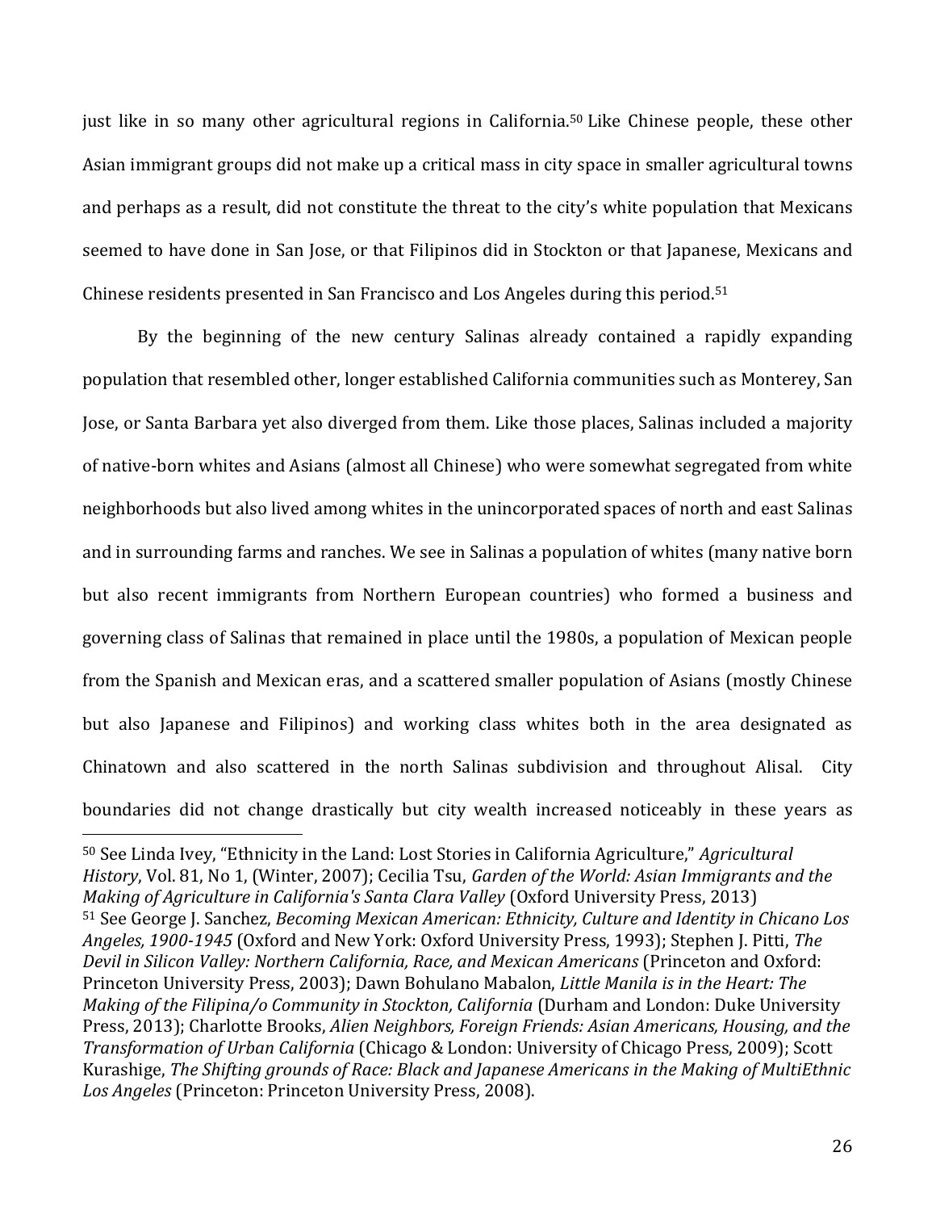just like in so many other agricultural regions in California.[50] Like Chinese people, these other Asian immigrant groups did not make up a critical mass in city space in smaller agricultural towns and perhaps as a result, did not constitute the threat to the city's white population that Mexicans seemed to have done in San Jose, or that Filipinos did in Stockton or that Japanese, Mexicans and Chinese residents presented in San Francisco and Los Angeles during this period.[51]

By the beginning of the new century Salinas already contained a rapidly expanding population that resembled other, longer established California communities such as Monterey, San Jose, or Santa Barbara yet also diverged from them. Like those places, Salinas included a majority of native-born whites and Asians (almost all Chinese) who were somewhat segregated from white neighborhoods but also lived among whites in the unincorporated spaces of north and east Salinas and in surrounding farms and ranches. We see in Salinas a population of whites (many native born but also recent immigrants from Northern European countries) who formed a business and governing class of Salinas that remained in place until the 1980s, a population of Mexican people from the Spanish and Mexican eras, and a scattered smaller population of Asians (mostly Chinese but also Japanese and Filipinos) and working class whites both in the area designated as Chinatown and also scattered in the north Salinas subdivision and throughout Alisal. City boundaries did not change drastically but city wealth increased noticeably in these years as

---

[50] See Linda Ivey, "Ethnicity in the Land: Lost Stories in California Agriculture," *Agricultural History*, Vol. 81, No 1, (Winter, 2007); Cecilia Tsu, *Garden of the World: Asian Immigrants and the Making of Agriculture in California's Santa Clara Valley* (Oxford University Press, 2013)

[51] See George J. Sanchez, *Becoming Mexican American: Ethnicity, Culture and Identity in Chicano Los Angeles, 1900-1945* (Oxford and New York: Oxford University Press, 1993); Stephen J. Pitti, *The Devil in Silicon Valley: Northern California, Race, and Mexican Americans* (Princeton and Oxford: Princeton University Press, 2003); Dawn Bohulano Mabalon, *Little Manila is in the Heart: The Making of the Filipina/o Community in Stockton, California* (Durham and London: Duke University Press, 2013); Charlotte Brooks, *Alien Neighbors, Foreign Friends: Asian Americans, Housing, and the Transformation of Urban California* (Chicago & London: University of Chicago Press, 2009); Scott Kurashige, *The Shifting grounds of Race: Black and Japanese Americans in the Making of MultiEthnic Los Angeles* (Princeton: Princeton University Press, 2008).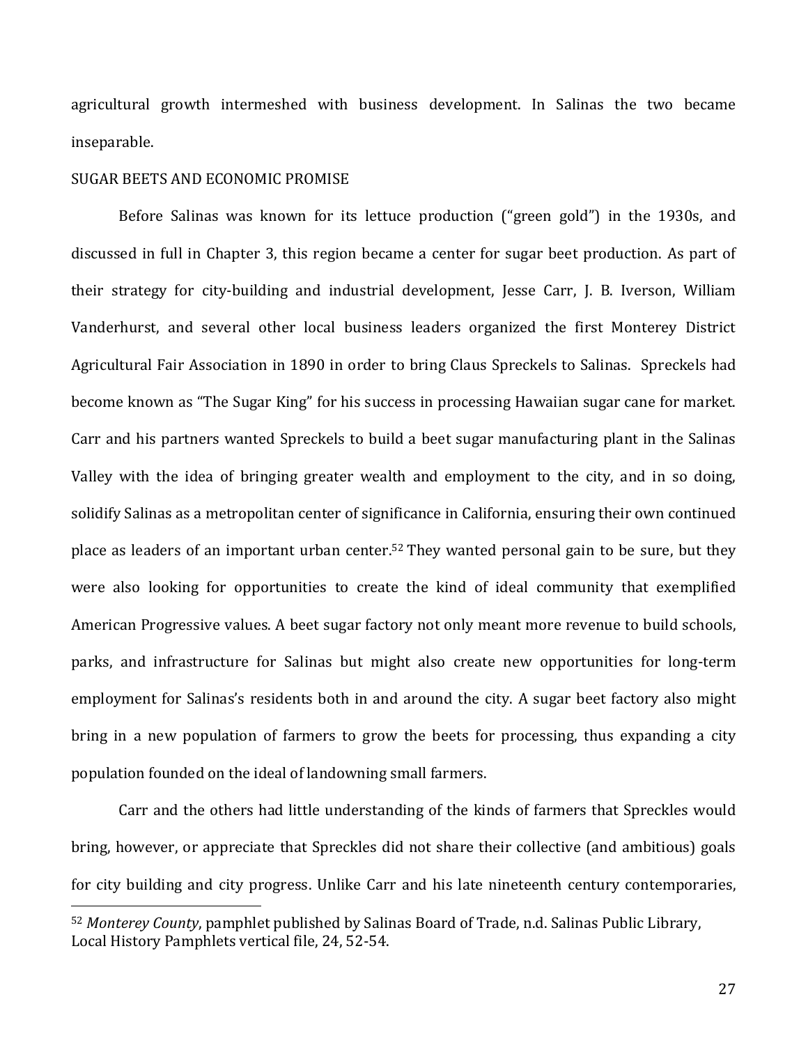agricultural growth intermeshed with business development. In Salinas the two became inseparable.

SUGAR BEETS AND ECONOMIC PROMISE

Before Salinas was known for its lettuce production ("green gold") in the 1930s, and discussed in full in Chapter 3, this region became a center for sugar beet production. As part of their strategy for city-building and industrial development, Jesse Carr, J. B. Iverson, William Vanderhurst, and several other local business leaders organized the first Monterey District Agricultural Fair Association in 1890 in order to bring Claus Spreckels to Salinas. Spreckels had become known as "The Sugar King" for his success in processing Hawaiian sugar cane for market. Carr and his partners wanted Spreckels to build a beet sugar manufacturing plant in the Salinas Valley with the idea of bringing greater wealth and employment to the city, and in so doing, solidify Salinas as a metropolitan center of significance in California, ensuring their own continued place as leaders of an important urban center.[52] They wanted personal gain to be sure, but they were also looking for opportunities to create the kind of ideal community that exemplified American Progressive values. A beet sugar factory not only meant more revenue to build schools, parks, and infrastructure for Salinas but might also create new opportunities for long-term employment for Salinas's residents both in and around the city. A sugar beet factory also might bring in a new population of farmers to grow the beets for processing, thus expanding a city population founded on the ideal of landowning small farmers.

Carr and the others had little understanding of the kinds of farmers that Spreckles would bring, however, or appreciate that Spreckles did not share their collective (and ambitious) goals for city building and city progress. Unlike Carr and his late nineteenth century contemporaries,

---

[52] *Monterey County*, pamphlet published by Salinas Board of Trade, n.d. Salinas Public Library, Local History Pamphlets vertical file, 24, 52-54.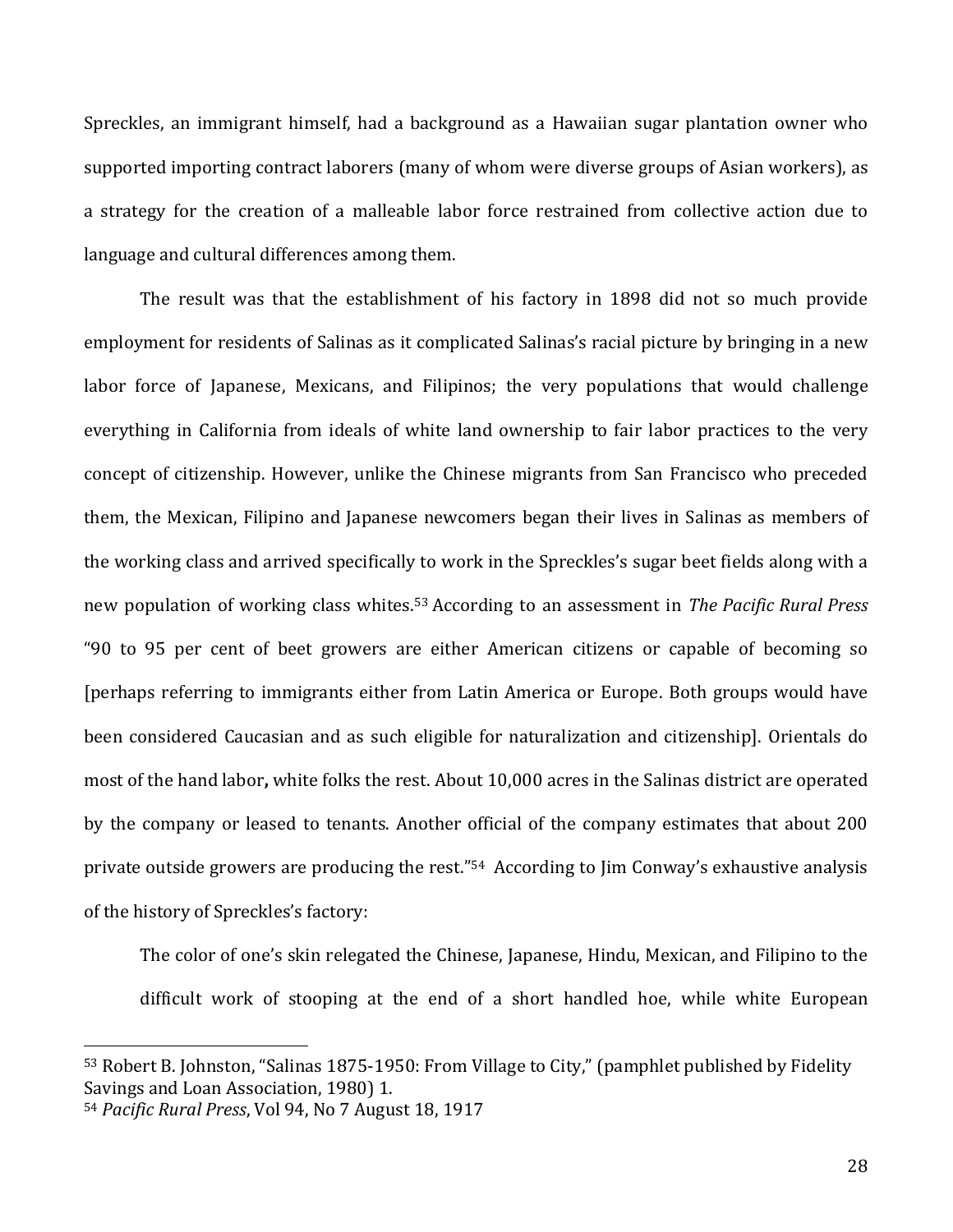Spreckles, an immigrant himself, had a background as a Hawaiian sugar plantation owner who supported importing contract laborers (many of whom were diverse groups of Asian workers), as a strategy for the creation of a malleable labor force restrained from collective action due to language and cultural differences among them.

The result was that the establishment of his factory in 1898 did not so much provide employment for residents of Salinas as it complicated Salinas's racial picture by bringing in a new labor force of Japanese, Mexicans, and Filipinos; the very populations that would challenge everything in California from ideals of white land ownership to fair labor practices to the very concept of citizenship. However, unlike the Chinese migrants from San Francisco who preceded them, the Mexican, Filipino and Japanese newcomers began their lives in Salinas as members of the working class and arrived specifically to work in the Spreckles's sugar beet fields along with a new population of working class whites.[53] According to an assessment in *The Pacific Rural Press* "90 to 95 per cent of beet growers are either American citizens or capable of becoming so [perhaps referring to immigrants either from Latin America or Europe. Both groups would have been considered Caucasian and as such eligible for naturalization and citizenship]. Orientals do most of the hand labor**,** white folks the rest. About 10,000 acres in the Salinas district are operated by the company or leased to tenants. Another official of the company estimates that about 200 private outside growers are producing the rest."[54] According to Jim Conway's exhaustive analysis of the history of Spreckles's factory:

> The color of one's skin relegated the Chinese, Japanese, Hindu, Mexican, and Filipino to the difficult work of stooping at the end of a short handled hoe, while white European

---

[53] Robert B. Johnston, "Salinas 1875-1950: From Village to City," (pamphlet published by Fidelity Savings and Loan Association, 1980) 1.

[54] *Pacific Rural Press*, Vol 94, No 7 August 18, 1917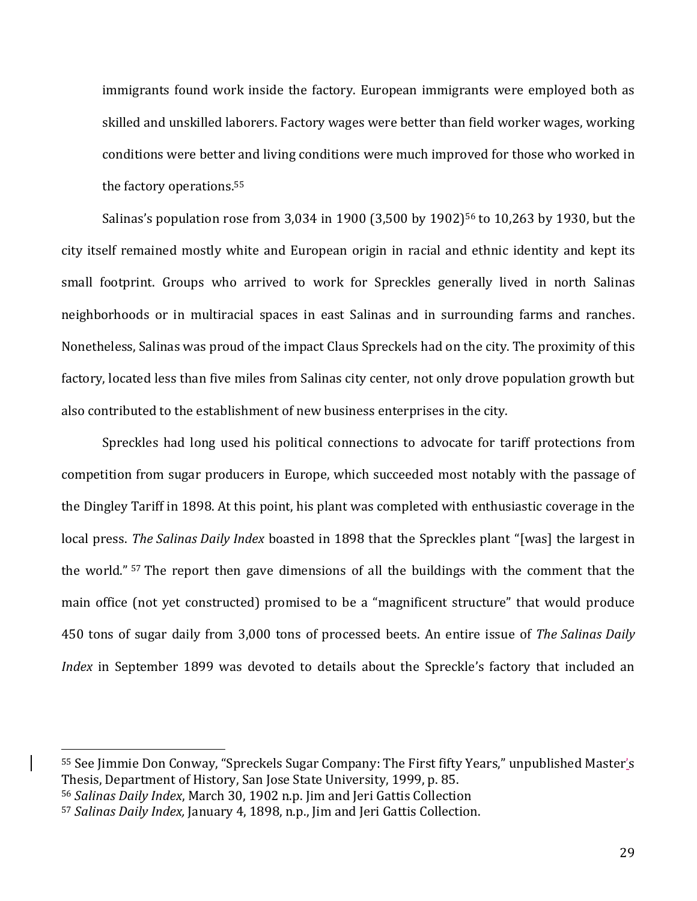immigrants found work inside the factory. European immigrants were employed both as skilled and unskilled laborers. Factory wages were better than field worker wages, working conditions were better and living conditions were much improved for those who worked in the factory operations.[55]

Salinas's population rose from 3,034 in 1900 (3,500 by 1902)[56] to 10,263 by 1930, but the city itself remained mostly white and European origin in racial and ethnic identity and kept its small footprint. Groups who arrived to work for Spreckles generally lived in north Salinas neighborhoods or in multiracial spaces in east Salinas and in surrounding farms and ranches. Nonetheless, Salinas was proud of the impact Claus Spreckels had on the city. The proximity of this factory, located less than five miles from Salinas city center, not only drove population growth but also contributed to the establishment of new business enterprises in the city.

Spreckles had long used his political connections to advocate for tariff protections from competition from sugar producers in Europe, which succeeded most notably with the passage of the Dingley Tariff in 1898. At this point, his plant was completed with enthusiastic coverage in the local press. *The Salinas Daily Index* boasted in 1898 that the Spreckles plant "[was] the largest in the world." [57] The report then gave dimensions of all the buildings with the comment that the main office (not yet constructed) promised to be a "magnificent structure" that would produce 450 tons of sugar daily from 3,000 tons of processed beets. An entire issue of *The Salinas Daily Index* in September 1899 was devoted to details about the Spreckle's factory that included an

---

[55] See Jimmie Don Conway, "Spreckels Sugar Company: The First fifty Years," unpublished Master's Thesis, Department of History, San Jose State University, 1999, p. 85.

[56] *Salinas Daily Index*, March 30, 1902 n.p. Jim and Jeri Gattis Collection

[57] *Salinas Daily Index,* January 4, 1898, n.p., Jim and Jeri Gattis Collection.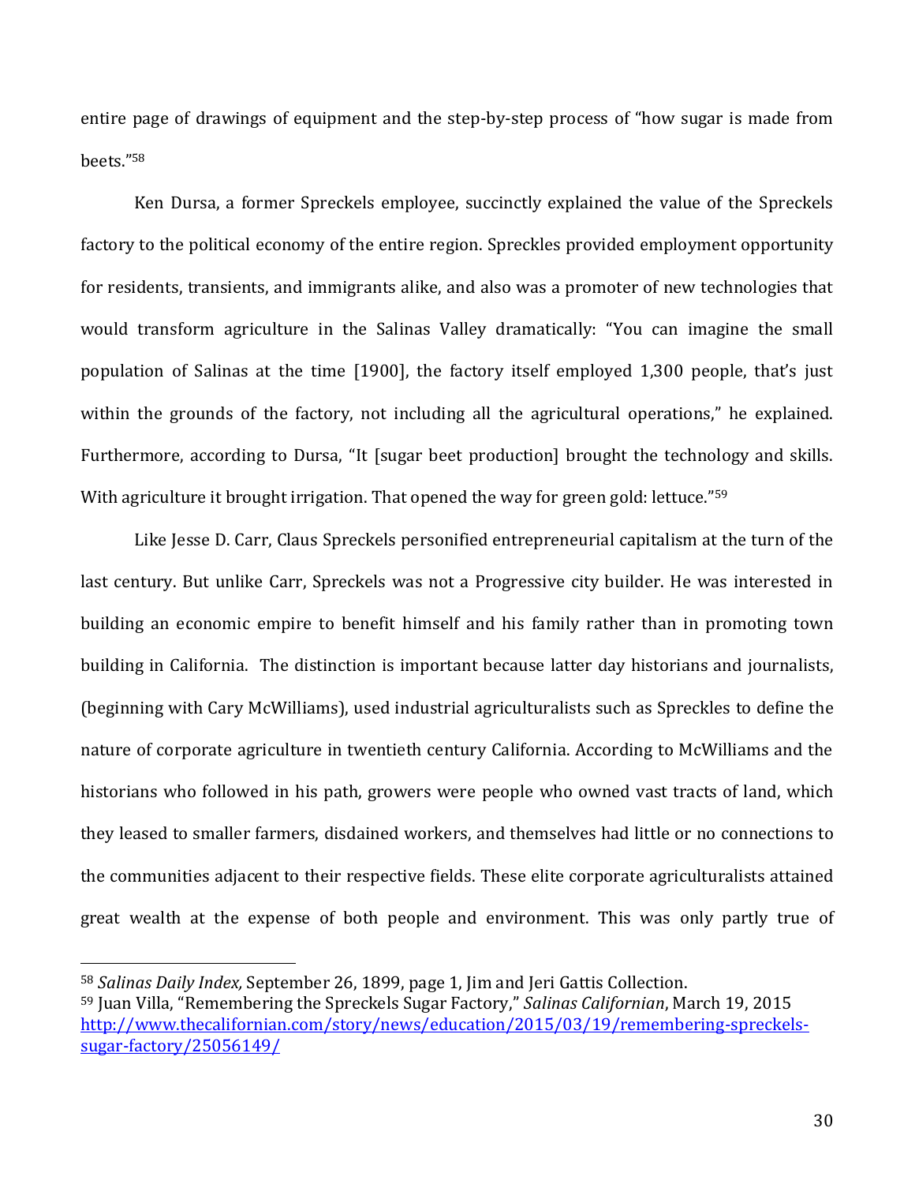entire page of drawings of equipment and the step-by-step process of "how sugar is made from beets."[58]

Ken Dursa, a former Spreckels employee, succinctly explained the value of the Spreckels factory to the political economy of the entire region. Spreckles provided employment opportunity for residents, transients, and immigrants alike, and also was a promoter of new technologies that would transform agriculture in the Salinas Valley dramatically: "You can imagine the small population of Salinas at the time [1900], the factory itself employed 1,300 people, that's just within the grounds of the factory, not including all the agricultural operations," he explained. Furthermore, according to Dursa, "It [sugar beet production] brought the technology and skills. With agriculture it brought irrigation. That opened the way for green gold: lettuce."[59]

Like Jesse D. Carr, Claus Spreckels personified entrepreneurial capitalism at the turn of the last century. But unlike Carr, Spreckels was not a Progressive city builder. He was interested in building an economic empire to benefit himself and his family rather than in promoting town building in California. The distinction is important because latter day historians and journalists, (beginning with Cary McWilliams), used industrial agriculturalists such as Spreckles to define the nature of corporate agriculture in twentieth century California. According to McWilliams and the historians who followed in his path, growers were people who owned vast tracts of land, which they leased to smaller farmers, disdained workers, and themselves had little or no connections to the communities adjacent to their respective fields. These elite corporate agriculturalists attained great wealth at the expense of both people and environment. This was only partly true of

---

[58] *Salinas Daily Index,* September 26, 1899, page 1, Jim and Jeri Gattis Collection.

[59] Juan Villa, "Remembering the Spreckels Sugar Factory," *Salinas Californian*, March 19, 2015 http://www.thecalifornian.com/story/news/education/2015/03/19/remembering-spreckels-sugar-factory/25056149/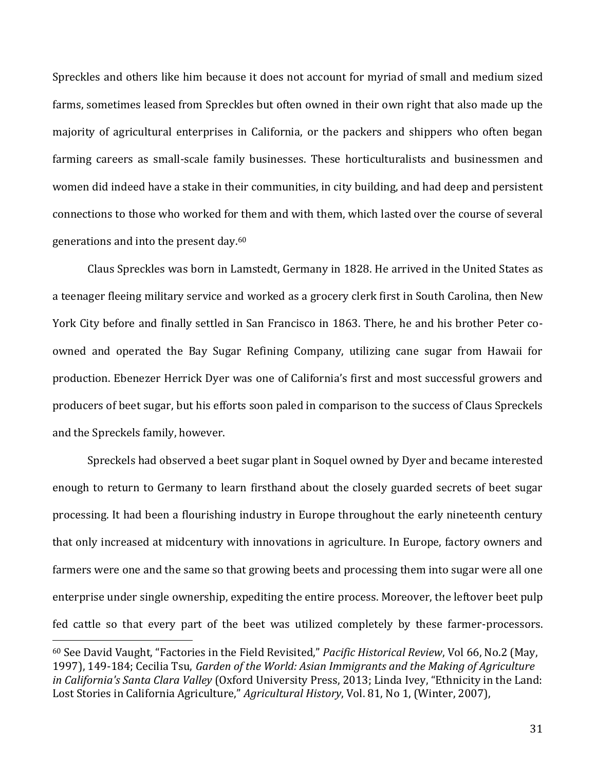Spreckles and others like him because it does not account for myriad of small and medium sized farms, sometimes leased from Spreckles but often owned in their own right that also made up the majority of agricultural enterprises in California, or the packers and shippers who often began farming careers as small-scale family businesses. These horticulturalists and businessmen and women did indeed have a stake in their communities, in city building, and had deep and persistent connections to those who worked for them and with them, which lasted over the course of several generations and into the present day.[60]

Claus Spreckles was born in Lamstedt, Germany in 1828. He arrived in the United States as a teenager fleeing military service and worked as a grocery clerk first in South Carolina, then New York City before and finally settled in San Francisco in 1863. There, he and his brother Peter co-owned and operated the Bay Sugar Refining Company, utilizing cane sugar from Hawaii for production. Ebenezer Herrick Dyer was one of California's first and most successful growers and producers of beet sugar, but his efforts soon paled in comparison to the success of Claus Spreckels and the Spreckels family, however.

Spreckels had observed a beet sugar plant in Soquel owned by Dyer and became interested enough to return to Germany to learn firsthand about the closely guarded secrets of beet sugar processing. It had been a flourishing industry in Europe throughout the early nineteenth century that only increased at midcentury with innovations in agriculture. In Europe, factory owners and farmers were one and the same so that growing beets and processing them into sugar were all one enterprise under single ownership, expediting the entire process. Moreover, the leftover beet pulp fed cattle so that every part of the beet was utilized completely by these farmer-processors.

---

[60] See David Vaught, "Factories in the Field Revisited," *Pacific Historical Review*, Vol 66, No.2 (May, 1997), 149-184; Cecilia Tsu, *Garden of the World: Asian Immigrants and the Making of Agriculture in California's Santa Clara Valley* (Oxford University Press, 2013; Linda Ivey, "Ethnicity in the Land: Lost Stories in California Agriculture," *Agricultural History*, Vol. 81, No 1, (Winter, 2007),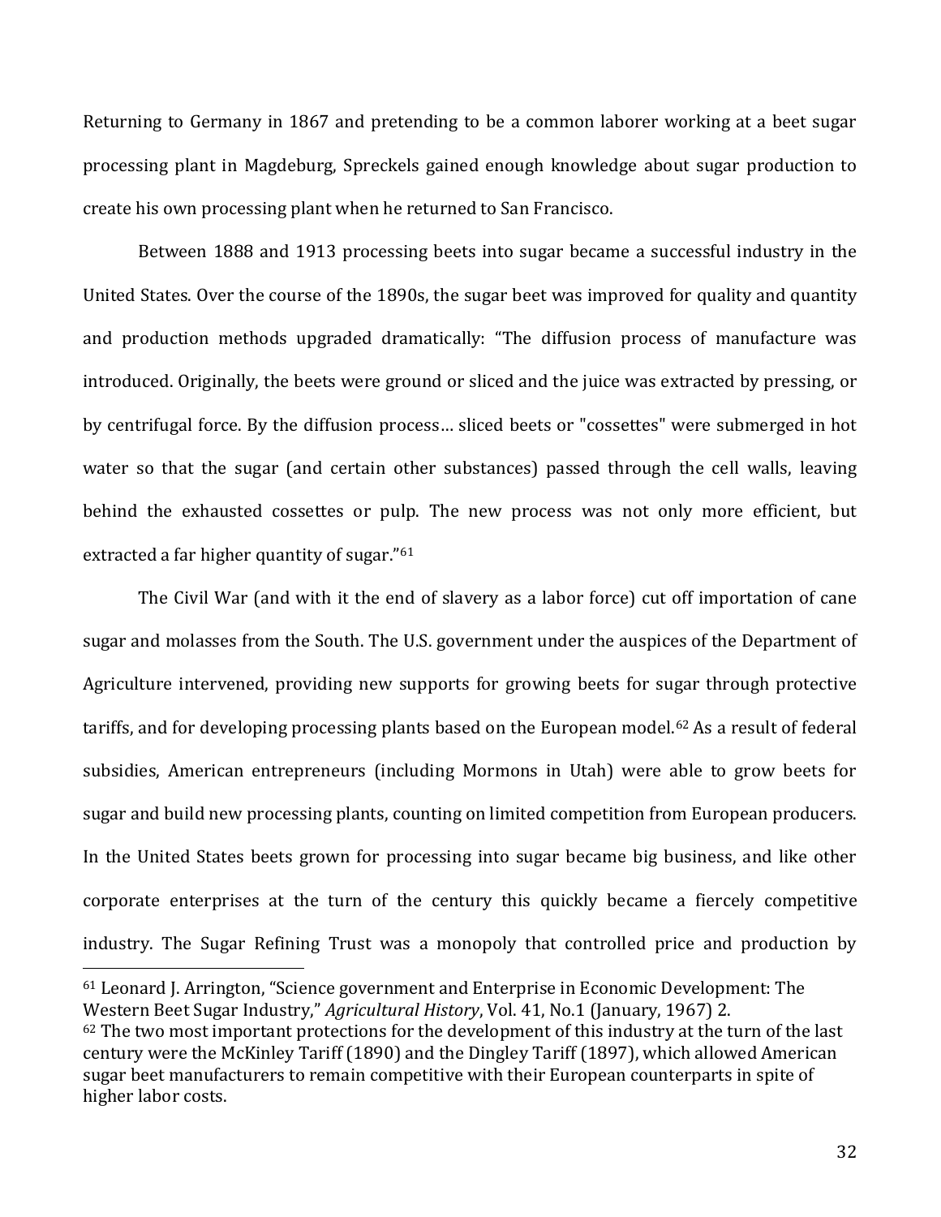Returning to Germany in 1867 and pretending to be a common laborer working at a beet sugar processing plant in Magdeburg, Spreckels gained enough knowledge about sugar production to create his own processing plant when he returned to San Francisco.

Between 1888 and 1913 processing beets into sugar became a successful industry in the United States. Over the course of the 1890s, the sugar beet was improved for quality and quantity and production methods upgraded dramatically: "The diffusion process of manufacture was introduced. Originally, the beets were ground or sliced and the juice was extracted by pressing, or by centrifugal force. By the diffusion process… sliced beets or "cossettes" were submerged in hot water so that the sugar (and certain other substances) passed through the cell walls, leaving behind the exhausted cossettes or pulp. The new process was not only more efficient, but extracted a far higher quantity of sugar."[61]

The Civil War (and with it the end of slavery as a labor force) cut off importation of cane sugar and molasses from the South. The U.S. government under the auspices of the Department of Agriculture intervened, providing new supports for growing beets for sugar through protective tariffs, and for developing processing plants based on the European model.[62] As a result of federal subsidies, American entrepreneurs (including Mormons in Utah) were able to grow beets for sugar and build new processing plants, counting on limited competition from European producers. In the United States beets grown for processing into sugar became big business, and like other corporate enterprises at the turn of the century this quickly became a fiercely competitive industry. The Sugar Refining Trust was a monopoly that controlled price and production by

---

[61] Leonard J. Arrington, "Science government and Enterprise in Economic Development: The Western Beet Sugar Industry," *Agricultural History*, Vol. 41, No.1 (January, 1967) 2.

[62] The two most important protections for the development of this industry at the turn of the last century were the McKinley Tariff (1890) and the Dingley Tariff (1897), which allowed American sugar beet manufacturers to remain competitive with their European counterparts in spite of higher labor costs.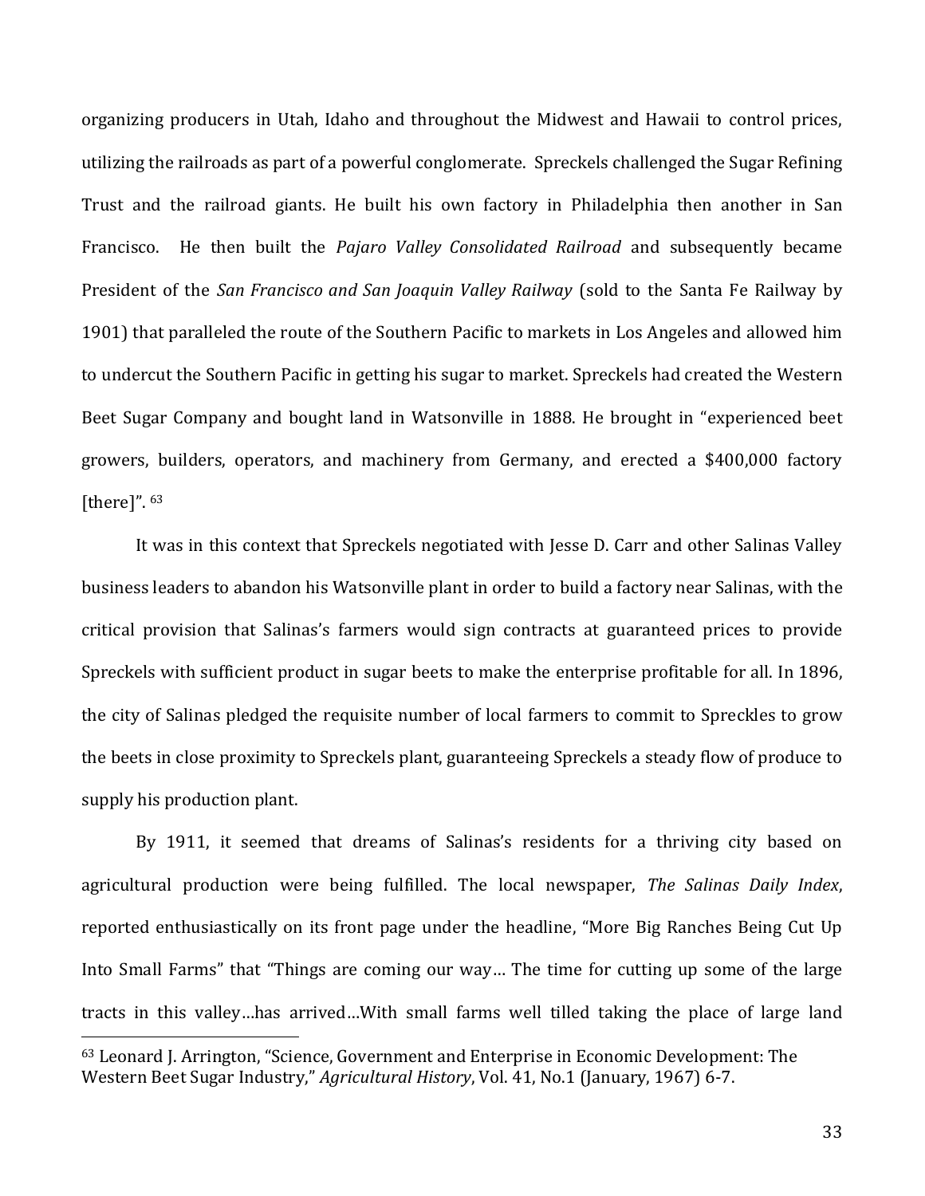organizing producers in Utah, Idaho and throughout the Midwest and Hawaii to control prices, utilizing the railroads as part of a powerful conglomerate. Spreckels challenged the Sugar Refining Trust and the railroad giants. He built his own factory in Philadelphia then another in San Francisco. He then built the *Pajaro Valley Consolidated Railroad* and subsequently became President of the *San Francisco and San Joaquin Valley Railway* (sold to the Santa Fe Railway by 1901) that paralleled the route of the Southern Pacific to markets in Los Angeles and allowed him to undercut the Southern Pacific in getting his sugar to market. Spreckels had created the Western Beet Sugar Company and bought land in Watsonville in 1888. He brought in "experienced beet growers, builders, operators, and machinery from Germany, and erected a $400,000 factory [there]". [63]

It was in this context that Spreckels negotiated with Jesse D. Carr and other Salinas Valley business leaders to abandon his Watsonville plant in order to build a factory near Salinas, with the critical provision that Salinas's farmers would sign contracts at guaranteed prices to provide Spreckels with sufficient product in sugar beets to make the enterprise profitable for all. In 1896, the city of Salinas pledged the requisite number of local farmers to commit to Spreckles to grow the beets in close proximity to Spreckels plant, guaranteeing Spreckels a steady flow of produce to supply his production plant.

By 1911, it seemed that dreams of Salinas's residents for a thriving city based on agricultural production were being fulfilled. The local newspaper, *The Salinas Daily Index*, reported enthusiastically on its front page under the headline, "More Big Ranches Being Cut Up Into Small Farms" that "Things are coming our way… The time for cutting up some of the large tracts in this valley…has arrived…With small farms well tilled taking the place of large land

---

[63] Leonard J. Arrington, "Science, Government and Enterprise in Economic Development: The Western Beet Sugar Industry," *Agricultural History*, Vol. 41, No.1 (January, 1967) 6-7.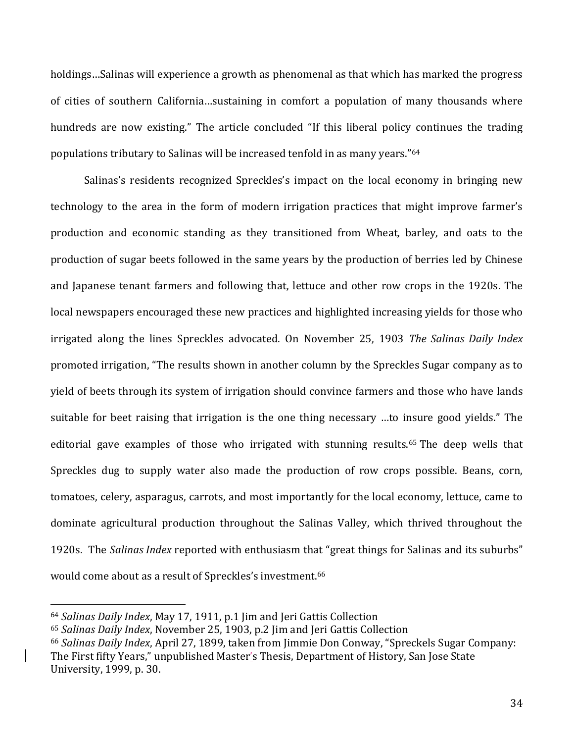holdings…Salinas will experience a growth as phenomenal as that which has marked the progress of cities of southern California…sustaining in comfort a population of many thousands where hundreds are now existing." The article concluded "If this liberal policy continues the trading populations tributary to Salinas will be increased tenfold in as many years."[64]

Salinas's residents recognized Spreckles's impact on the local economy in bringing new technology to the area in the form of modern irrigation practices that might improve farmer's production and economic standing as they transitioned from Wheat, barley, and oats to the production of sugar beets followed in the same years by the production of berries led by Chinese and Japanese tenant farmers and following that, lettuce and other row crops in the 1920s. The local newspapers encouraged these new practices and highlighted increasing yields for those who irrigated along the lines Spreckles advocated. On November 25, 1903 *The Salinas Daily Index* promoted irrigation, "The results shown in another column by the Spreckles Sugar company as to yield of beets through its system of irrigation should convince farmers and those who have lands suitable for beet raising that irrigation is the one thing necessary …to insure good yields." The editorial gave examples of those who irrigated with stunning results.[65] The deep wells that Spreckles dug to supply water also made the production of row crops possible. Beans, corn, tomatoes, celery, asparagus, carrots, and most importantly for the local economy, lettuce, came to dominate agricultural production throughout the Salinas Valley, which thrived throughout the 1920s. The *Salinas Index* reported with enthusiasm that "great things for Salinas and its suburbs" would come about as a result of Spreckles's investment.[66]

---

[64] *Salinas Daily Index*, May 17, 1911, p.1 Jim and Jeri Gattis Collection

[65] *Salinas Daily Index*, November 25, 1903, p.2 Jim and Jeri Gattis Collection

[66] *Salinas Daily Index*, April 27, 1899, taken from Jimmie Don Conway, "Spreckels Sugar Company: The First fifty Years," unpublished Master's Thesis, Department of History, San Jose State University, 1999, p. 30.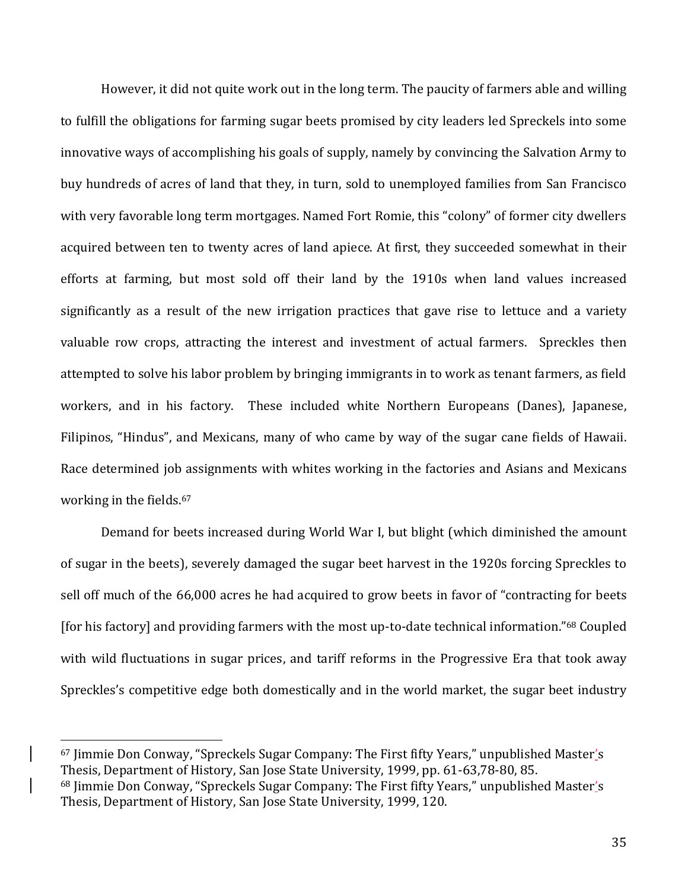However, it did not quite work out in the long term. The paucity of farmers able and willing to fulfill the obligations for farming sugar beets promised by city leaders led Spreckels into some innovative ways of accomplishing his goals of supply, namely by convincing the Salvation Army to buy hundreds of acres of land that they, in turn, sold to unemployed families from San Francisco with very favorable long term mortgages. Named Fort Romie, this "colony" of former city dwellers acquired between ten to twenty acres of land apiece. At first, they succeeded somewhat in their efforts at farming, but most sold off their land by the 1910s when land values increased significantly as a result of the new irrigation practices that gave rise to lettuce and a variety valuable row crops, attracting the interest and investment of actual farmers. Spreckles then attempted to solve his labor problem by bringing immigrants in to work as tenant farmers, as field workers, and in his factory. These included white Northern Europeans (Danes), Japanese, Filipinos, "Hindus", and Mexicans, many of who came by way of the sugar cane fields of Hawaii. Race determined job assignments with whites working in the factories and Asians and Mexicans working in the fields.[67]

Demand for beets increased during World War I, but blight (which diminished the amount of sugar in the beets), severely damaged the sugar beet harvest in the 1920s forcing Spreckles to sell off much of the 66,000 acres he had acquired to grow beets in favor of "contracting for beets [for his factory] and providing farmers with the most up-to-date technical information."[68] Coupled with wild fluctuations in sugar prices, and tariff reforms in the Progressive Era that took away Spreckles's competitive edge both domestically and in the world market, the sugar beet industry

---

[67] Jimmie Don Conway, "Spreckels Sugar Company: The First fifty Years," unpublished Master's Thesis, Department of History, San Jose State University, 1999, pp. 61-63,78-80, 85.

[68] Jimmie Don Conway, "Spreckels Sugar Company: The First fifty Years," unpublished Master's Thesis, Department of History, San Jose State University, 1999, 120.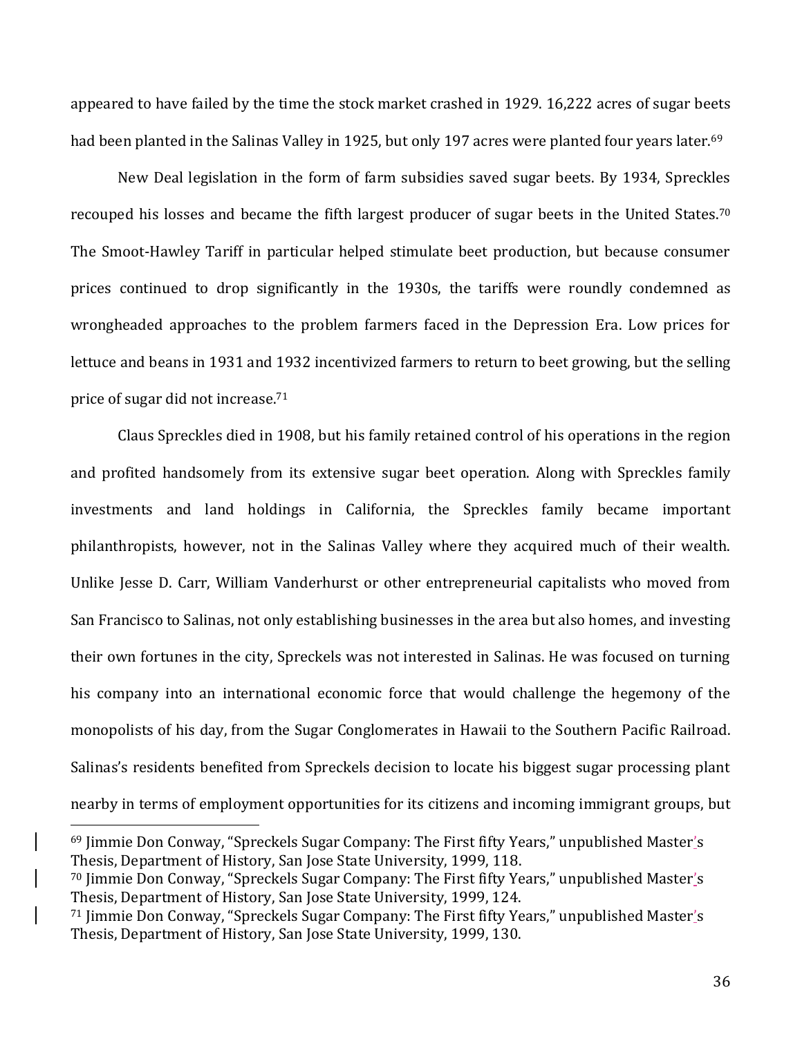appeared to have failed by the time the stock market crashed in 1929. 16,222 acres of sugar beets had been planted in the Salinas Valley in 1925, but only 197 acres were planted four years later.[69]

New Deal legislation in the form of farm subsidies saved sugar beets. By 1934, Spreckles recouped his losses and became the fifth largest producer of sugar beets in the United States.[70] The Smoot-Hawley Tariff in particular helped stimulate beet production, but because consumer prices continued to drop significantly in the 1930s, the tariffs were roundly condemned as wrongheaded approaches to the problem farmers faced in the Depression Era. Low prices for lettuce and beans in 1931 and 1932 incentivized farmers to return to beet growing, but the selling price of sugar did not increase.[71]

Claus Spreckles died in 1908, but his family retained control of his operations in the region and profited handsomely from its extensive sugar beet operation. Along with Spreckles family investments and land holdings in California, the Spreckles family became important philanthropists, however, not in the Salinas Valley where they acquired much of their wealth. Unlike Jesse D. Carr, William Vanderhurst or other entrepreneurial capitalists who moved from San Francisco to Salinas, not only establishing businesses in the area but also homes, and investing their own fortunes in the city, Spreckels was not interested in Salinas. He was focused on turning his company into an international economic force that would challenge the hegemony of the monopolists of his day, from the Sugar Conglomerates in Hawaii to the Southern Pacific Railroad. Salinas's residents benefited from Spreckels decision to locate his biggest sugar processing plant nearby in terms of employment opportunities for its citizens and incoming immigrant groups, but

---

[69] Jimmie Don Conway, "Spreckels Sugar Company: The First fifty Years," unpublished Master's Thesis, Department of History, San Jose State University, 1999, 118.

[70] Jimmie Don Conway, "Spreckels Sugar Company: The First fifty Years," unpublished Master's Thesis, Department of History, San Jose State University, 1999, 124.

[71] Jimmie Don Conway, "Spreckels Sugar Company: The First fifty Years," unpublished Master's Thesis, Department of History, San Jose State University, 1999, 130.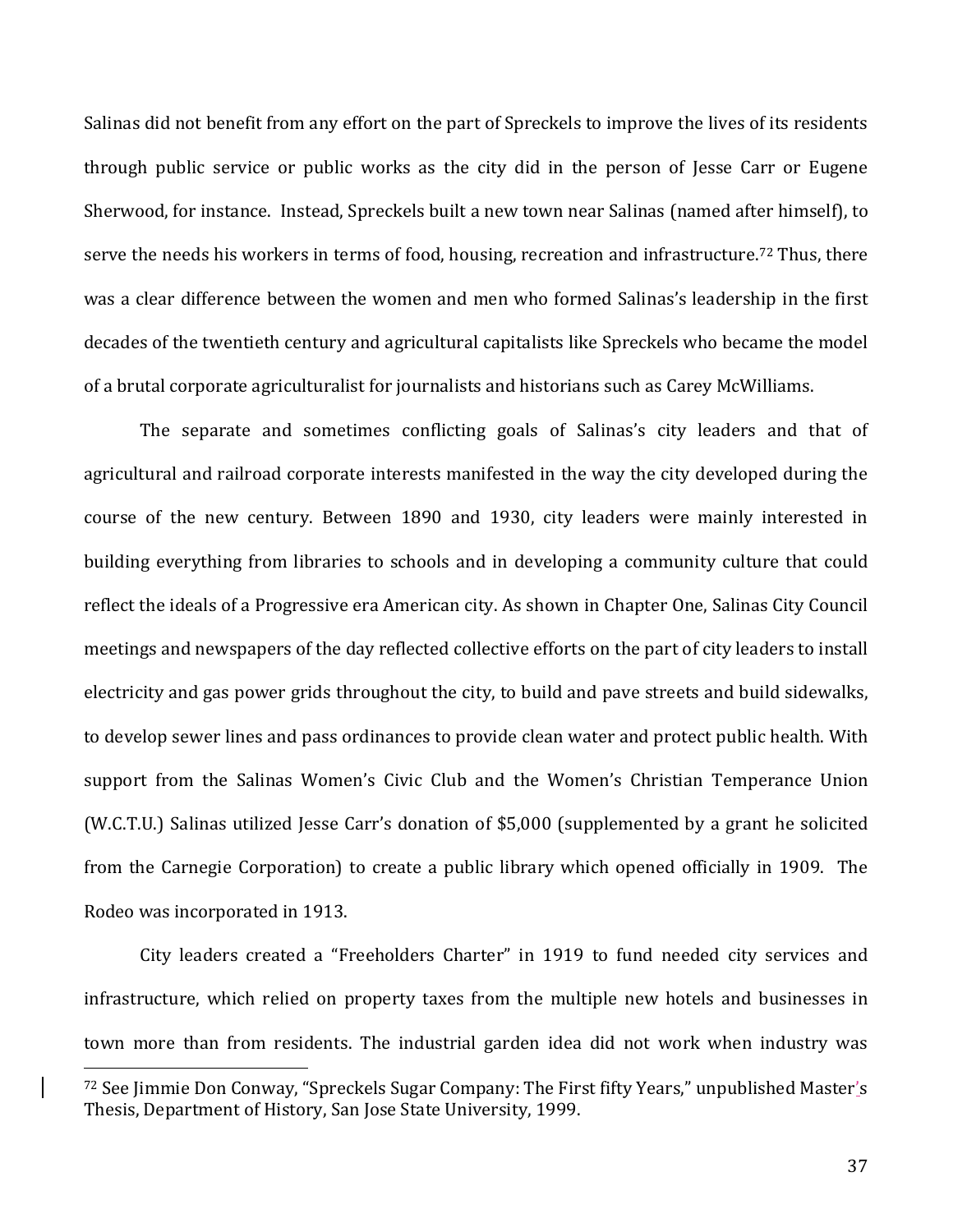Salinas did not benefit from any effort on the part of Spreckels to improve the lives of its residents through public service or public works as the city did in the person of Jesse Carr or Eugene Sherwood, for instance. Instead, Spreckels built a new town near Salinas (named after himself), to serve the needs his workers in terms of food, housing, recreation and infrastructure.[72] Thus, there was a clear difference between the women and men who formed Salinas's leadership in the first decades of the twentieth century and agricultural capitalists like Spreckels who became the model of a brutal corporate agriculturalist for journalists and historians such as Carey McWilliams.

The separate and sometimes conflicting goals of Salinas's city leaders and that of agricultural and railroad corporate interests manifested in the way the city developed during the course of the new century. Between 1890 and 1930, city leaders were mainly interested in building everything from libraries to schools and in developing a community culture that could reflect the ideals of a Progressive era American city. As shown in Chapter One, Salinas City Council meetings and newspapers of the day reflected collective efforts on the part of city leaders to install electricity and gas power grids throughout the city, to build and pave streets and build sidewalks, to develop sewer lines and pass ordinances to provide clean water and protect public health. With support from the Salinas Women's Civic Club and the Women's Christian Temperance Union (W.C.T.U.) Salinas utilized Jesse Carr's donation of $5,000 (supplemented by a grant he solicited from the Carnegie Corporation) to create a public library which opened officially in 1909. The Rodeo was incorporated in 1913.

City leaders created a "Freeholders Charter" in 1919 to fund needed city services and infrastructure, which relied on property taxes from the multiple new hotels and businesses in town more than from residents. The industrial garden idea did not work when industry was

---

[72] See Jimmie Don Conway, "Spreckels Sugar Company: The First fifty Years," unpublished Master's Thesis, Department of History, San Jose State University, 1999.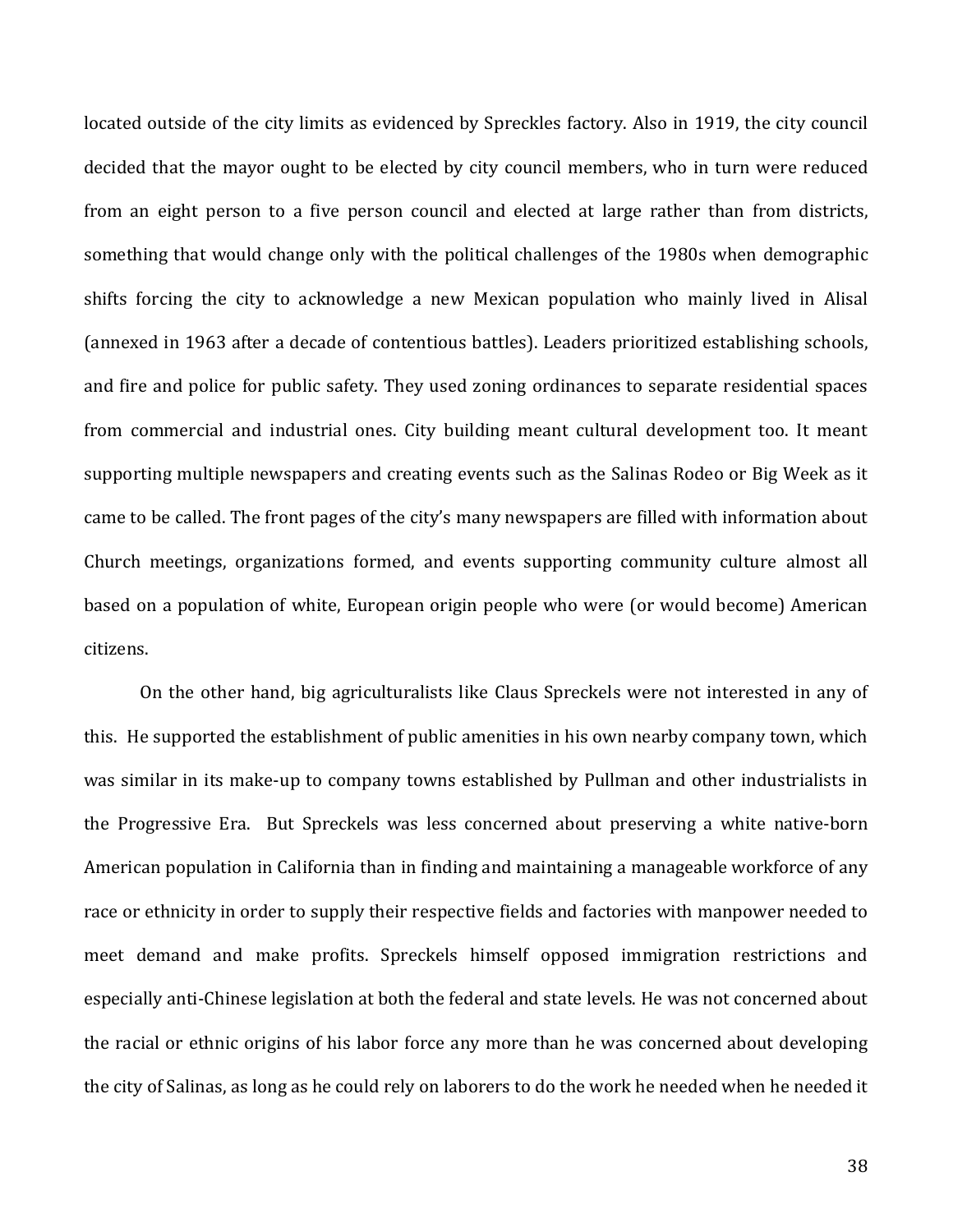located outside of the city limits as evidenced by Spreckles factory. Also in 1919, the city council decided that the mayor ought to be elected by city council members, who in turn were reduced from an eight person to a five person council and elected at large rather than from districts, something that would change only with the political challenges of the 1980s when demographic shifts forcing the city to acknowledge a new Mexican population who mainly lived in Alisal (annexed in 1963 after a decade of contentious battles). Leaders prioritized establishing schools, and fire and police for public safety. They used zoning ordinances to separate residential spaces from commercial and industrial ones. City building meant cultural development too. It meant supporting multiple newspapers and creating events such as the Salinas Rodeo or Big Week as it came to be called. The front pages of the city's many newspapers are filled with information about Church meetings, organizations formed, and events supporting community culture almost all based on a population of white, European origin people who were (or would become) American citizens.

On the other hand, big agriculturalists like Claus Spreckels were not interested in any of this. He supported the establishment of public amenities in his own nearby company town, which was similar in its make-up to company towns established by Pullman and other industrialists in the Progressive Era. But Spreckels was less concerned about preserving a white native-born American population in California than in finding and maintaining a manageable workforce of any race or ethnicity in order to supply their respective fields and factories with manpower needed to meet demand and make profits. Spreckels himself opposed immigration restrictions and especially anti-Chinese legislation at both the federal and state levels. He was not concerned about the racial or ethnic origins of his labor force any more than he was concerned about developing the city of Salinas, as long as he could rely on laborers to do the work he needed when he needed it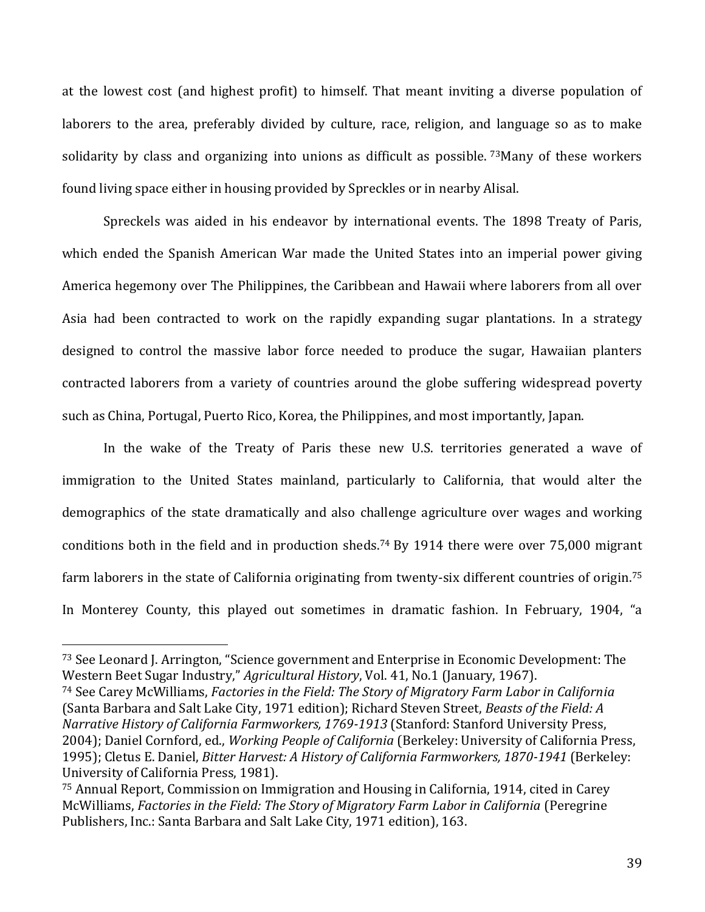at the lowest cost (and highest profit) to himself. That meant inviting a diverse population of laborers to the area, preferably divided by culture, race, religion, and language so as to make solidarity by class and organizing into unions as difficult as possible. [73]Many of these workers found living space either in housing provided by Spreckles or in nearby Alisal.

Spreckels was aided in his endeavor by international events. The 1898 Treaty of Paris, which ended the Spanish American War made the United States into an imperial power giving America hegemony over The Philippines, the Caribbean and Hawaii where laborers from all over Asia had been contracted to work on the rapidly expanding sugar plantations. In a strategy designed to control the massive labor force needed to produce the sugar, Hawaiian planters contracted laborers from a variety of countries around the globe suffering widespread poverty such as China, Portugal, Puerto Rico, Korea, the Philippines, and most importantly, Japan.

In the wake of the Treaty of Paris these new U.S. territories generated a wave of immigration to the United States mainland, particularly to California, that would alter the demographics of the state dramatically and also challenge agriculture over wages and working conditions both in the field and in production sheds.[74] By 1914 there were over 75,000 migrant farm laborers in the state of California originating from twenty-six different countries of origin.[75] In Monterey County, this played out sometimes in dramatic fashion. In February, 1904, "a

---

[73] See Leonard J. Arrington, "Science government and Enterprise in Economic Development: The Western Beet Sugar Industry," *Agricultural History*, Vol. 41, No.1 (January, 1967).

[74] See Carey McWilliams, *Factories in the Field: The Story of Migratory Farm Labor in California* (Santa Barbara and Salt Lake City, 1971 edition); Richard Steven Street, *Beasts of the Field: A Narrative History of California Farmworkers, 1769-1913* (Stanford: Stanford University Press, 2004); Daniel Cornford, ed., *Working People of California* (Berkeley: University of California Press, 1995); Cletus E. Daniel, *Bitter Harvest: A History of California Farmworkers, 1870-1941* (Berkeley: University of California Press, 1981).

[75] Annual Report, Commission on Immigration and Housing in California, 1914, cited in Carey McWilliams, *Factories in the Field: The Story of Migratory Farm Labor in California* (Peregrine Publishers, Inc.: Santa Barbara and Salt Lake City, 1971 edition), 163.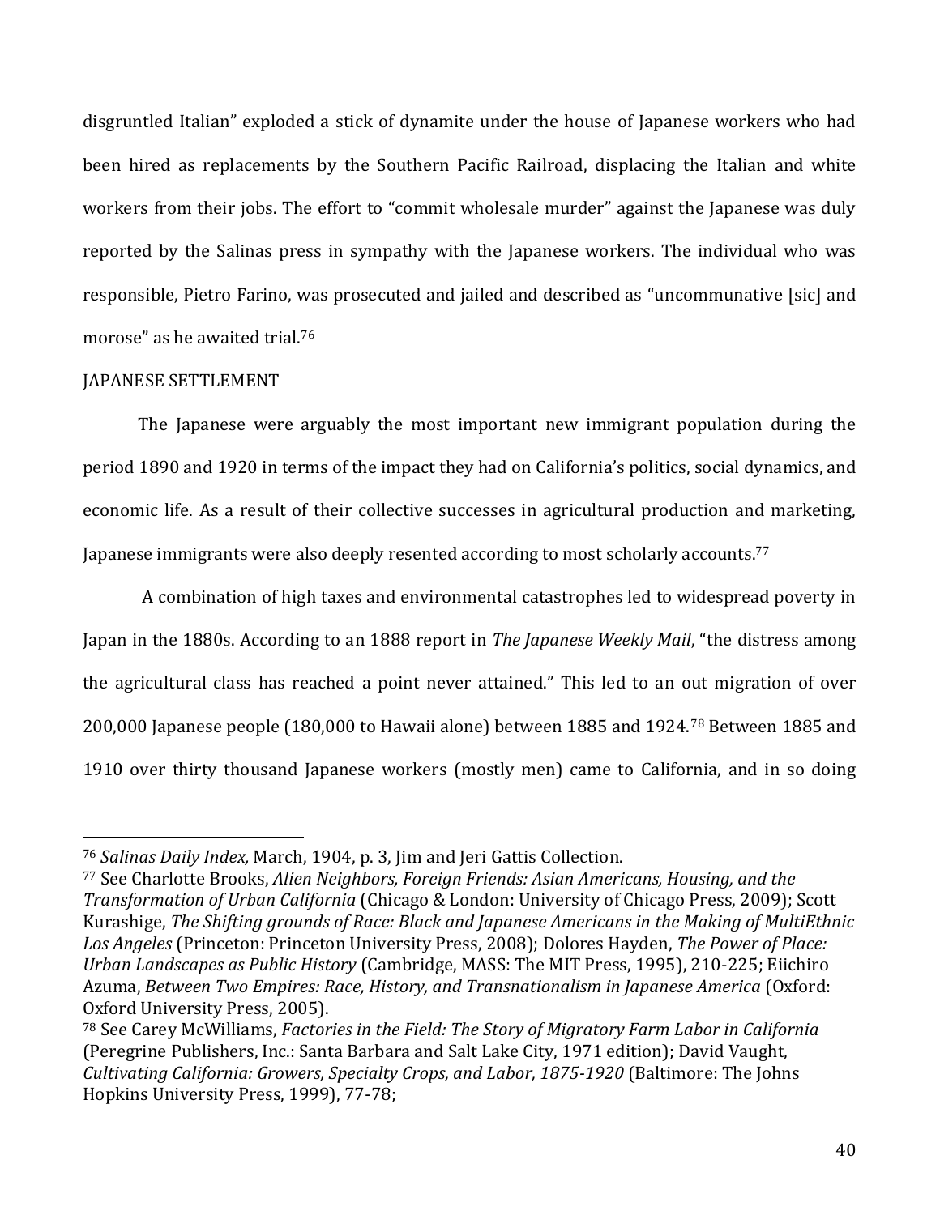disgruntled Italian" exploded a stick of dynamite under the house of Japanese workers who had been hired as replacements by the Southern Pacific Railroad, displacing the Italian and white workers from their jobs. The effort to "commit wholesale murder" against the Japanese was duly reported by the Salinas press in sympathy with the Japanese workers. The individual who was responsible, Pietro Farino, was prosecuted and jailed and described as "uncommunative [sic] and morose" as he awaited trial.[76]

## JAPANESE SETTLEMENT

The Japanese were arguably the most important new immigrant population during the period 1890 and 1920 in terms of the impact they had on California's politics, social dynamics, and economic life. As a result of their collective successes in agricultural production and marketing, Japanese immigrants were also deeply resented according to most scholarly accounts.[77]

A combination of high taxes and environmental catastrophes led to widespread poverty in Japan in the 1880s. According to an 1888 report in *The Japanese Weekly Mail*, "the distress among the agricultural class has reached a point never attained." This led to an out migration of over 200,000 Japanese people (180,000 to Hawaii alone) between 1885 and 1924.[78] Between 1885 and 1910 over thirty thousand Japanese workers (mostly men) came to California, and in so doing

---

[76] *Salinas Daily Index,* March, 1904, p. 3, Jim and Jeri Gattis Collection.

[77] See Charlotte Brooks, *Alien Neighbors, Foreign Friends: Asian Americans, Housing, and the Transformation of Urban California* (Chicago & London: University of Chicago Press, 2009); Scott Kurashige, *The Shifting grounds of Race: Black and Japanese Americans in the Making of MultiEthnic Los Angeles* (Princeton: Princeton University Press, 2008); Dolores Hayden, *The Power of Place: Urban Landscapes as Public History* (Cambridge, MASS: The MIT Press, 1995), 210-225; Eiichiro Azuma, *Between Two Empires: Race, History, and Transnationalism in Japanese America* (Oxford: Oxford University Press, 2005).

[78] See Carey McWilliams, *Factories in the Field: The Story of Migratory Farm Labor in California* (Peregrine Publishers, Inc.: Santa Barbara and Salt Lake City, 1971 edition); David Vaught, *Cultivating California: Growers, Specialty Crops, and Labor, 1875-1920* (Baltimore: The Johns Hopkins University Press, 1999), 77-78;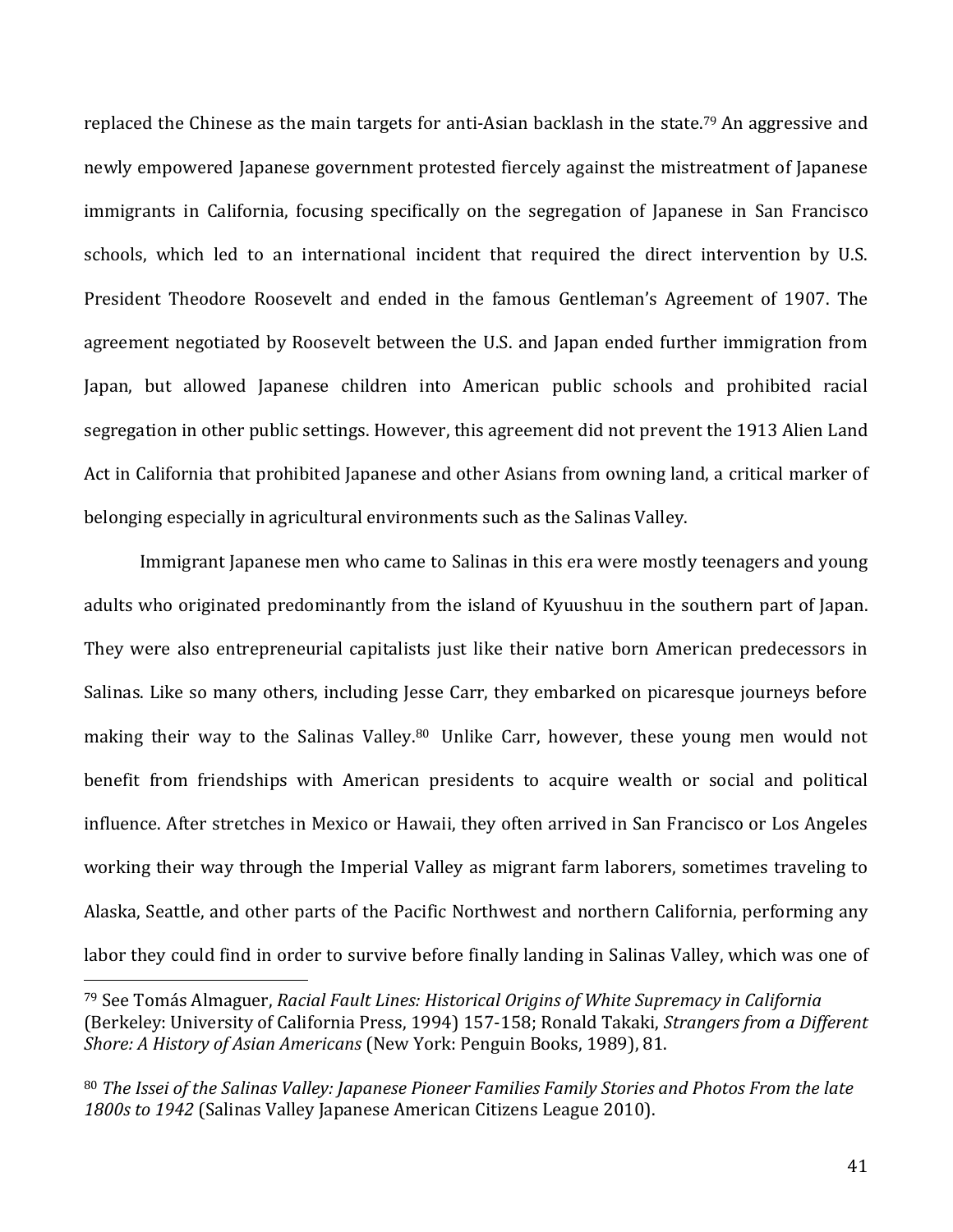replaced the Chinese as the main targets for anti-Asian backlash in the state.[79] An aggressive and newly empowered Japanese government protested fiercely against the mistreatment of Japanese immigrants in California, focusing specifically on the segregation of Japanese in San Francisco schools, which led to an international incident that required the direct intervention by U.S. President Theodore Roosevelt and ended in the famous Gentleman's Agreement of 1907. The agreement negotiated by Roosevelt between the U.S. and Japan ended further immigration from Japan, but allowed Japanese children into American public schools and prohibited racial segregation in other public settings. However, this agreement did not prevent the 1913 Alien Land Act in California that prohibited Japanese and other Asians from owning land, a critical marker of belonging especially in agricultural environments such as the Salinas Valley.

Immigrant Japanese men who came to Salinas in this era were mostly teenagers and young adults who originated predominantly from the island of Kyuushuu in the southern part of Japan. They were also entrepreneurial capitalists just like their native born American predecessors in Salinas. Like so many others, including Jesse Carr, they embarked on picaresque journeys before making their way to the Salinas Valley.[80] Unlike Carr, however, these young men would not benefit from friendships with American presidents to acquire wealth or social and political influence. After stretches in Mexico or Hawaii, they often arrived in San Francisco or Los Angeles working their way through the Imperial Valley as migrant farm laborers, sometimes traveling to Alaska, Seattle, and other parts of the Pacific Northwest and northern California, performing any labor they could find in order to survive before finally landing in Salinas Valley, which was one of

---

[79] See Tomás Almaguer, *Racial Fault Lines: Historical Origins of White Supremacy in California* (Berkeley: University of California Press, 1994) 157-158; Ronald Takaki, *Strangers from a Different Shore: A History of Asian Americans* (New York: Penguin Books, 1989), 81.

[80] *The Issei of the Salinas Valley: Japanese Pioneer Families Family Stories and Photos From the late 1800s to 1942* (Salinas Valley Japanese American Citizens League 2010).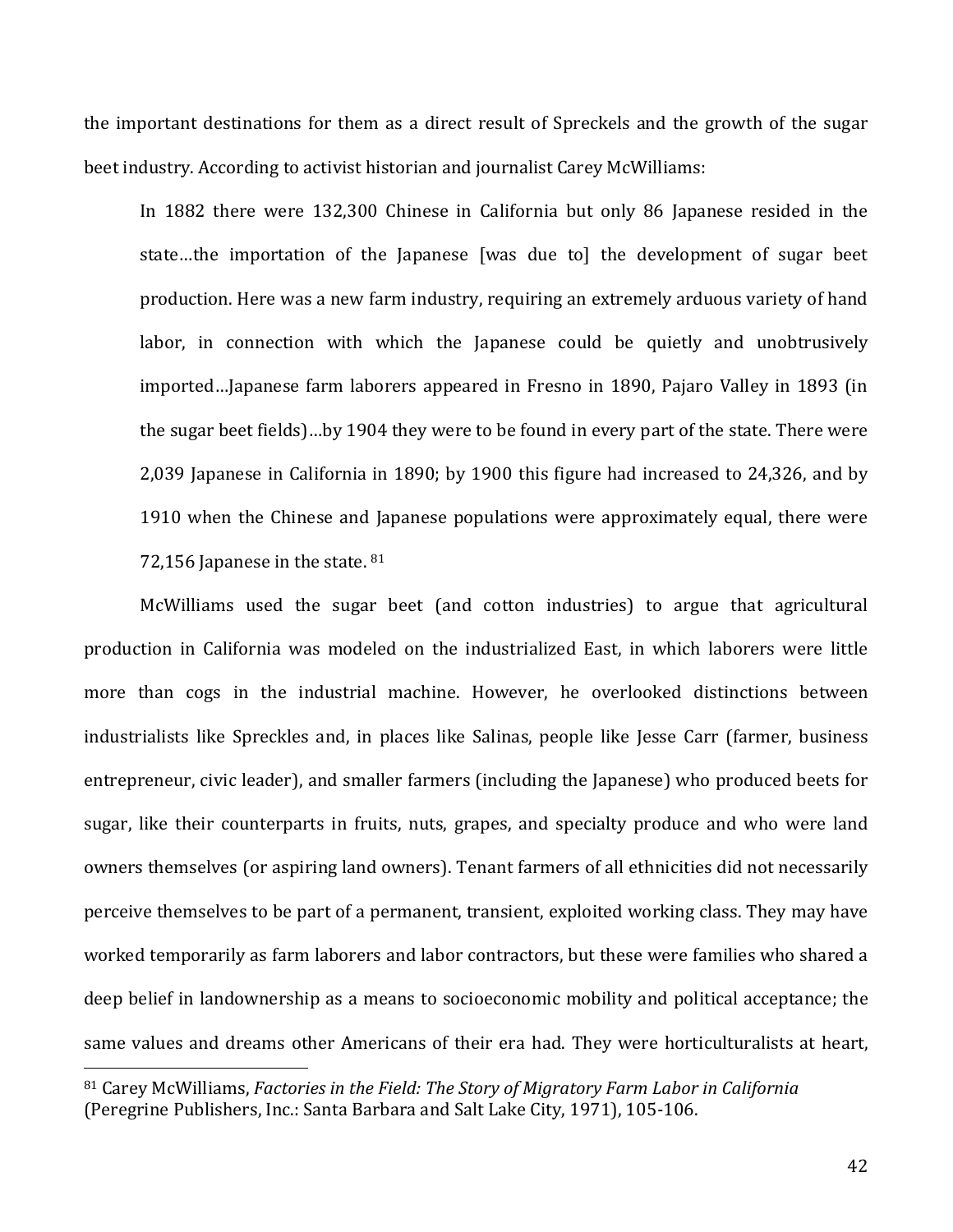the important destinations for them as a direct result of Spreckels and the growth of the sugar beet industry. According to activist historian and journalist Carey McWilliams:

> In 1882 there were 132,300 Chinese in California but only 86 Japanese resided in the state…the importation of the Japanese [was due to] the development of sugar beet production. Here was a new farm industry, requiring an extremely arduous variety of hand labor, in connection with which the Japanese could be quietly and unobtrusively imported…Japanese farm laborers appeared in Fresno in 1890, Pajaro Valley in 1893 (in the sugar beet fields)…by 1904 they were to be found in every part of the state. There were 2,039 Japanese in California in 1890; by 1900 this figure had increased to 24,326, and by 1910 when the Chinese and Japanese populations were approximately equal, there were 72,156 Japanese in the state. [81]

McWilliams used the sugar beet (and cotton industries) to argue that agricultural production in California was modeled on the industrialized East, in which laborers were little more than cogs in the industrial machine. However, he overlooked distinctions between industrialists like Spreckles and, in places like Salinas, people like Jesse Carr (farmer, business entrepreneur, civic leader), and smaller farmers (including the Japanese) who produced beets for sugar, like their counterparts in fruits, nuts, grapes, and specialty produce and who were land owners themselves (or aspiring land owners). Tenant farmers of all ethnicities did not necessarily perceive themselves to be part of a permanent, transient, exploited working class. They may have worked temporarily as farm laborers and labor contractors, but these were families who shared a deep belief in landownership as a means to socioeconomic mobility and political acceptance; the same values and dreams other Americans of their era had. They were horticulturalists at heart,

---

[81] Carey McWilliams, *Factories in the Field: The Story of Migratory Farm Labor in California* (Peregrine Publishers, Inc.: Santa Barbara and Salt Lake City, 1971), 105-106.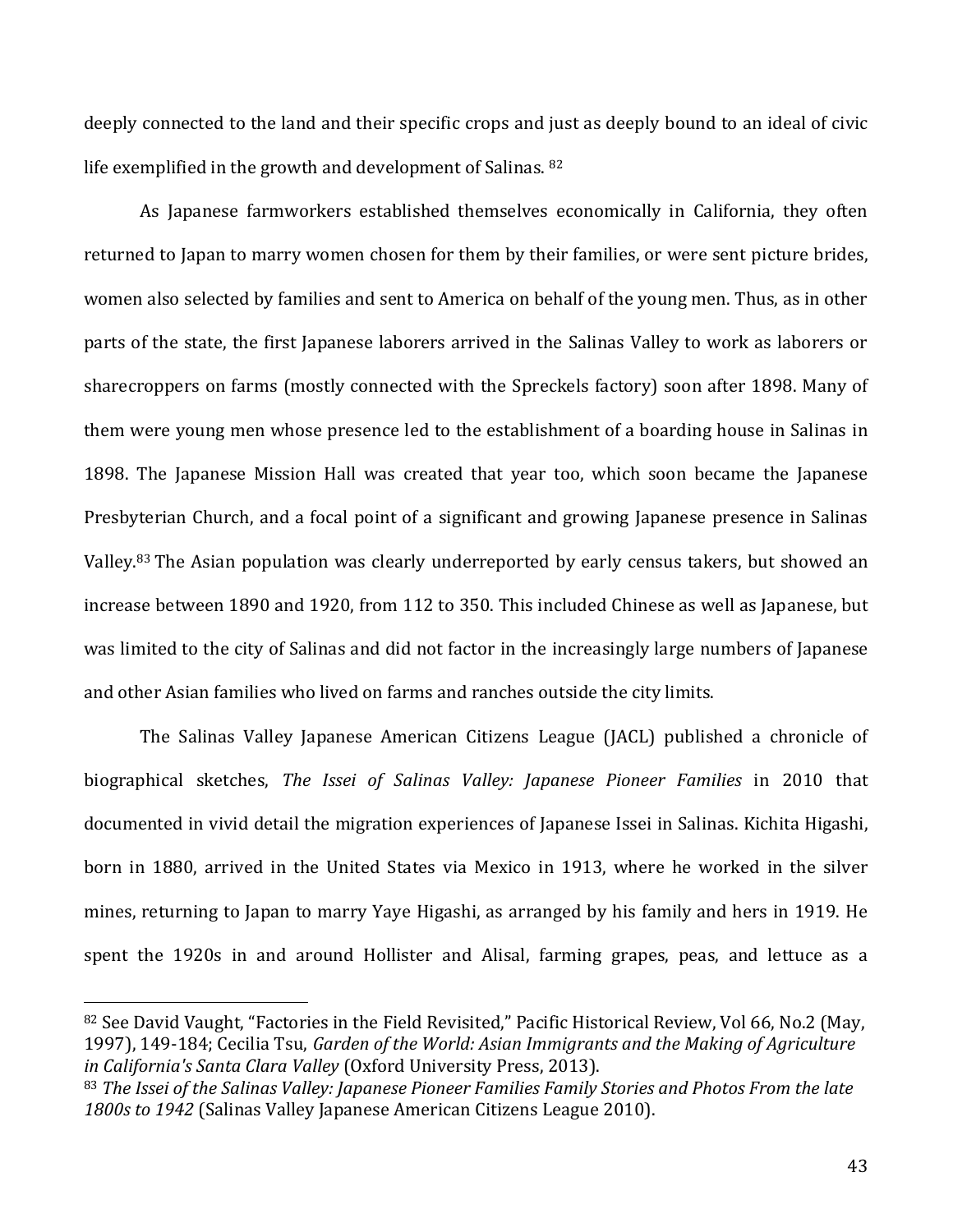deeply connected to the land and their specific crops and just as deeply bound to an ideal of civic life exemplified in the growth and development of Salinas. [82]

As Japanese farmworkers established themselves economically in California, they often returned to Japan to marry women chosen for them by their families, or were sent picture brides, women also selected by families and sent to America on behalf of the young men. Thus, as in other parts of the state, the first Japanese laborers arrived in the Salinas Valley to work as laborers or sharecroppers on farms (mostly connected with the Spreckels factory) soon after 1898. Many of them were young men whose presence led to the establishment of a boarding house in Salinas in 1898. The Japanese Mission Hall was created that year too, which soon became the Japanese Presbyterian Church, and a focal point of a significant and growing Japanese presence in Salinas Valley.[83] The Asian population was clearly underreported by early census takers, but showed an increase between 1890 and 1920, from 112 to 350. This included Chinese as well as Japanese, but was limited to the city of Salinas and did not factor in the increasingly large numbers of Japanese and other Asian families who lived on farms and ranches outside the city limits.

The Salinas Valley Japanese American Citizens League (JACL) published a chronicle of biographical sketches, *The Issei of Salinas Valley: Japanese Pioneer Families* in 2010 that documented in vivid detail the migration experiences of Japanese Issei in Salinas. Kichita Higashi, born in 1880, arrived in the United States via Mexico in 1913, where he worked in the silver mines, returning to Japan to marry Yaye Higashi, as arranged by his family and hers in 1919. He spent the 1920s in and around Hollister and Alisal, farming grapes, peas, and lettuce as a

---

[82] See David Vaught, "Factories in the Field Revisited," Pacific Historical Review, Vol 66, No.2 (May, 1997), 149-184; Cecilia Tsu, *Garden of the World: Asian Immigrants and the Making of Agriculture in California's Santa Clara Valley* (Oxford University Press, 2013).

[83] *The Issei of the Salinas Valley: Japanese Pioneer Families Family Stories and Photos From the late 1800s to 1942* (Salinas Valley Japanese American Citizens League 2010).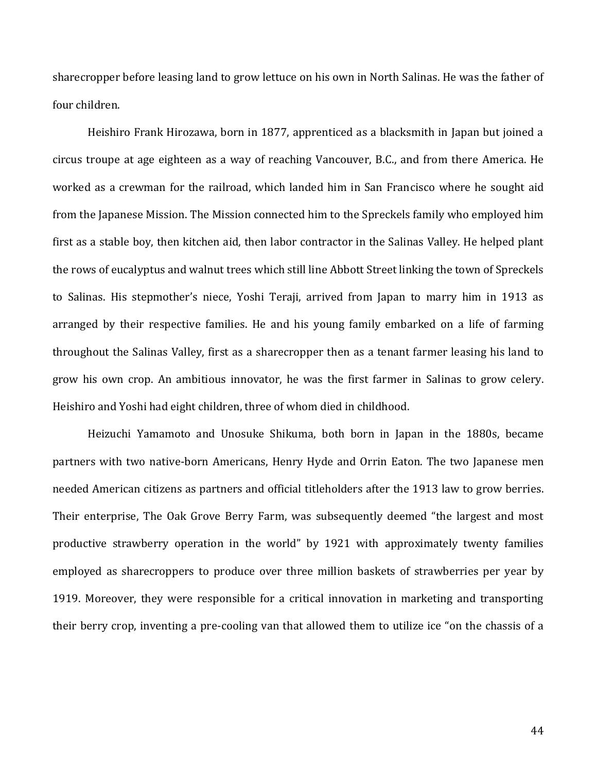sharecropper before leasing land to grow lettuce on his own in North Salinas. He was the father of four children.

Heishiro Frank Hirozawa, born in 1877, apprenticed as a blacksmith in Japan but joined a circus troupe at age eighteen as a way of reaching Vancouver, B.C., and from there America. He worked as a crewman for the railroad, which landed him in San Francisco where he sought aid from the Japanese Mission. The Mission connected him to the Spreckels family who employed him first as a stable boy, then kitchen aid, then labor contractor in the Salinas Valley. He helped plant the rows of eucalyptus and walnut trees which still line Abbott Street linking the town of Spreckels to Salinas. His stepmother's niece, Yoshi Teraji, arrived from Japan to marry him in 1913 as arranged by their respective families. He and his young family embarked on a life of farming throughout the Salinas Valley, first as a sharecropper then as a tenant farmer leasing his land to grow his own crop. An ambitious innovator, he was the first farmer in Salinas to grow celery. Heishiro and Yoshi had eight children, three of whom died in childhood.

Heizuchi Yamamoto and Unosuke Shikuma, both born in Japan in the 1880s, became partners with two native-born Americans, Henry Hyde and Orrin Eaton. The two Japanese men needed American citizens as partners and official titleholders after the 1913 law to grow berries. Their enterprise, The Oak Grove Berry Farm, was subsequently deemed "the largest and most productive strawberry operation in the world" by 1921 with approximately twenty families employed as sharecroppers to produce over three million baskets of strawberries per year by 1919. Moreover, they were responsible for a critical innovation in marketing and transporting their berry crop, inventing a pre-cooling van that allowed them to utilize ice "on the chassis of a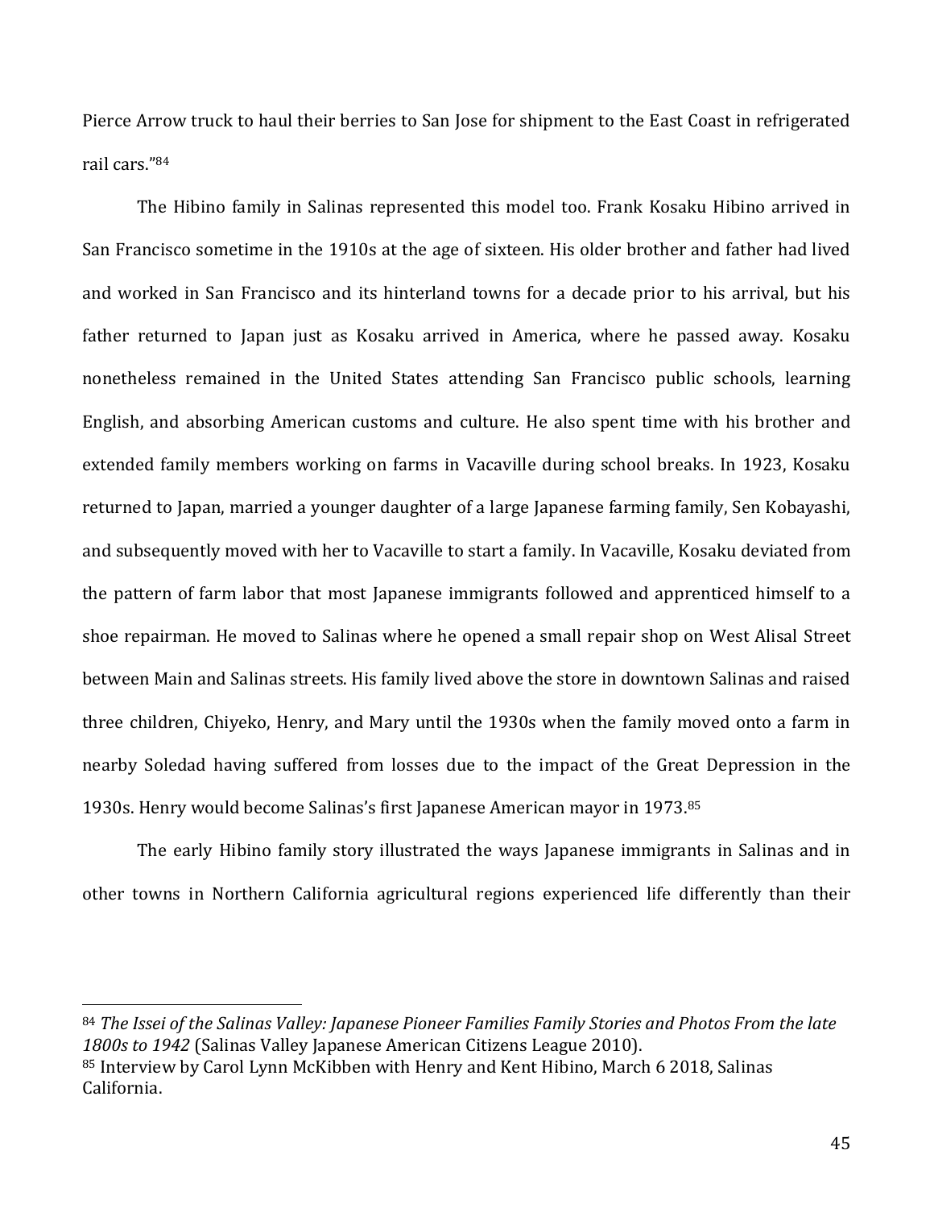Pierce Arrow truck to haul their berries to San Jose for shipment to the East Coast in refrigerated rail cars."[84]

The Hibino family in Salinas represented this model too. Frank Kosaku Hibino arrived in San Francisco sometime in the 1910s at the age of sixteen. His older brother and father had lived and worked in San Francisco and its hinterland towns for a decade prior to his arrival, but his father returned to Japan just as Kosaku arrived in America, where he passed away. Kosaku nonetheless remained in the United States attending San Francisco public schools, learning English, and absorbing American customs and culture. He also spent time with his brother and extended family members working on farms in Vacaville during school breaks. In 1923, Kosaku returned to Japan, married a younger daughter of a large Japanese farming family, Sen Kobayashi, and subsequently moved with her to Vacaville to start a family. In Vacaville, Kosaku deviated from the pattern of farm labor that most Japanese immigrants followed and apprenticed himself to a shoe repairman. He moved to Salinas where he opened a small repair shop on West Alisal Street between Main and Salinas streets. His family lived above the store in downtown Salinas and raised three children, Chiyeko, Henry, and Mary until the 1930s when the family moved onto a farm in nearby Soledad having suffered from losses due to the impact of the Great Depression in the 1930s. Henry would become Salinas's first Japanese American mayor in 1973.[85]

The early Hibino family story illustrated the ways Japanese immigrants in Salinas and in other towns in Northern California agricultural regions experienced life differently than their

---

[84] *The Issei of the Salinas Valley: Japanese Pioneer Families Family Stories and Photos From the late 1800s to 1942* (Salinas Valley Japanese American Citizens League 2010).

[85] Interview by Carol Lynn McKibben with Henry and Kent Hibino, March 6 2018, Salinas California.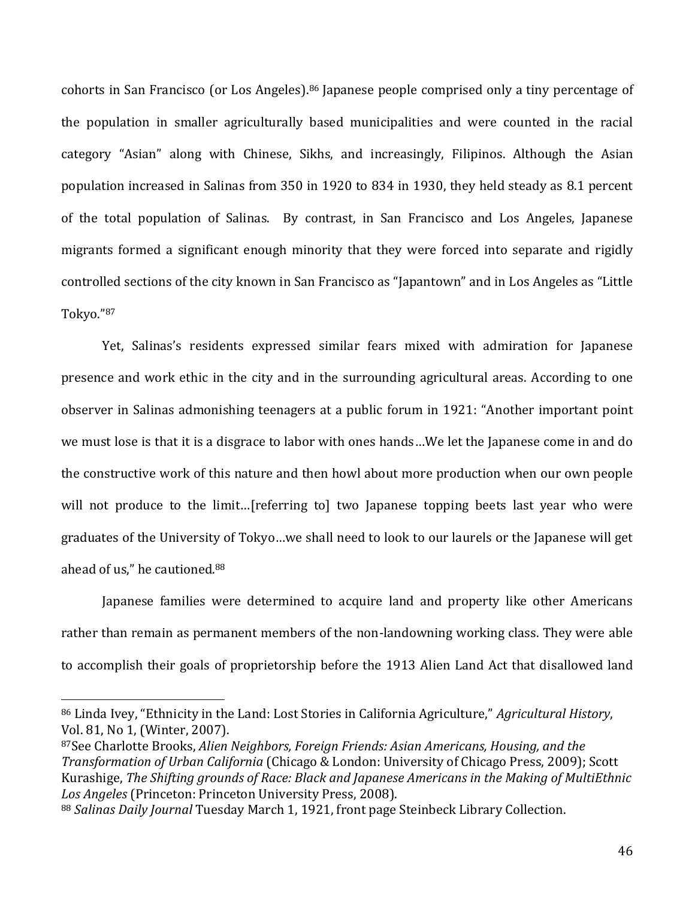cohorts in San Francisco (or Los Angeles).[86] Japanese people comprised only a tiny percentage of the population in smaller agriculturally based municipalities and were counted in the racial category "Asian" along with Chinese, Sikhs, and increasingly, Filipinos. Although the Asian population increased in Salinas from 350 in 1920 to 834 in 1930, they held steady as 8.1 percent of the total population of Salinas. By contrast, in San Francisco and Los Angeles, Japanese migrants formed a significant enough minority that they were forced into separate and rigidly controlled sections of the city known in San Francisco as "Japantown" and in Los Angeles as "Little Tokyo."[87]

Yet, Salinas's residents expressed similar fears mixed with admiration for Japanese presence and work ethic in the city and in the surrounding agricultural areas. According to one observer in Salinas admonishing teenagers at a public forum in 1921: "Another important point we must lose is that it is a disgrace to labor with ones hands…We let the Japanese come in and do the constructive work of this nature and then howl about more production when our own people will not produce to the limit…[referring to] two Japanese topping beets last year who were graduates of the University of Tokyo…we shall need to look to our laurels or the Japanese will get ahead of us," he cautioned.[88]

Japanese families were determined to acquire land and property like other Americans rather than remain as permanent members of the non-landowning working class. They were able to accomplish their goals of proprietorship before the 1913 Alien Land Act that disallowed land

---

[86] Linda Ivey, "Ethnicity in the Land: Lost Stories in California Agriculture," *Agricultural History*, Vol. 81, No 1, (Winter, 2007).

[87] See Charlotte Brooks, *Alien Neighbors, Foreign Friends: Asian Americans, Housing, and the Transformation of Urban California* (Chicago & London: University of Chicago Press, 2009); Scott Kurashige, *The Shifting grounds of Race: Black and Japanese Americans in the Making of MultiEthnic Los Angeles* (Princeton: Princeton University Press, 2008).

[88] *Salinas Daily Journal* Tuesday March 1, 1921, front page Steinbeck Library Collection.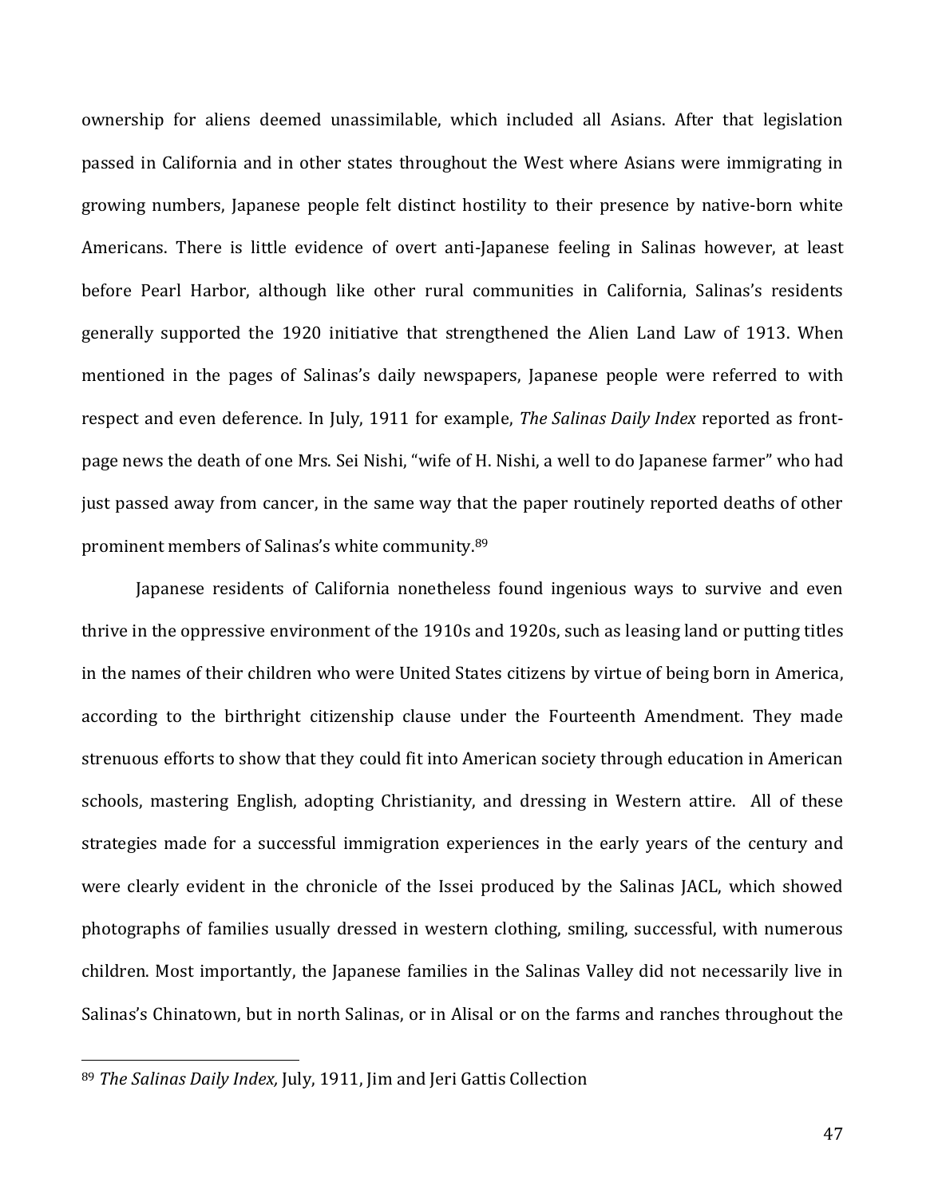ownership for aliens deemed unassimilable, which included all Asians. After that legislation passed in California and in other states throughout the West where Asians were immigrating in growing numbers, Japanese people felt distinct hostility to their presence by native-born white Americans. There is little evidence of overt anti-Japanese feeling in Salinas however, at least before Pearl Harbor, although like other rural communities in California, Salinas's residents generally supported the 1920 initiative that strengthened the Alien Land Law of 1913. When mentioned in the pages of Salinas's daily newspapers, Japanese people were referred to with respect and even deference. In July, 1911 for example, *The Salinas Daily Index* reported as front-page news the death of one Mrs. Sei Nishi, "wife of H. Nishi, a well to do Japanese farmer" who had just passed away from cancer, in the same way that the paper routinely reported deaths of other prominent members of Salinas's white community.[89]

Japanese residents of California nonetheless found ingenious ways to survive and even thrive in the oppressive environment of the 1910s and 1920s, such as leasing land or putting titles in the names of their children who were United States citizens by virtue of being born in America, according to the birthright citizenship clause under the Fourteenth Amendment. They made strenuous efforts to show that they could fit into American society through education in American schools, mastering English, adopting Christianity, and dressing in Western attire. All of these strategies made for a successful immigration experiences in the early years of the century and were clearly evident in the chronicle of the Issei produced by the Salinas JACL, which showed photographs of families usually dressed in western clothing, smiling, successful, with numerous children. Most importantly, the Japanese families in the Salinas Valley did not necessarily live in Salinas's Chinatown, but in north Salinas, or in Alisal or on the farms and ranches throughout the

[89] *The Salinas Daily Index,* July, 1911, Jim and Jeri Gattis Collection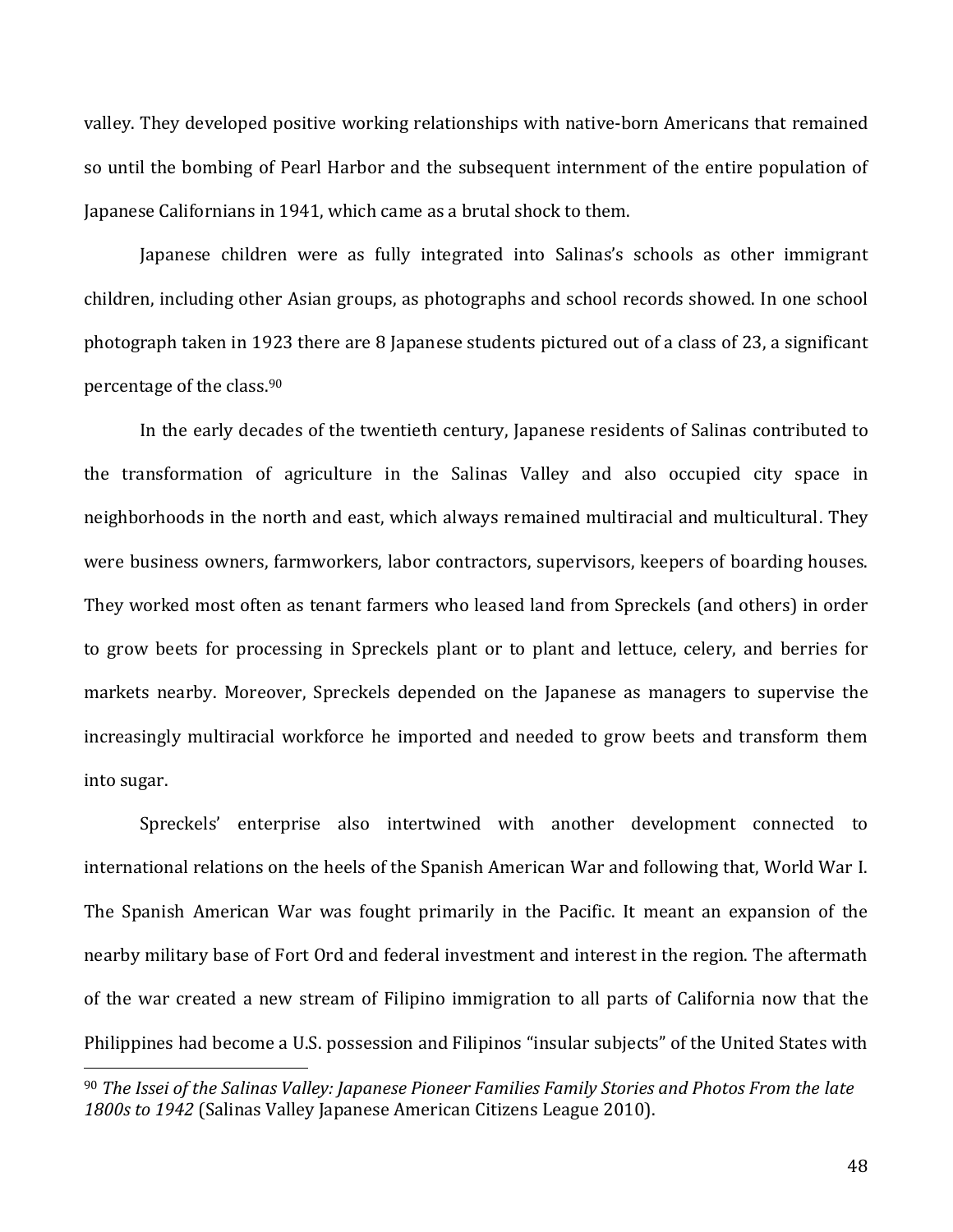valley. They developed positive working relationships with native-born Americans that remained so until the bombing of Pearl Harbor and the subsequent internment of the entire population of Japanese Californians in 1941, which came as a brutal shock to them.

Japanese children were as fully integrated into Salinas's schools as other immigrant children, including other Asian groups, as photographs and school records showed. In one school photograph taken in 1923 there are 8 Japanese students pictured out of a class of 23, a significant percentage of the class.[90]

In the early decades of the twentieth century, Japanese residents of Salinas contributed to the transformation of agriculture in the Salinas Valley and also occupied city space in neighborhoods in the north and east, which always remained multiracial and multicultural. They were business owners, farmworkers, labor contractors, supervisors, keepers of boarding houses. They worked most often as tenant farmers who leased land from Spreckels (and others) in order to grow beets for processing in Spreckels plant or to plant and lettuce, celery, and berries for markets nearby. Moreover, Spreckels depended on the Japanese as managers to supervise the increasingly multiracial workforce he imported and needed to grow beets and transform them into sugar.

Spreckels' enterprise also intertwined with another development connected to international relations on the heels of the Spanish American War and following that, World War I. The Spanish American War was fought primarily in the Pacific. It meant an expansion of the nearby military base of Fort Ord and federal investment and interest in the region. The aftermath of the war created a new stream of Filipino immigration to all parts of California now that the Philippines had become a U.S. possession and Filipinos "insular subjects" of the United States with

---

[90] *The Issei of the Salinas Valley: Japanese Pioneer Families Family Stories and Photos From the late 1800s to 1942* (Salinas Valley Japanese American Citizens League 2010).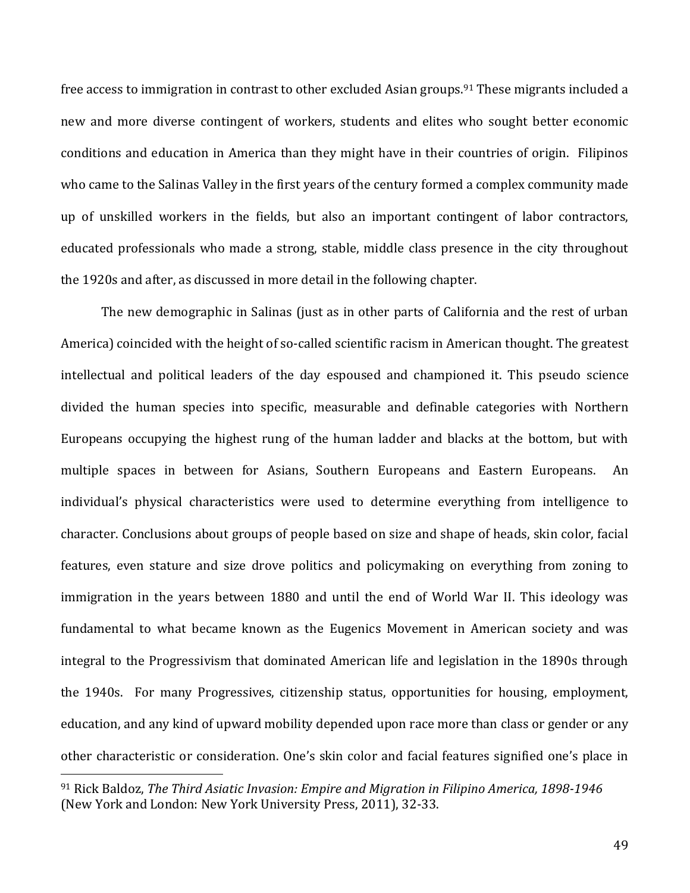free access to immigration in contrast to other excluded Asian groups.[91] These migrants included a new and more diverse contingent of workers, students and elites who sought better economic conditions and education in America than they might have in their countries of origin. Filipinos who came to the Salinas Valley in the first years of the century formed a complex community made up of unskilled workers in the fields, but also an important contingent of labor contractors, educated professionals who made a strong, stable, middle class presence in the city throughout the 1920s and after, as discussed in more detail in the following chapter.

The new demographic in Salinas (just as in other parts of California and the rest of urban America) coincided with the height of so-called scientific racism in American thought. The greatest intellectual and political leaders of the day espoused and championed it. This pseudo science divided the human species into specific, measurable and definable categories with Northern Europeans occupying the highest rung of the human ladder and blacks at the bottom, but with multiple spaces in between for Asians, Southern Europeans and Eastern Europeans. An individual's physical characteristics were used to determine everything from intelligence to character. Conclusions about groups of people based on size and shape of heads, skin color, facial features, even stature and size drove politics and policymaking on everything from zoning to immigration in the years between 1880 and until the end of World War II. This ideology was fundamental to what became known as the Eugenics Movement in American society and was integral to the Progressivism that dominated American life and legislation in the 1890s through the 1940s. For many Progressives, citizenship status, opportunities for housing, employment, education, and any kind of upward mobility depended upon race more than class or gender or any other characteristic or consideration. One's skin color and facial features signified one's place in

---

[91] Rick Baldoz, *The Third Asiatic Invasion: Empire and Migration in Filipino America, 1898-1946* (New York and London: New York University Press, 2011), 32-33.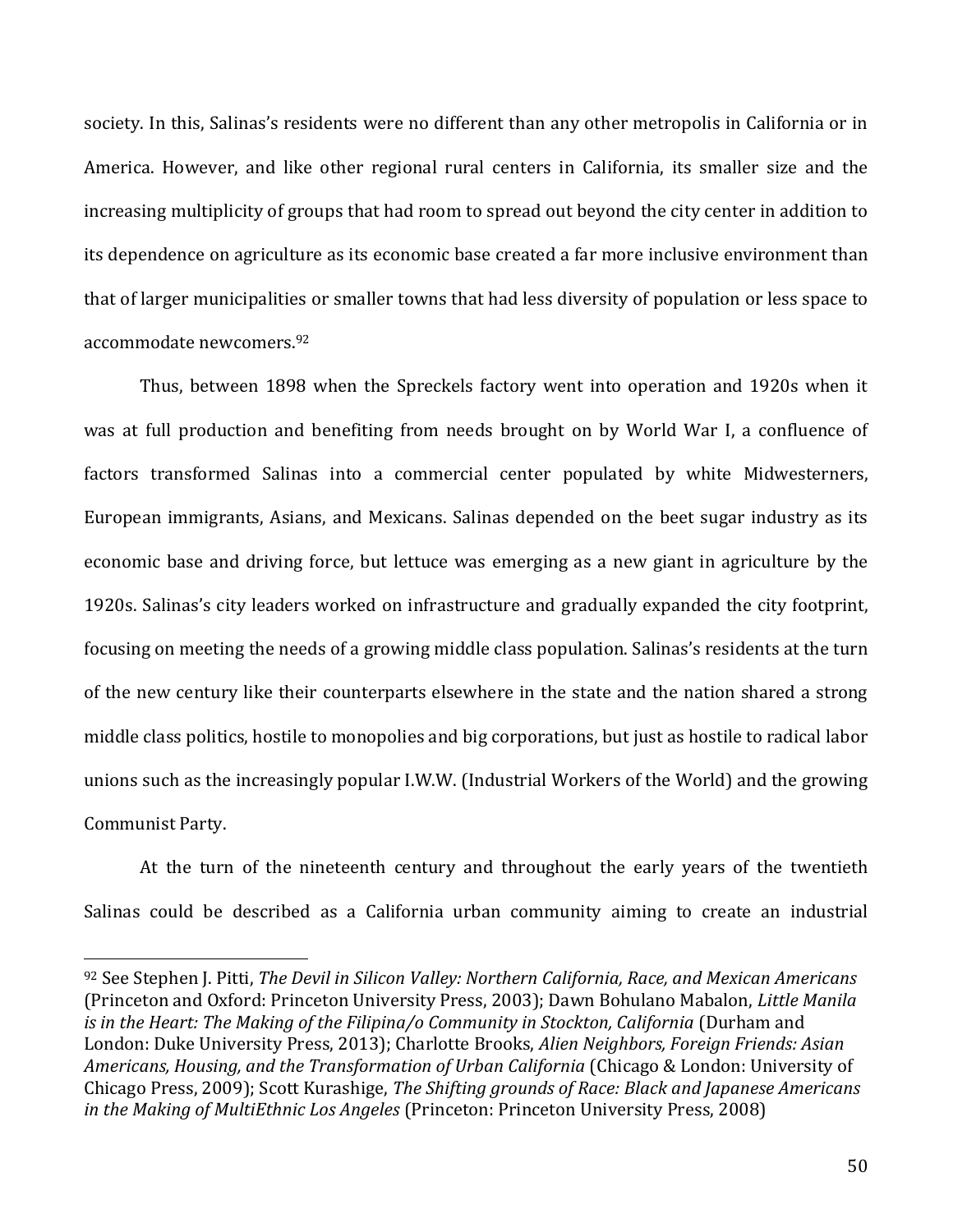society. In this, Salinas's residents were no different than any other metropolis in California or in America. However, and like other regional rural centers in California, its smaller size and the increasing multiplicity of groups that had room to spread out beyond the city center in addition to its dependence on agriculture as its economic base created a far more inclusive environment than that of larger municipalities or smaller towns that had less diversity of population or less space to accommodate newcomers.[92]

Thus, between 1898 when the Spreckels factory went into operation and 1920s when it was at full production and benefiting from needs brought on by World War I, a confluence of factors transformed Salinas into a commercial center populated by white Midwesterners, European immigrants, Asians, and Mexicans. Salinas depended on the beet sugar industry as its economic base and driving force, but lettuce was emerging as a new giant in agriculture by the 1920s. Salinas's city leaders worked on infrastructure and gradually expanded the city footprint, focusing on meeting the needs of a growing middle class population. Salinas's residents at the turn of the new century like their counterparts elsewhere in the state and the nation shared a strong middle class politics, hostile to monopolies and big corporations, but just as hostile to radical labor unions such as the increasingly popular I.W.W. (Industrial Workers of the World) and the growing Communist Party.

At the turn of the nineteenth century and throughout the early years of the twentieth Salinas could be described as a California urban community aiming to create an industrial

---

[92] See Stephen J. Pitti, *The Devil in Silicon Valley: Northern California, Race, and Mexican Americans* (Princeton and Oxford: Princeton University Press, 2003); Dawn Bohulano Mabalon, *Little Manila is in the Heart: The Making of the Filipina/o Community in Stockton, California* (Durham and London: Duke University Press, 2013); Charlotte Brooks, *Alien Neighbors, Foreign Friends: Asian Americans, Housing, and the Transformation of Urban California* (Chicago & London: University of Chicago Press, 2009); Scott Kurashige, *The Shifting grounds of Race: Black and Japanese Americans in the Making of MultiEthnic Los Angeles* (Princeton: Princeton University Press, 2008)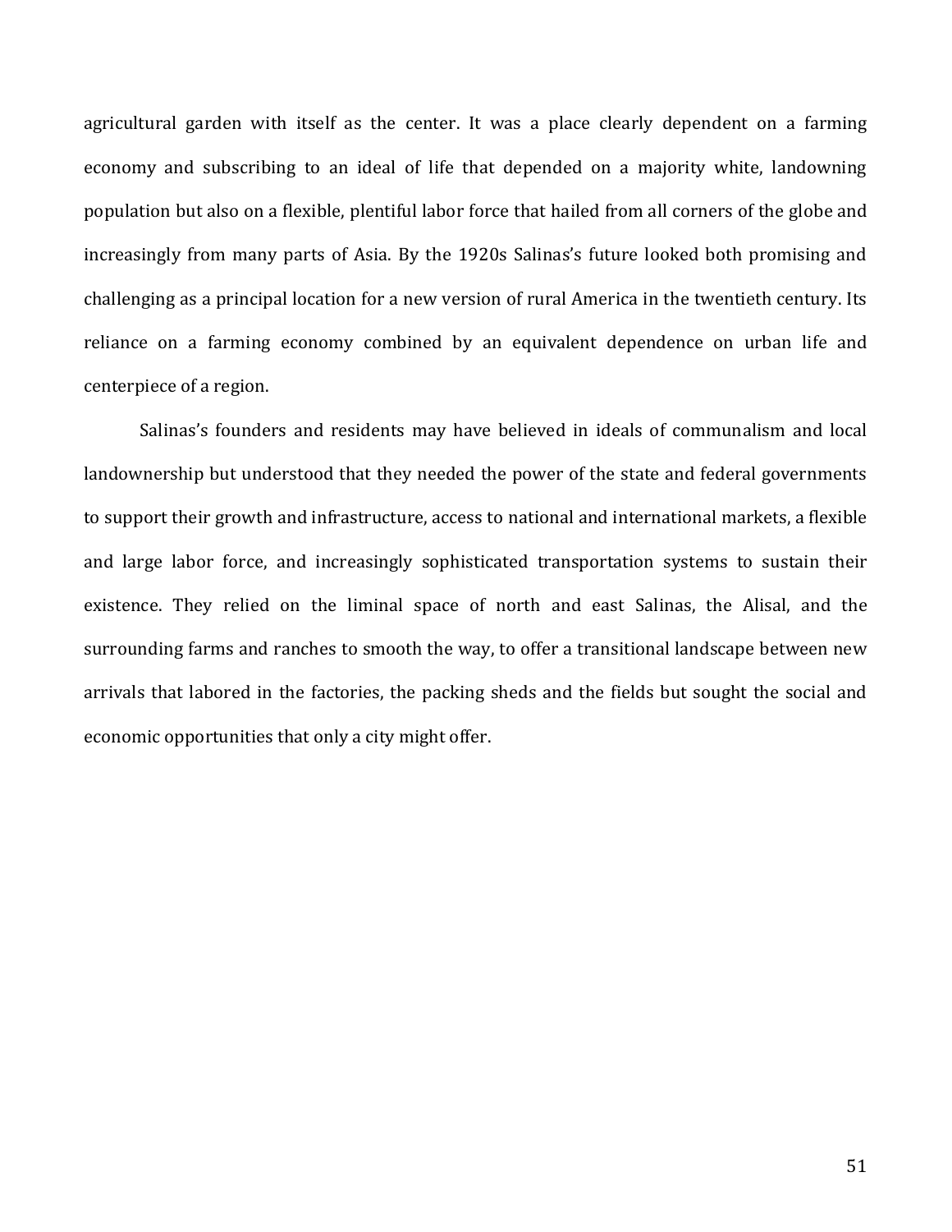agricultural garden with itself as the center. It was a place clearly dependent on a farming economy and subscribing to an ideal of life that depended on a majority white, landowning population but also on a flexible, plentiful labor force that hailed from all corners of the globe and increasingly from many parts of Asia. By the 1920s Salinas's future looked both promising and challenging as a principal location for a new version of rural America in the twentieth century. Its reliance on a farming economy combined by an equivalent dependence on urban life and centerpiece of a region.

Salinas's founders and residents may have believed in ideals of communalism and local landownership but understood that they needed the power of the state and federal governments to support their growth and infrastructure, access to national and international markets, a flexible and large labor force, and increasingly sophisticated transportation systems to sustain their existence. They relied on the liminal space of north and east Salinas, the Alisal, and the surrounding farms and ranches to smooth the way, to offer a transitional landscape between new arrivals that labored in the factories, the packing sheds and the fields but sought the social and economic opportunities that only a city might offer.